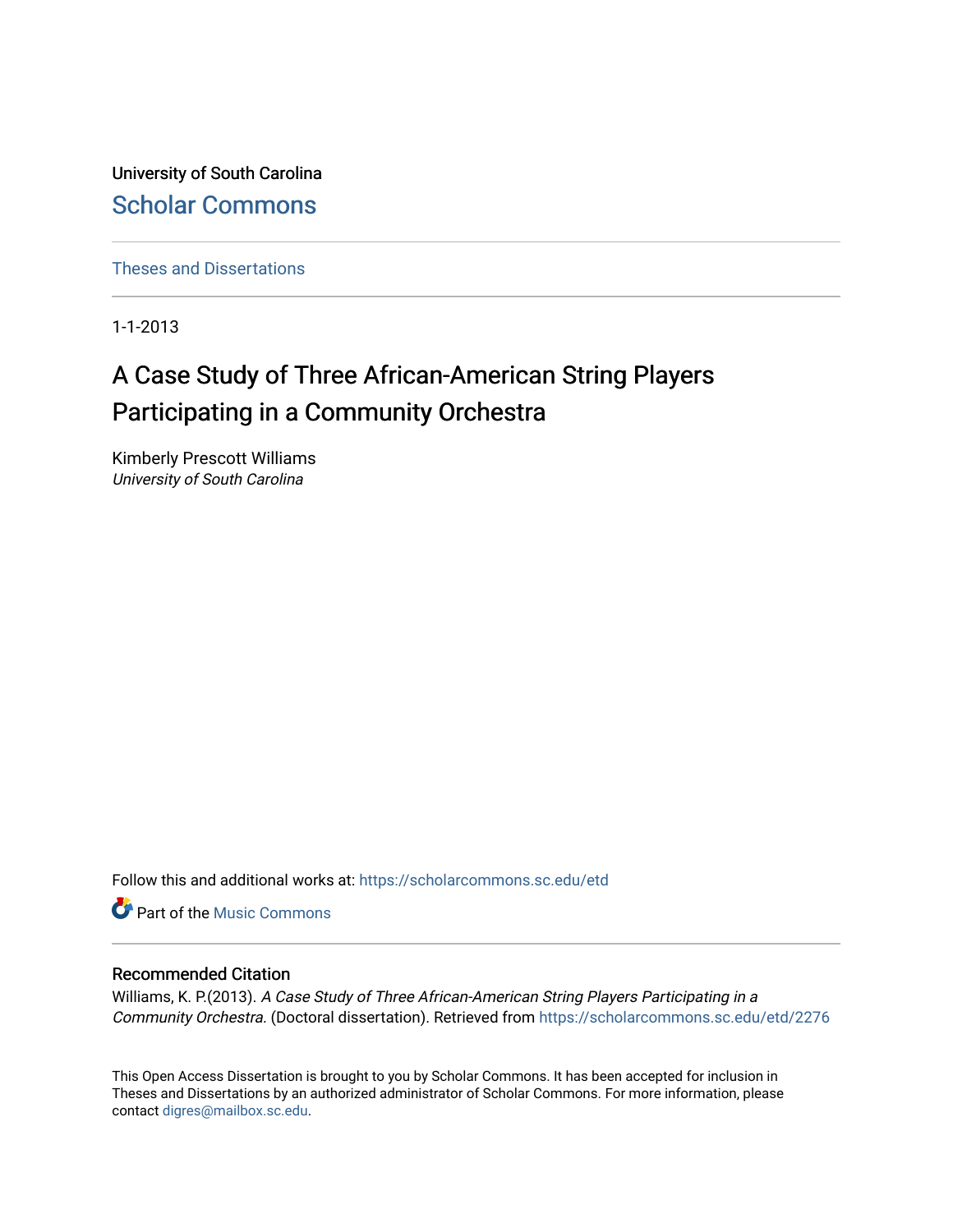University of South Carolina

## Scholar Commons

Theses and Dissertations

1-1-2013

# A Case Study of Three African-American String Players Participating in a Community Orchestra

Kimberly Prescott Williams
*University of South Carolina*

Follow this and additional works at: https://scholarcommons.sc.edu/etd

Part of the Music Commons

### Recommended Citation

Williams, K. P.(2013). *A Case Study of Three African-American String Players Participating in a Community Orchestra.* (Doctoral dissertation). Retrieved from https://scholarcommons.sc.edu/etd/2276

This Open Access Dissertation is brought to you by Scholar Commons. It has been accepted for inclusion in Theses and Dissertations by an authorized administrator of Scholar Commons. For more information, please contact digres@mailbox.sc.edu.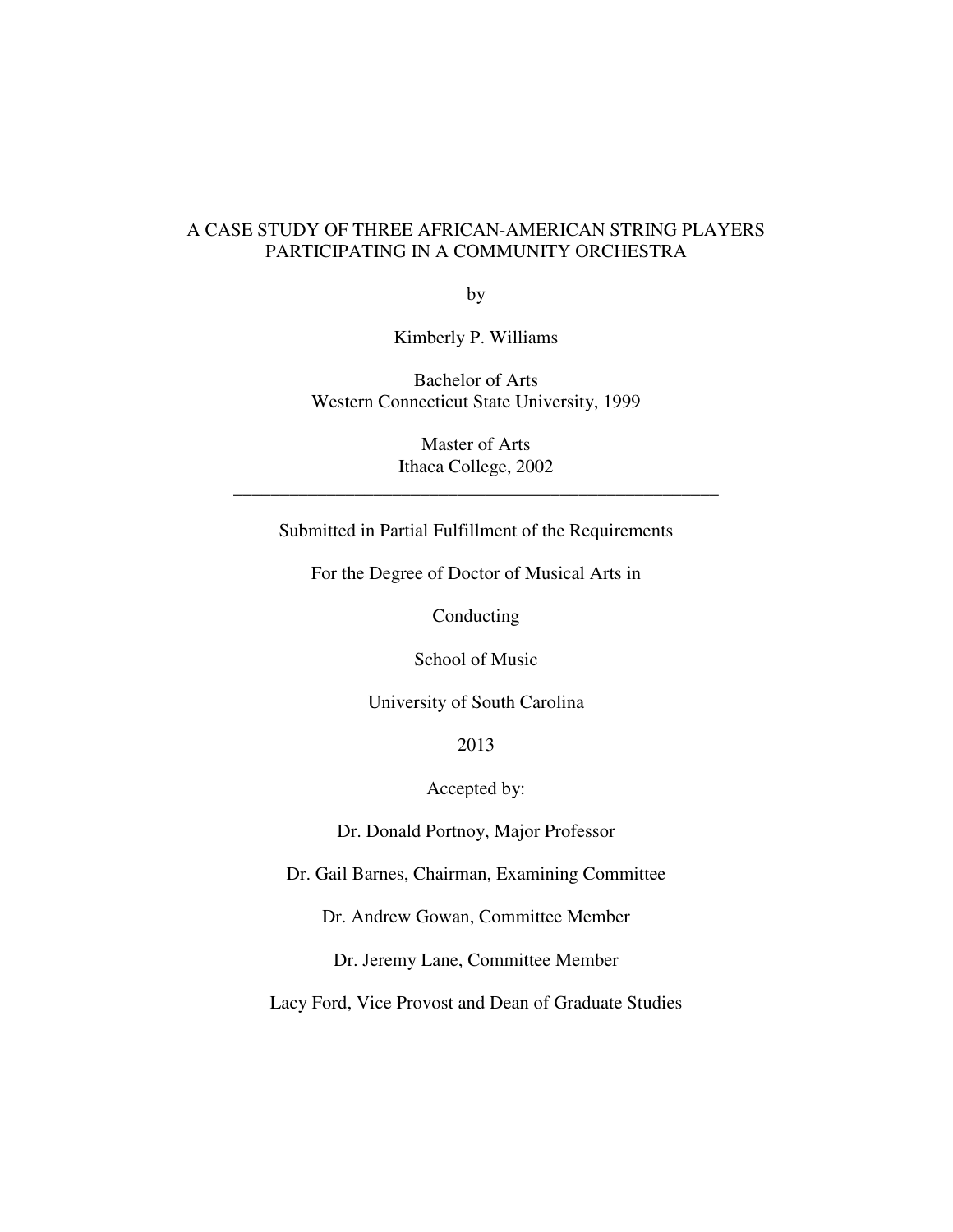# A CASE STUDY OF THREE AFRICAN-AMERICAN STRING PLAYERS PARTICIPATING IN A COMMUNITY ORCHESTRA

by

Kimberly P. Williams

Bachelor of Arts
Western Connecticut State University, 1999

Master of Arts
Ithaca College, 2002

---

Submitted in Partial Fulfillment of the Requirements

For the Degree of Doctor of Musical Arts in

Conducting

School of Music

University of South Carolina

2013

Accepted by:

Dr. Donald Portnoy, Major Professor

Dr. Gail Barnes, Chairman, Examining Committee

Dr. Andrew Gowan, Committee Member

Dr. Jeremy Lane, Committee Member

Lacy Ford, Vice Provost and Dean of Graduate Studies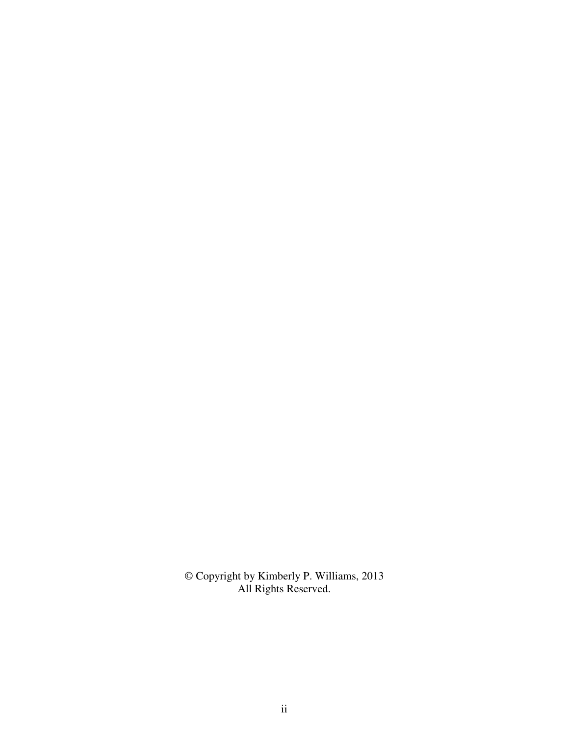© Copyright by Kimberly P. Williams, 2013
All Rights Reserved.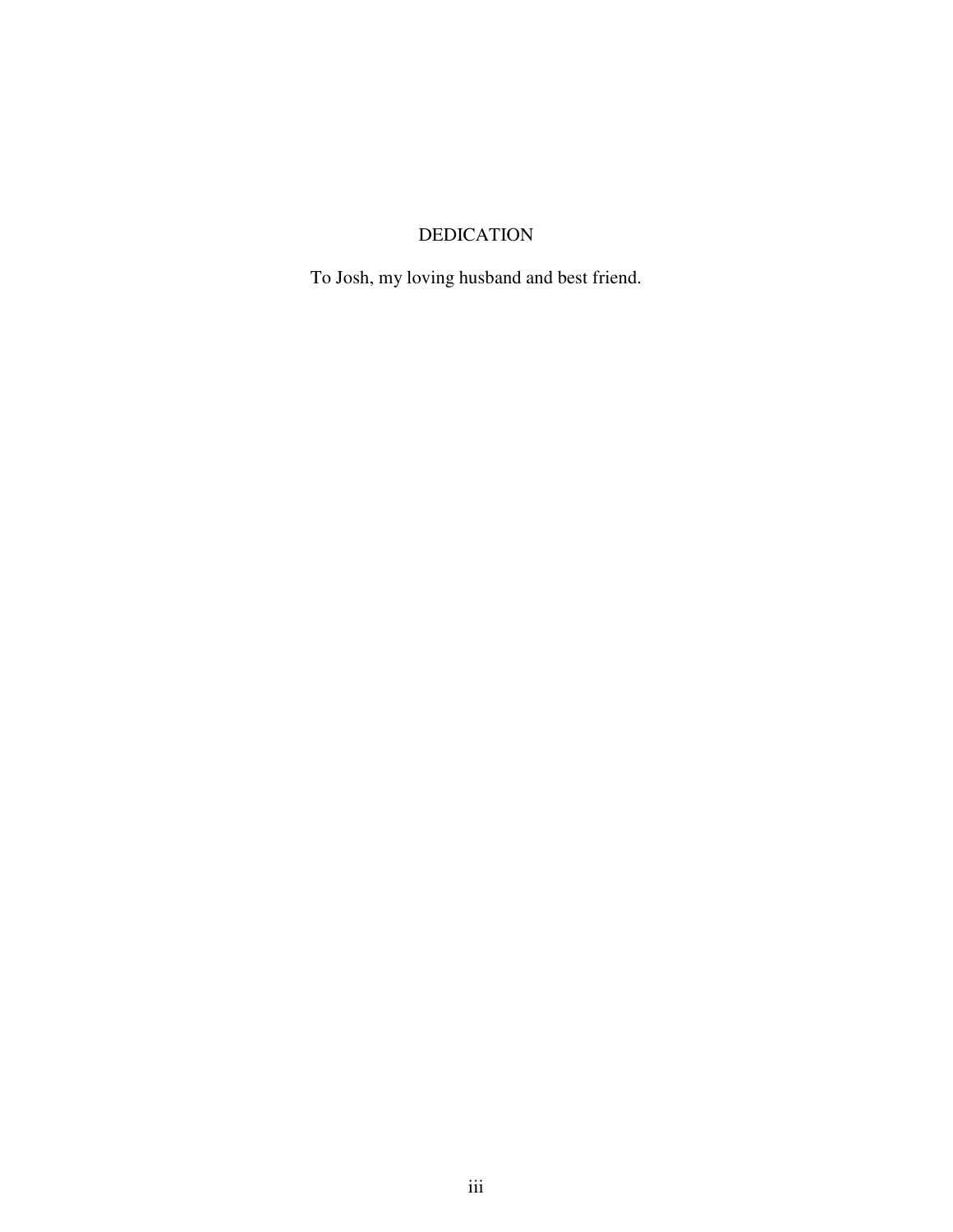# DEDICATION

To Josh, my loving husband and best friend.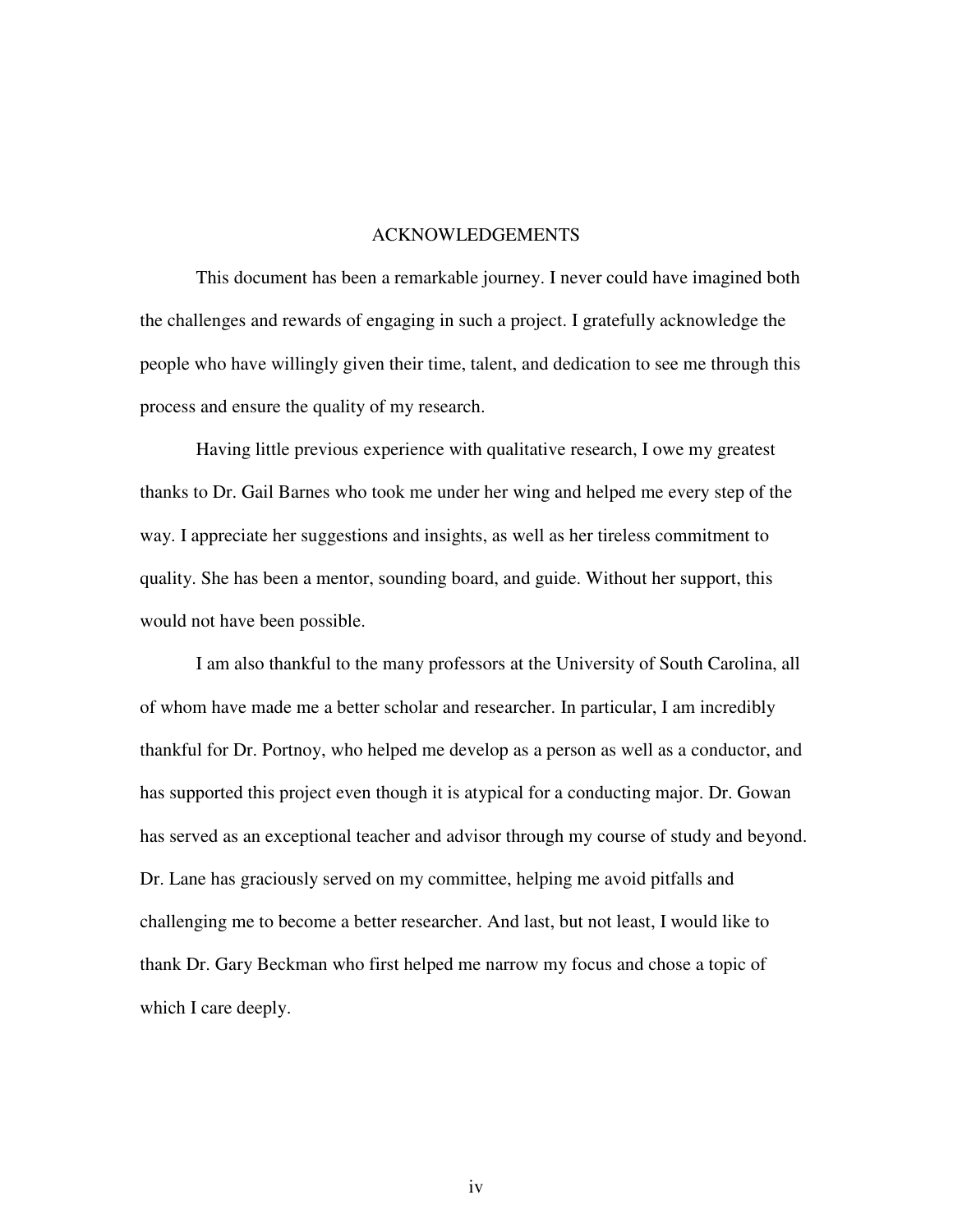# ACKNOWLEDGEMENTS

This document has been a remarkable journey. I never could have imagined both the challenges and rewards of engaging in such a project. I gratefully acknowledge the people who have willingly given their time, talent, and dedication to see me through this process and ensure the quality of my research.

Having little previous experience with qualitative research, I owe my greatest thanks to Dr. Gail Barnes who took me under her wing and helped me every step of the way. I appreciate her suggestions and insights, as well as her tireless commitment to quality. She has been a mentor, sounding board, and guide. Without her support, this would not have been possible.

I am also thankful to the many professors at the University of South Carolina, all of whom have made me a better scholar and researcher. In particular, I am incredibly thankful for Dr. Portnoy, who helped me develop as a person as well as a conductor, and has supported this project even though it is atypical for a conducting major. Dr. Gowan has served as an exceptional teacher and advisor through my course of study and beyond. Dr. Lane has graciously served on my committee, helping me avoid pitfalls and challenging me to become a better researcher. And last, but not least, I would like to thank Dr. Gary Beckman who first helped me narrow my focus and chose a topic of which I care deeply.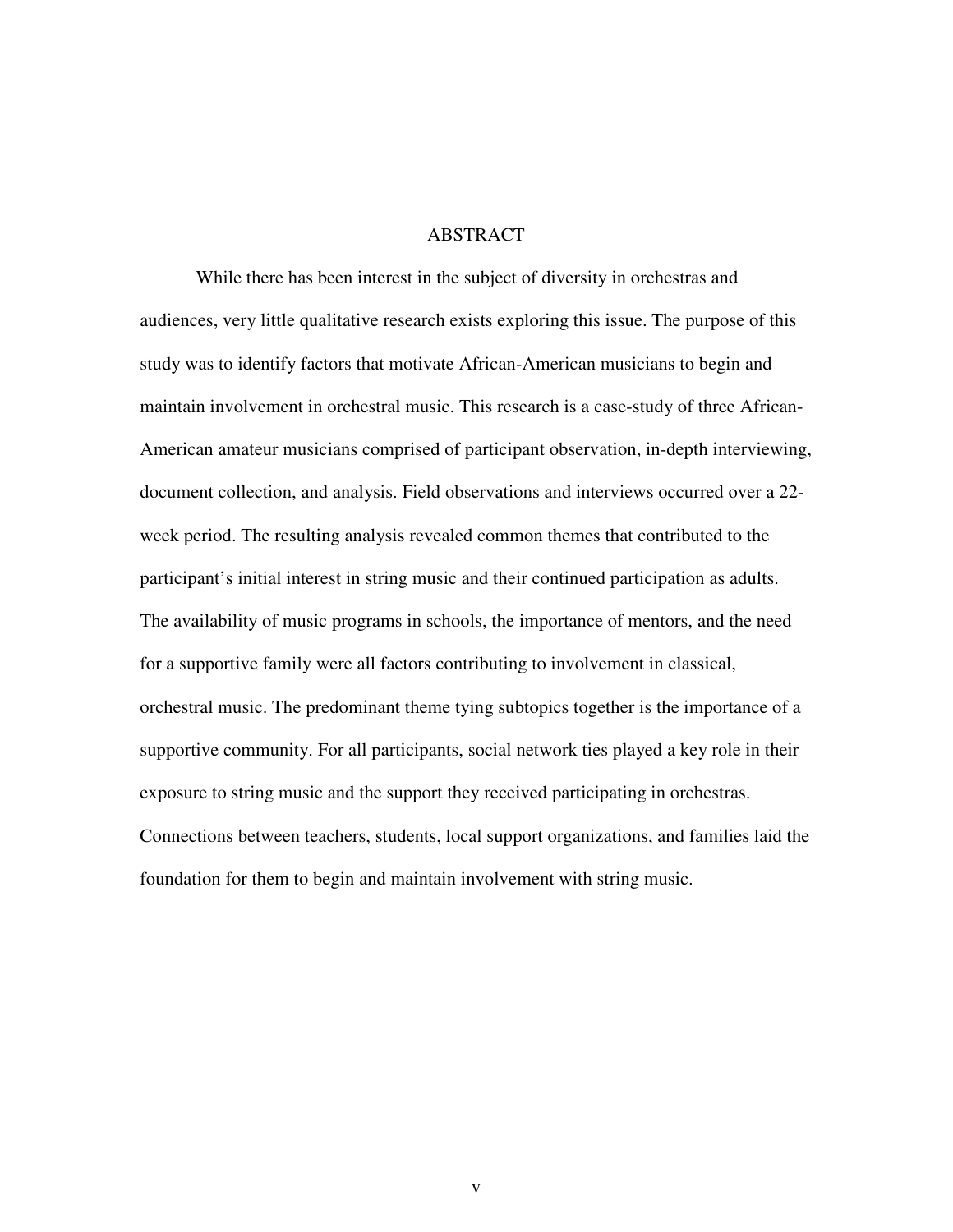# ABSTRACT

While there has been interest in the subject of diversity in orchestras and audiences, very little qualitative research exists exploring this issue. The purpose of this study was to identify factors that motivate African-American musicians to begin and maintain involvement in orchestral music. This research is a case-study of three African-American amateur musicians comprised of participant observation, in-depth interviewing, document collection, and analysis. Field observations and interviews occurred over a 22-week period. The resulting analysis revealed common themes that contributed to the participant's initial interest in string music and their continued participation as adults. The availability of music programs in schools, the importance of mentors, and the need for a supportive family were all factors contributing to involvement in classical, orchestral music. The predominant theme tying subtopics together is the importance of a supportive community. For all participants, social network ties played a key role in their exposure to string music and the support they received participating in orchestras. Connections between teachers, students, local support organizations, and families laid the foundation for them to begin and maintain involvement with string music.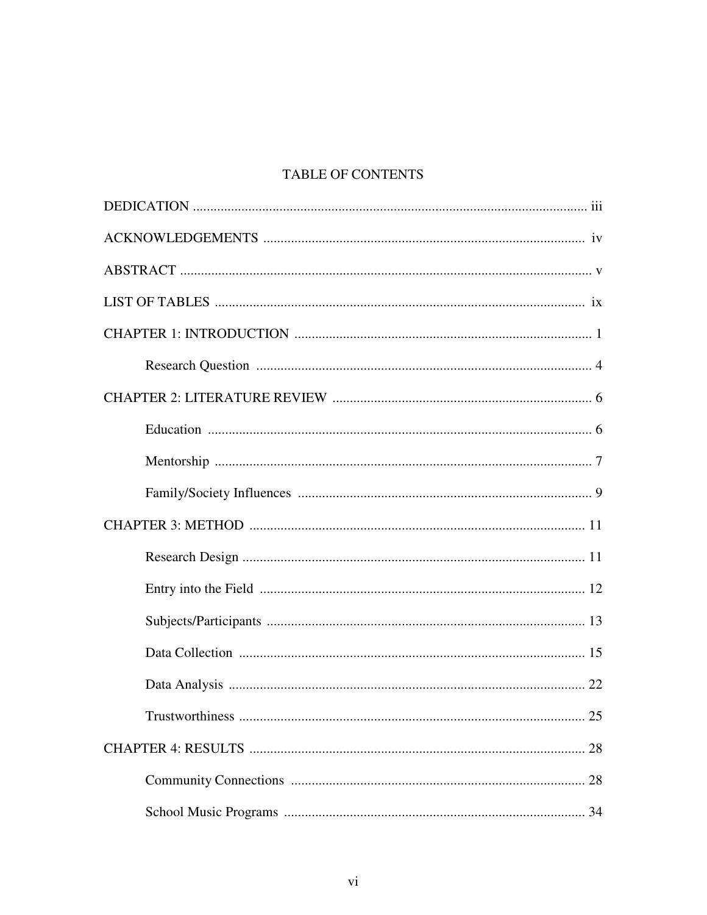# TABLE OF CONTENTS

DEDICATION ..................................................................................................... iii

ACKNOWLEDGEMENTS ..................................................................................... iv

ABSTRACT ........................................................................................................ v

LIST OF TABLES ............................................................................................. ix

CHAPTER 1: INTRODUCTION ............................................................................ 1

- Research Question ....................................................................................... 4

CHAPTER 2: LITERATURE REVIEW ................................................................. 6

- Education ..................................................................................................... 6
- Mentorship ................................................................................................... 7
- Family/Society Influences ............................................................................ 9

CHAPTER 3: METHOD ...................................................................................... 11

- Research Design ........................................................................................ 11
- Entry into the Field ................................................................................... 12
- Subjects/Participants ................................................................................. 13
- Data Collection .......................................................................................... 15
- Data Analysis ............................................................................................. 22
- Trustworthiness ......................................................................................... 25

CHAPTER 4: RESULTS ..................................................................................... 28

- Community Connections ............................................................................ 28
- School Music Programs ............................................................................. 34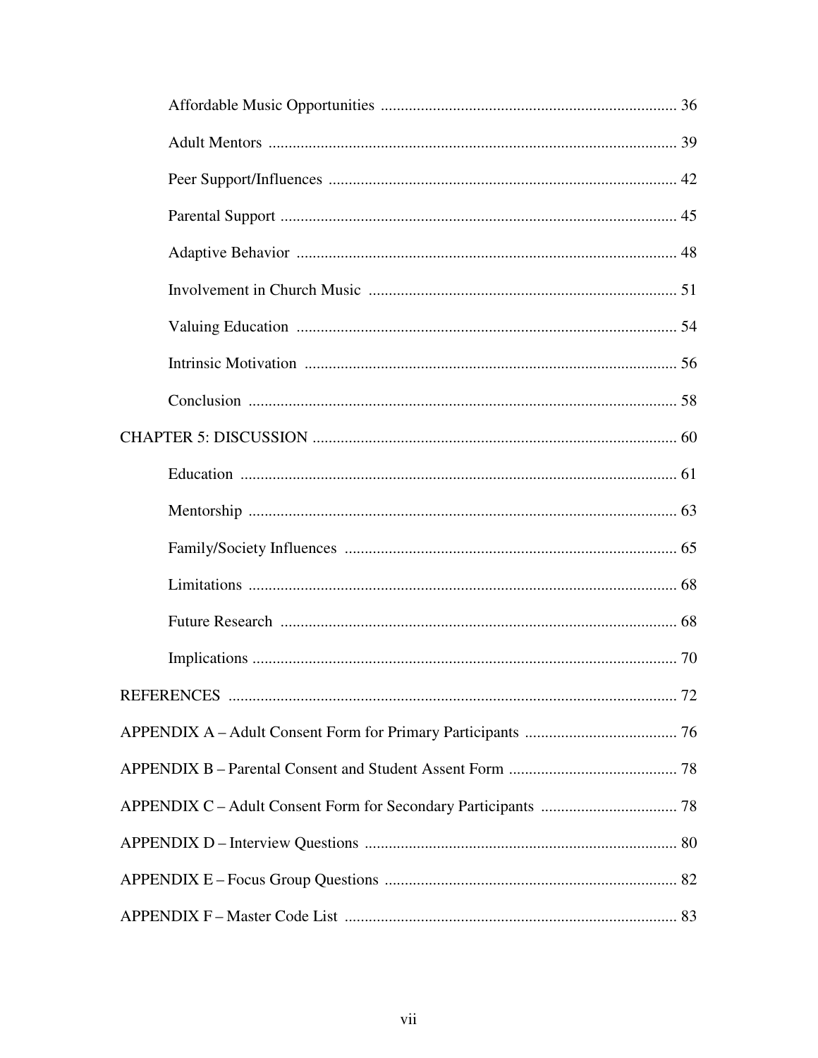Affordable Music Opportunities .......................................................................... 36

Adult Mentors ...................................................................................................... 39

Peer Support/Influences ....................................................................................... 42

Parental Support ................................................................................................... 45

Adaptive Behavior ............................................................................................... 48

Involvement in Church Music ............................................................................. 51

Valuing Education ............................................................................................... 54

Intrinsic Motivation ............................................................................................. 56

Conclusion ............................................................................................................ 58

CHAPTER 5: DISCUSSION ........................................................................................... 60

Education .............................................................................................................. 61

Mentorship ............................................................................................................ 63

Family/Society Influences .................................................................................... 65

Limitations ............................................................................................................ 68

Future Research .................................................................................................... 68

Implications ........................................................................................................... 70

REFERENCES ................................................................................................................. 72

APPENDIX A – Adult Consent Form for Primary Participants ...................................... 76

APPENDIX B – Parental Consent and Student Assent Form .......................................... 78

APPENDIX C – Adult Consent Form for Secondary Participants .................................. 78

APPENDIX D – Interview Questions .............................................................................. 80

APPENDIX E – Focus Group Questions ......................................................................... 82

APPENDIX F – Master Code List ................................................................................... 83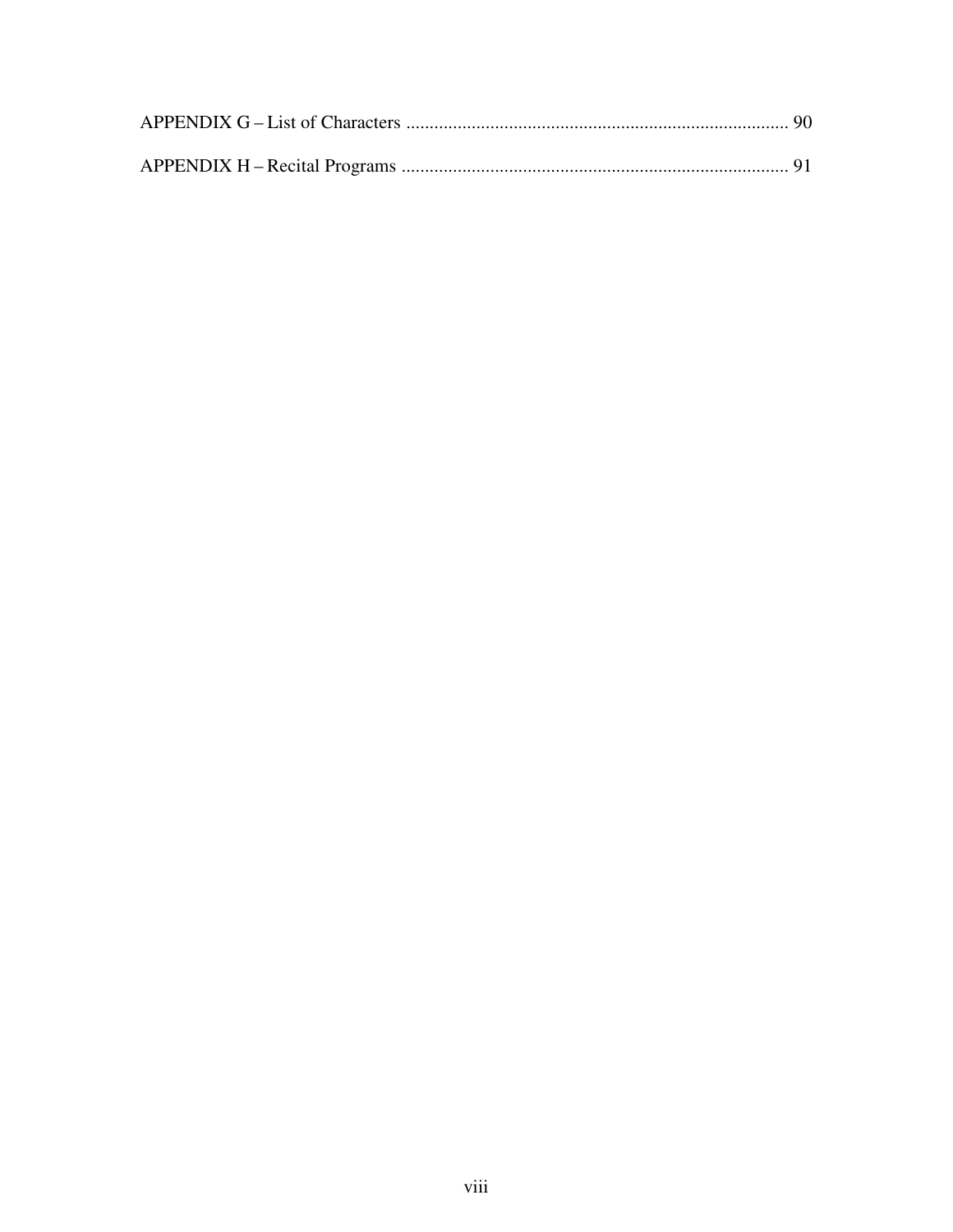APPENDIX G – List of Characters ........................................................................................ 90

APPENDIX H – Recital Programs ........................................................................................ 91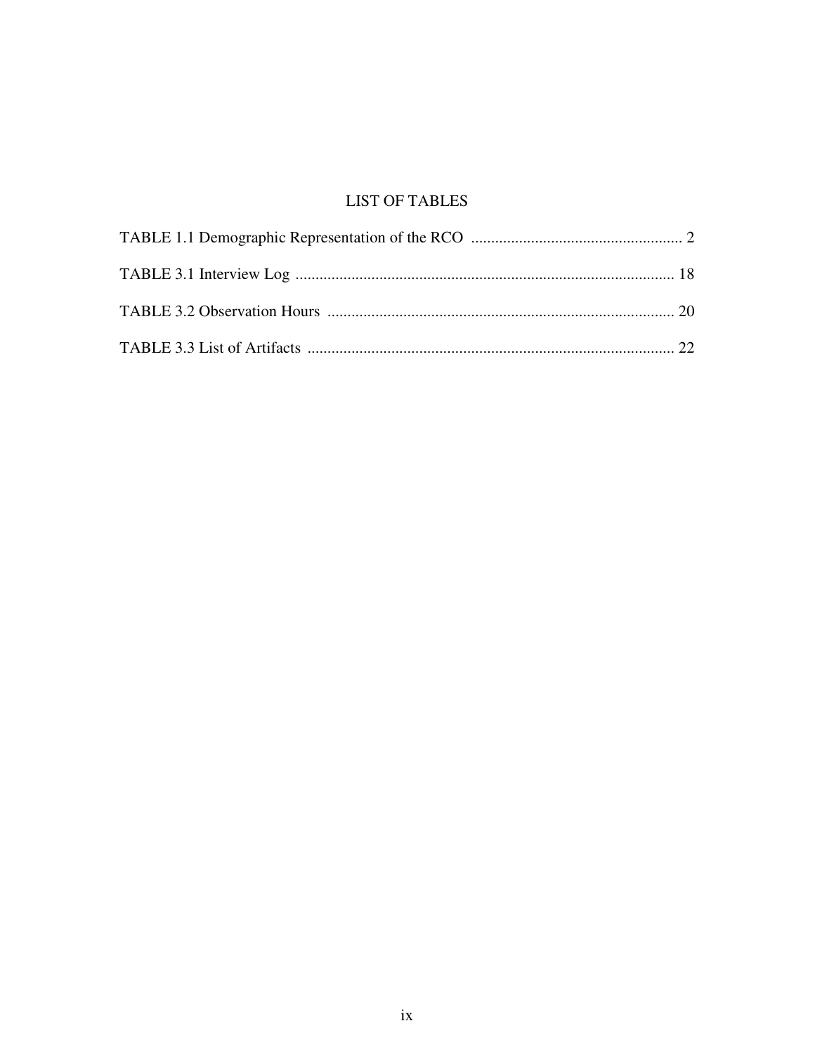# LIST OF TABLES

TABLE 1.1 Demographic Representation of the RCO ..................................................... 2

TABLE 3.1 Interview Log .............................................................................................. 18

TABLE 3.2 Observation Hours ...................................................................................... 20

TABLE 3.3 List of Artifacts ........................................................................................... 22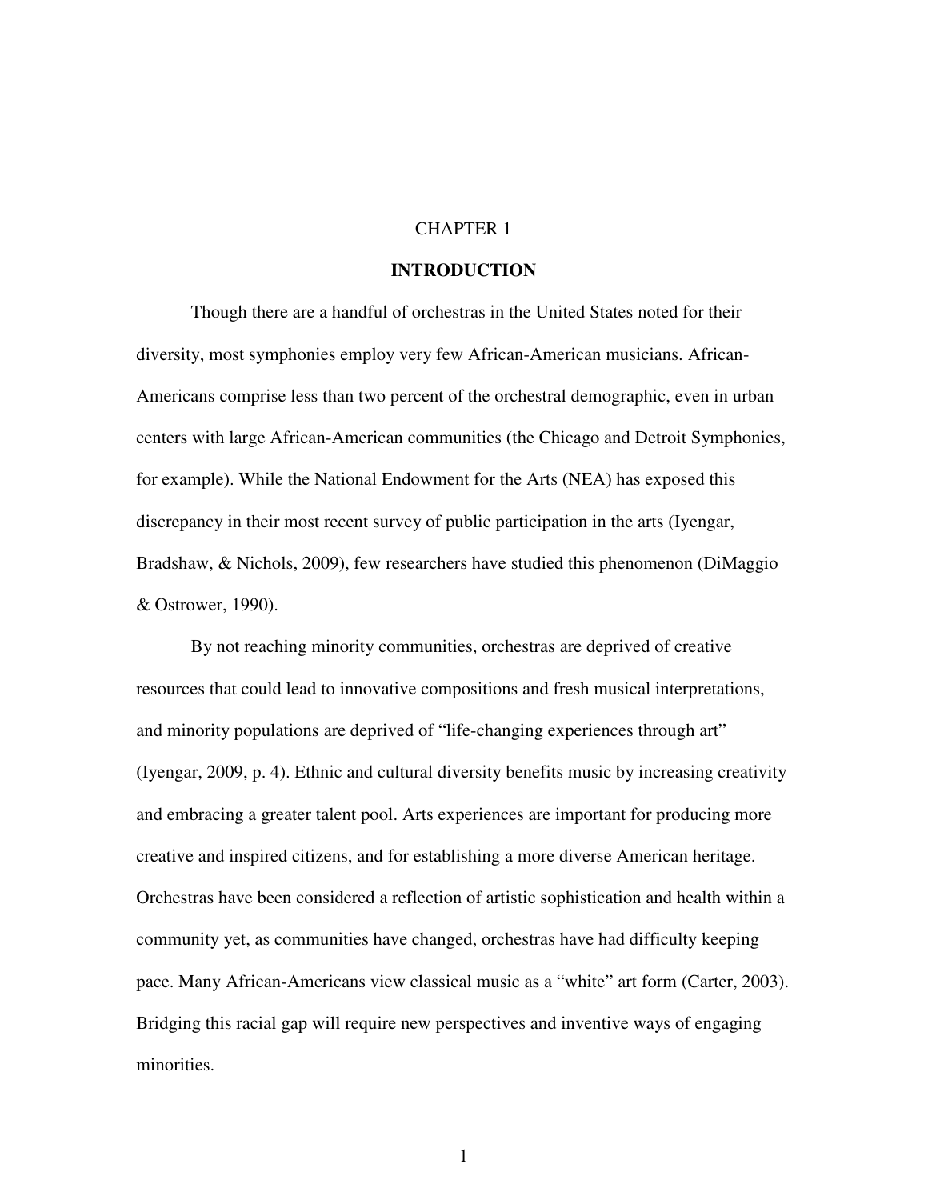# CHAPTER 1

## INTRODUCTION

Though there are a handful of orchestras in the United States noted for their diversity, most symphonies employ very few African-American musicians. African-Americans comprise less than two percent of the orchestral demographic, even in urban centers with large African-American communities (the Chicago and Detroit Symphonies, for example). While the National Endowment for the Arts (NEA) has exposed this discrepancy in their most recent survey of public participation in the arts (Iyengar, Bradshaw, & Nichols, 2009), few researchers have studied this phenomenon (DiMaggio & Ostrower, 1990).

By not reaching minority communities, orchestras are deprived of creative resources that could lead to innovative compositions and fresh musical interpretations, and minority populations are deprived of "life-changing experiences through art" (Iyengar, 2009, p. 4). Ethnic and cultural diversity benefits music by increasing creativity and embracing a greater talent pool. Arts experiences are important for producing more creative and inspired citizens, and for establishing a more diverse American heritage. Orchestras have been considered a reflection of artistic sophistication and health within a community yet, as communities have changed, orchestras have had difficulty keeping pace. Many African-Americans view classical music as a "white" art form (Carter, 2003). Bridging this racial gap will require new perspectives and inventive ways of engaging minorities.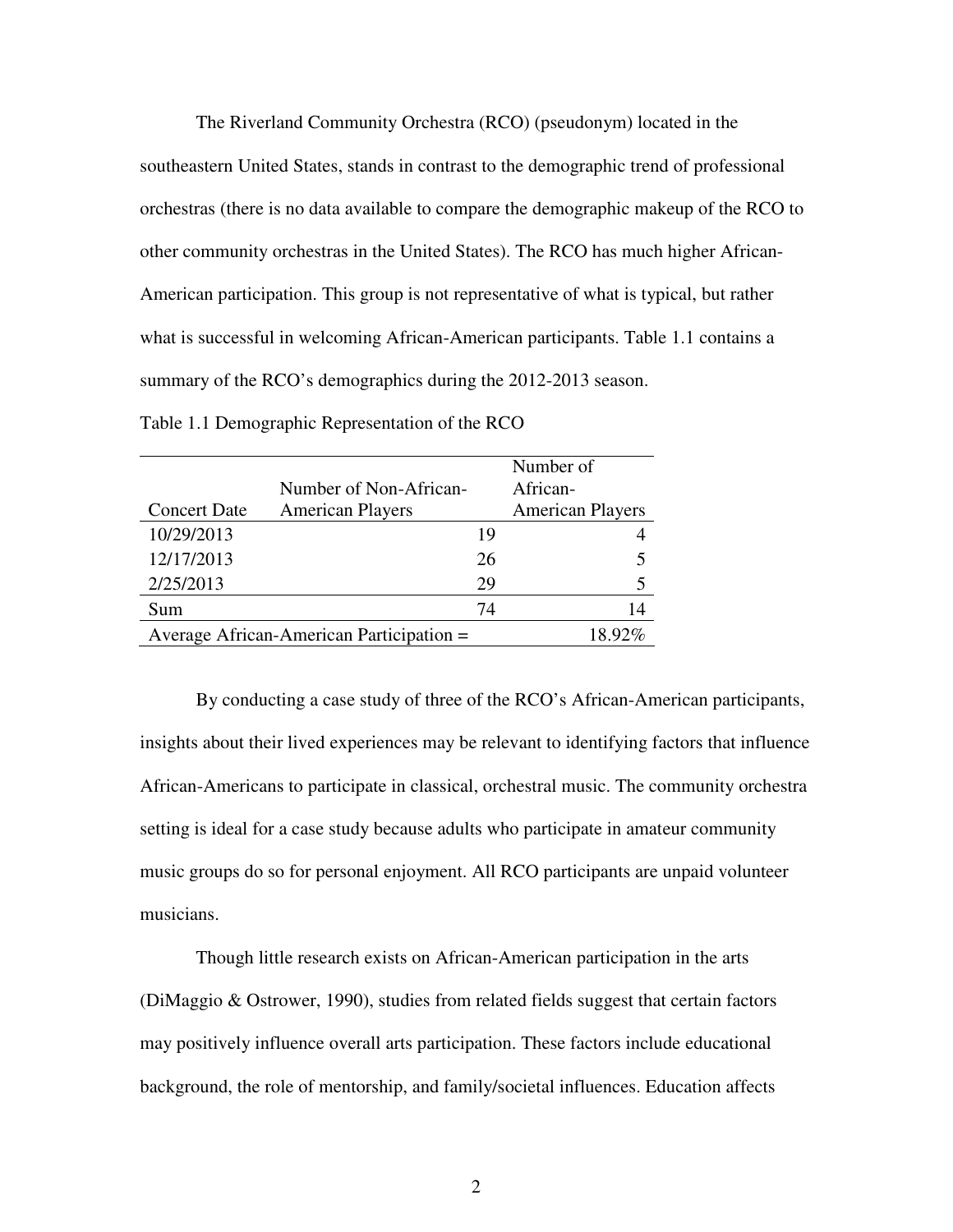The Riverland Community Orchestra (RCO) (pseudonym) located in the southeastern United States, stands in contrast to the demographic trend of professional orchestras (there is no data available to compare the demographic makeup of the RCO to other community orchestras in the United States). The RCO has much higher African-American participation. This group is not representative of what is typical, but rather what is successful in welcoming African-American participants. Table 1.1 contains a summary of the RCO's demographics during the 2012-2013 season.

Table 1.1 Demographic Representation of the RCO

| Concert Date | Number of Non-African-American Players | Number of African-American Players |
|---|---|---|
| 10/29/2013 | 19 | 4 |
| 12/17/2013 | 26 | 5 |
| 2/25/2013 | 29 | 5 |
| Sum | 74 | 14 |
| Average African-American Participation = | | 18.92% |

By conducting a case study of three of the RCO's African-American participants, insights about their lived experiences may be relevant to identifying factors that influence African-Americans to participate in classical, orchestral music. The community orchestra setting is ideal for a case study because adults who participate in amateur community music groups do so for personal enjoyment. All RCO participants are unpaid volunteer musicians.

Though little research exists on African-American participation in the arts (DiMaggio & Ostrower, 1990), studies from related fields suggest that certain factors may positively influence overall arts participation. These factors include educational background, the role of mentorship, and family/societal influences. Education affects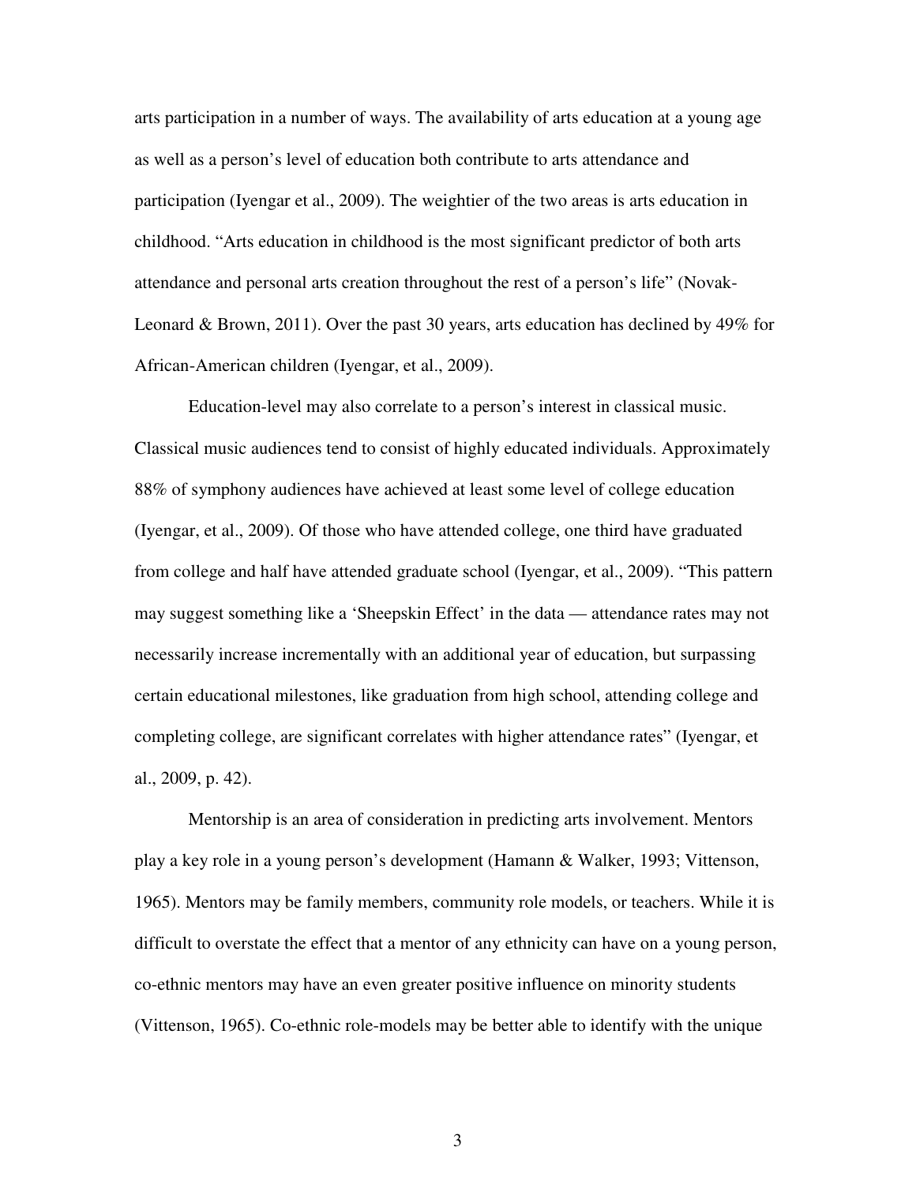arts participation in a number of ways. The availability of arts education at a young age as well as a person's level of education both contribute to arts attendance and participation (Iyengar et al., 2009). The weightier of the two areas is arts education in childhood. "Arts education in childhood is the most significant predictor of both arts attendance and personal arts creation throughout the rest of a person's life" (Novak-Leonard & Brown, 2011). Over the past 30 years, arts education has declined by 49% for African-American children (Iyengar, et al., 2009).

Education-level may also correlate to a person's interest in classical music. Classical music audiences tend to consist of highly educated individuals. Approximately 88% of symphony audiences have achieved at least some level of college education (Iyengar, et al., 2009). Of those who have attended college, one third have graduated from college and half have attended graduate school (Iyengar, et al., 2009). "This pattern may suggest something like a 'Sheepskin Effect' in the data — attendance rates may not necessarily increase incrementally with an additional year of education, but surpassing certain educational milestones, like graduation from high school, attending college and completing college, are significant correlates with higher attendance rates" (Iyengar, et al., 2009, p. 42).

Mentorship is an area of consideration in predicting arts involvement. Mentors play a key role in a young person's development (Hamann & Walker, 1993; Vittenson, 1965). Mentors may be family members, community role models, or teachers. While it is difficult to overstate the effect that a mentor of any ethnicity can have on a young person, co-ethnic mentors may have an even greater positive influence on minority students (Vittenson, 1965). Co-ethnic role-models may be better able to identify with the unique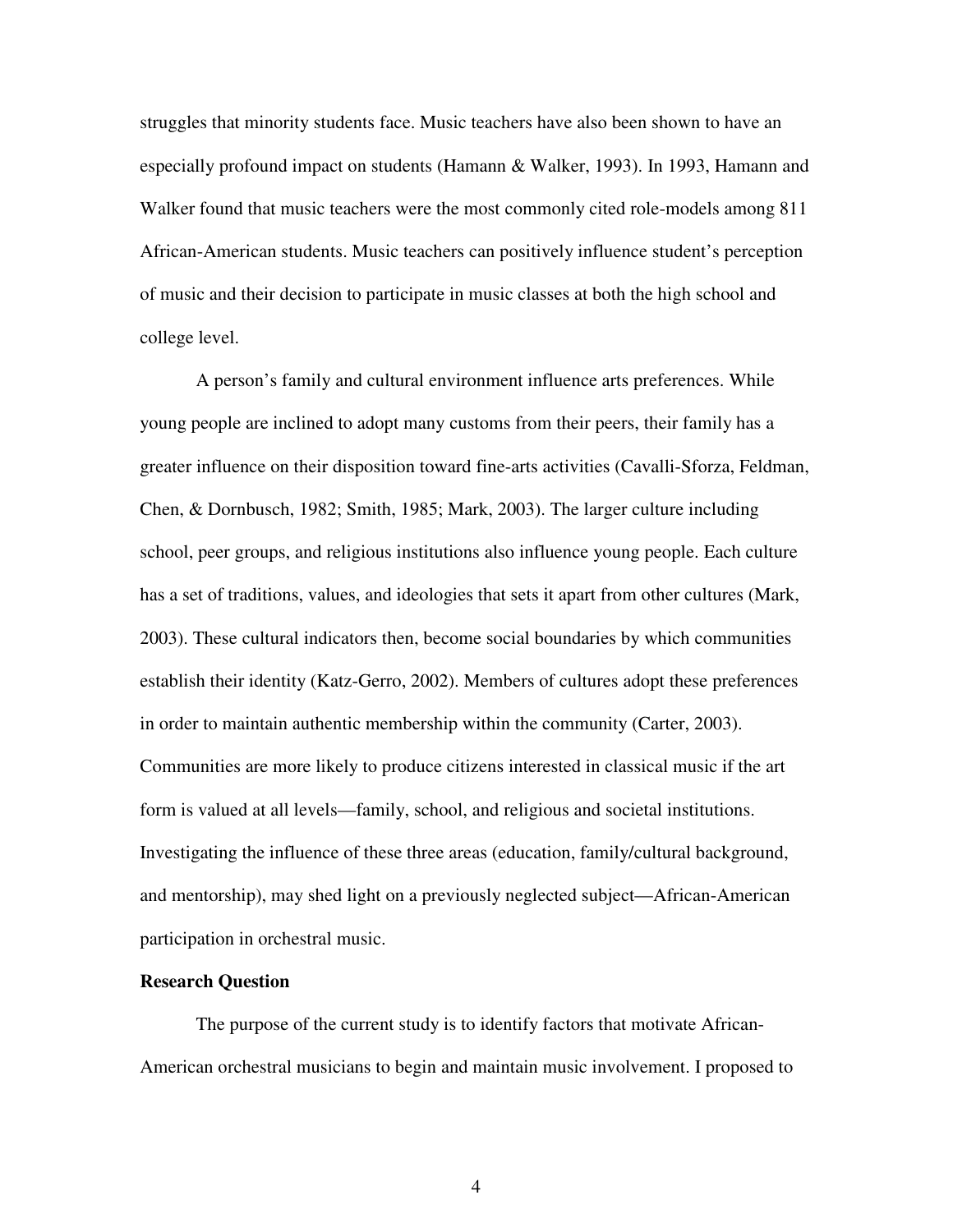struggles that minority students face. Music teachers have also been shown to have an especially profound impact on students (Hamann & Walker, 1993). In 1993, Hamann and Walker found that music teachers were the most commonly cited role-models among 811 African-American students. Music teachers can positively influence student's perception of music and their decision to participate in music classes at both the high school and college level.

A person's family and cultural environment influence arts preferences. While young people are inclined to adopt many customs from their peers, their family has a greater influence on their disposition toward fine-arts activities (Cavalli-Sforza, Feldman, Chen, & Dornbusch, 1982; Smith, 1985; Mark, 2003). The larger culture including school, peer groups, and religious institutions also influence young people. Each culture has a set of traditions, values, and ideologies that sets it apart from other cultures (Mark, 2003). These cultural indicators then, become social boundaries by which communities establish their identity (Katz-Gerro, 2002). Members of cultures adopt these preferences in order to maintain authentic membership within the community (Carter, 2003). Communities are more likely to produce citizens interested in classical music if the art form is valued at all levels—family, school, and religious and societal institutions. Investigating the influence of these three areas (education, family/cultural background, and mentorship), may shed light on a previously neglected subject—African-American participation in orchestral music.

**Research Question**

The purpose of the current study is to identify factors that motivate African-American orchestral musicians to begin and maintain music involvement. I proposed to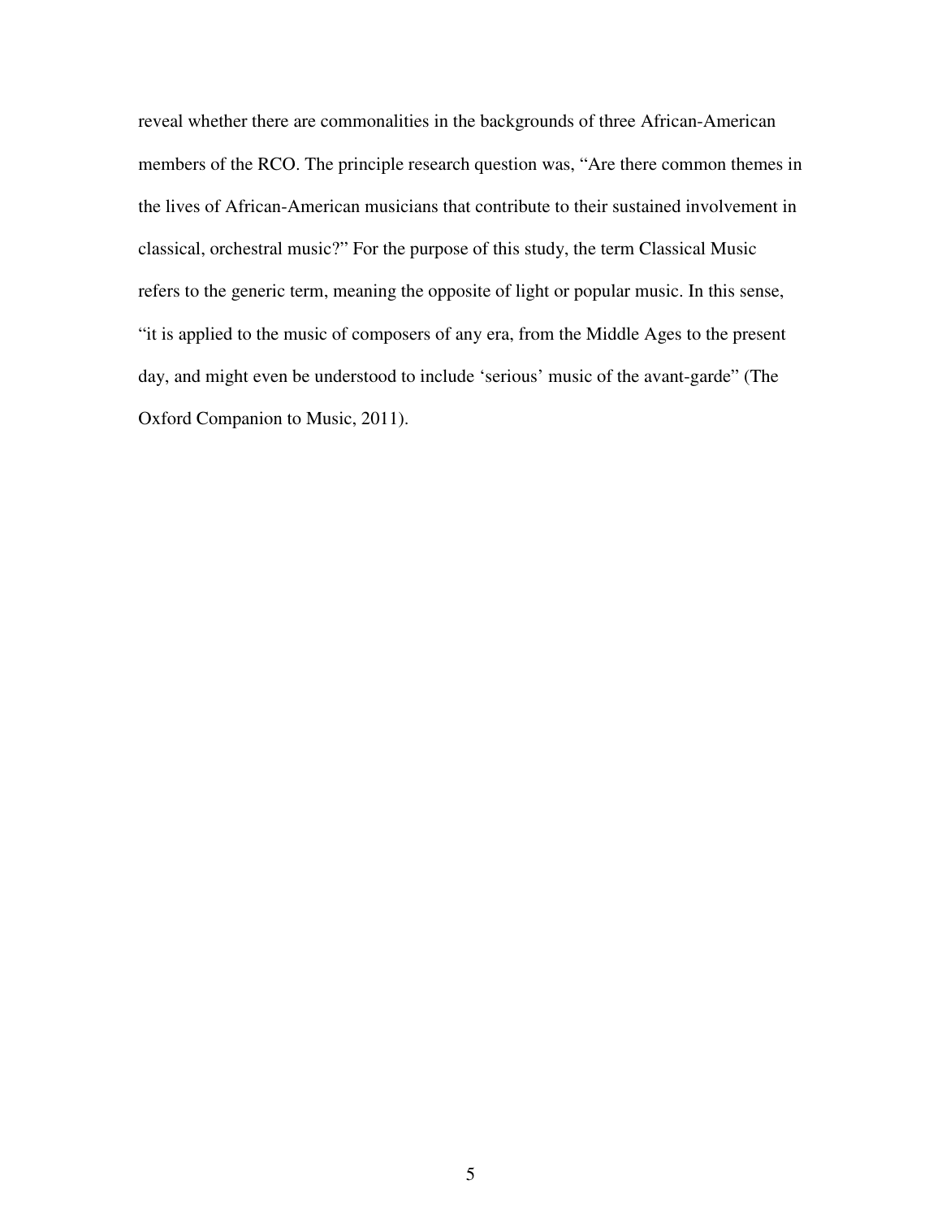reveal whether there are commonalities in the backgrounds of three African-American members of the RCO. The principle research question was, "Are there common themes in the lives of African-American musicians that contribute to their sustained involvement in classical, orchestral music?" For the purpose of this study, the term Classical Music refers to the generic term, meaning the opposite of light or popular music. In this sense, "it is applied to the music of composers of any era, from the Middle Ages to the present day, and might even be understood to include 'serious' music of the avant-garde" (The Oxford Companion to Music, 2011).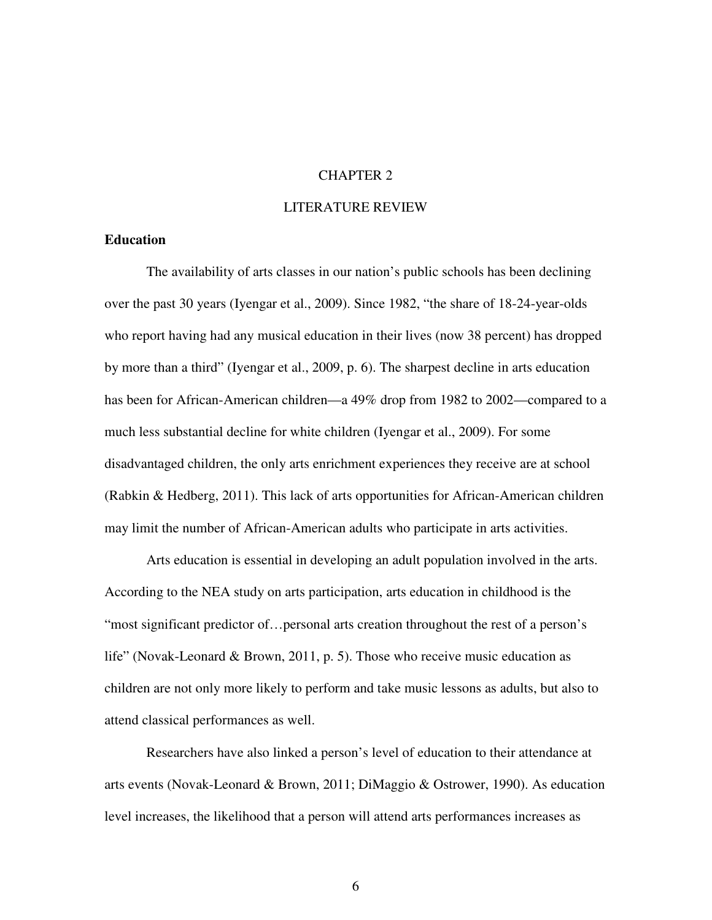# CHAPTER 2

# LITERATURE REVIEW

## Education

The availability of arts classes in our nation's public schools has been declining over the past 30 years (Iyengar et al., 2009). Since 1982, "the share of 18-24-year-olds who report having had any musical education in their lives (now 38 percent) has dropped by more than a third" (Iyengar et al., 2009, p. 6). The sharpest decline in arts education has been for African-American children—a 49% drop from 1982 to 2002—compared to a much less substantial decline for white children (Iyengar et al., 2009). For some disadvantaged children, the only arts enrichment experiences they receive are at school (Rabkin & Hedberg, 2011). This lack of arts opportunities for African-American children may limit the number of African-American adults who participate in arts activities.

Arts education is essential in developing an adult population involved in the arts. According to the NEA study on arts participation, arts education in childhood is the "most significant predictor of…personal arts creation throughout the rest of a person's life" (Novak-Leonard & Brown, 2011, p. 5). Those who receive music education as children are not only more likely to perform and take music lessons as adults, but also to attend classical performances as well.

Researchers have also linked a person's level of education to their attendance at arts events (Novak-Leonard & Brown, 2011; DiMaggio & Ostrower, 1990). As education level increases, the likelihood that a person will attend arts performances increases as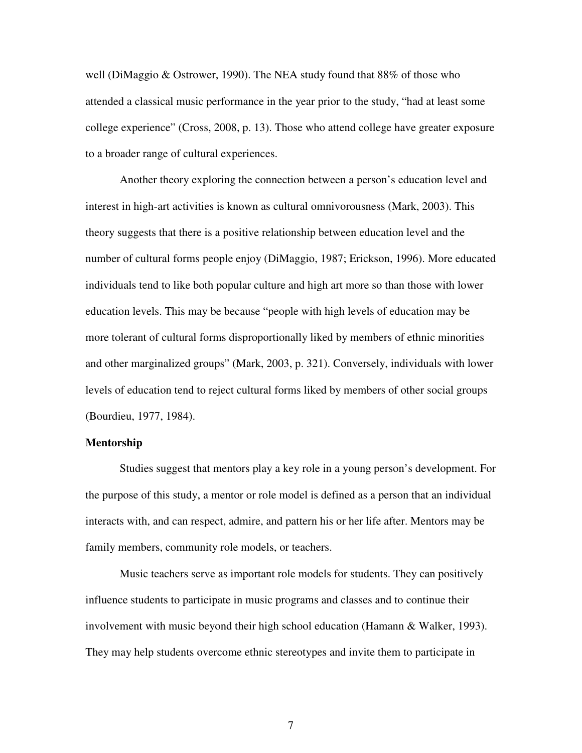well (DiMaggio & Ostrower, 1990). The NEA study found that 88% of those who attended a classical music performance in the year prior to the study, "had at least some college experience" (Cross, 2008, p. 13). Those who attend college have greater exposure to a broader range of cultural experiences.

Another theory exploring the connection between a person's education level and interest in high-art activities is known as cultural omnivorousness (Mark, 2003). This theory suggests that there is a positive relationship between education level and the number of cultural forms people enjoy (DiMaggio, 1987; Erickson, 1996). More educated individuals tend to like both popular culture and high art more so than those with lower education levels. This may be because "people with high levels of education may be more tolerant of cultural forms disproportionally liked by members of ethnic minorities and other marginalized groups" (Mark, 2003, p. 321). Conversely, individuals with lower levels of education tend to reject cultural forms liked by members of other social groups (Bourdieu, 1977, 1984).

**Mentorship**

Studies suggest that mentors play a key role in a young person's development. For the purpose of this study, a mentor or role model is defined as a person that an individual interacts with, and can respect, admire, and pattern his or her life after. Mentors may be family members, community role models, or teachers.

Music teachers serve as important role models for students. They can positively influence students to participate in music programs and classes and to continue their involvement with music beyond their high school education (Hamann & Walker, 1993). They may help students overcome ethnic stereotypes and invite them to participate in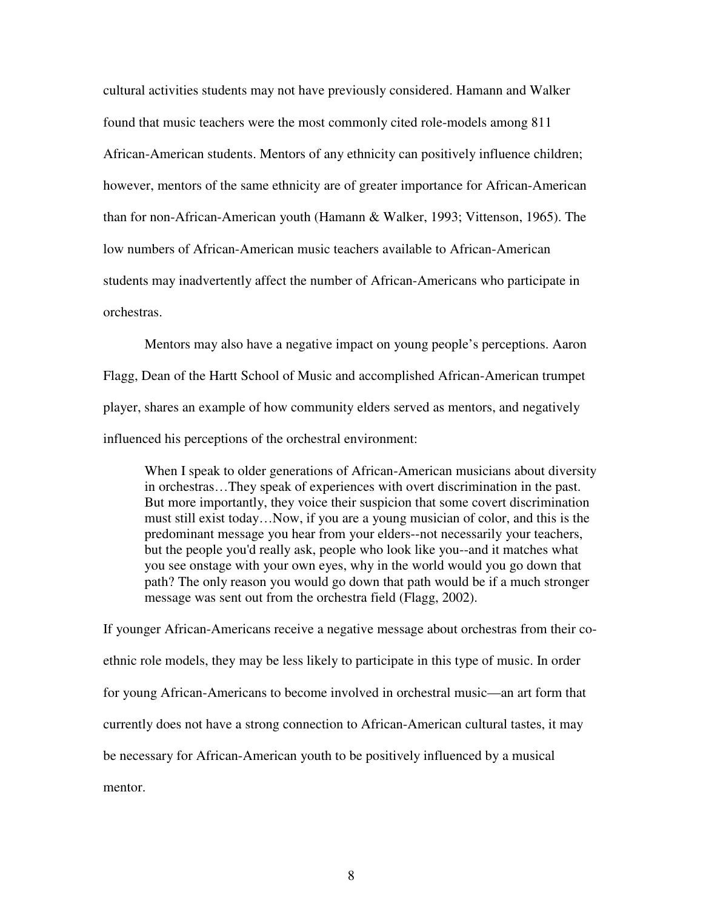cultural activities students may not have previously considered. Hamann and Walker found that music teachers were the most commonly cited role-models among 811 African-American students. Mentors of any ethnicity can positively influence children; however, mentors of the same ethnicity are of greater importance for African-American than for non-African-American youth (Hamann & Walker, 1993; Vittenson, 1965). The low numbers of African-American music teachers available to African-American students may inadvertently affect the number of African-Americans who participate in orchestras.

Mentors may also have a negative impact on young people's perceptions. Aaron Flagg, Dean of the Hartt School of Music and accomplished African-American trumpet player, shares an example of how community elders served as mentors, and negatively influenced his perceptions of the orchestral environment:

> When I speak to older generations of African-American musicians about diversity in orchestras…They speak of experiences with overt discrimination in the past. But more importantly, they voice their suspicion that some covert discrimination must still exist today…Now, if you are a young musician of color, and this is the predominant message you hear from your elders--not necessarily your teachers, but the people you'd really ask, people who look like you--and it matches what you see onstage with your own eyes, why in the world would you go down that path? The only reason you would go down that path would be if a much stronger message was sent out from the orchestra field (Flagg, 2002).

If younger African-Americans receive a negative message about orchestras from their co-ethnic role models, they may be less likely to participate in this type of music. In order for young African-Americans to become involved in orchestral music—an art form that currently does not have a strong connection to African-American cultural tastes, it may be necessary for African-American youth to be positively influenced by a musical mentor.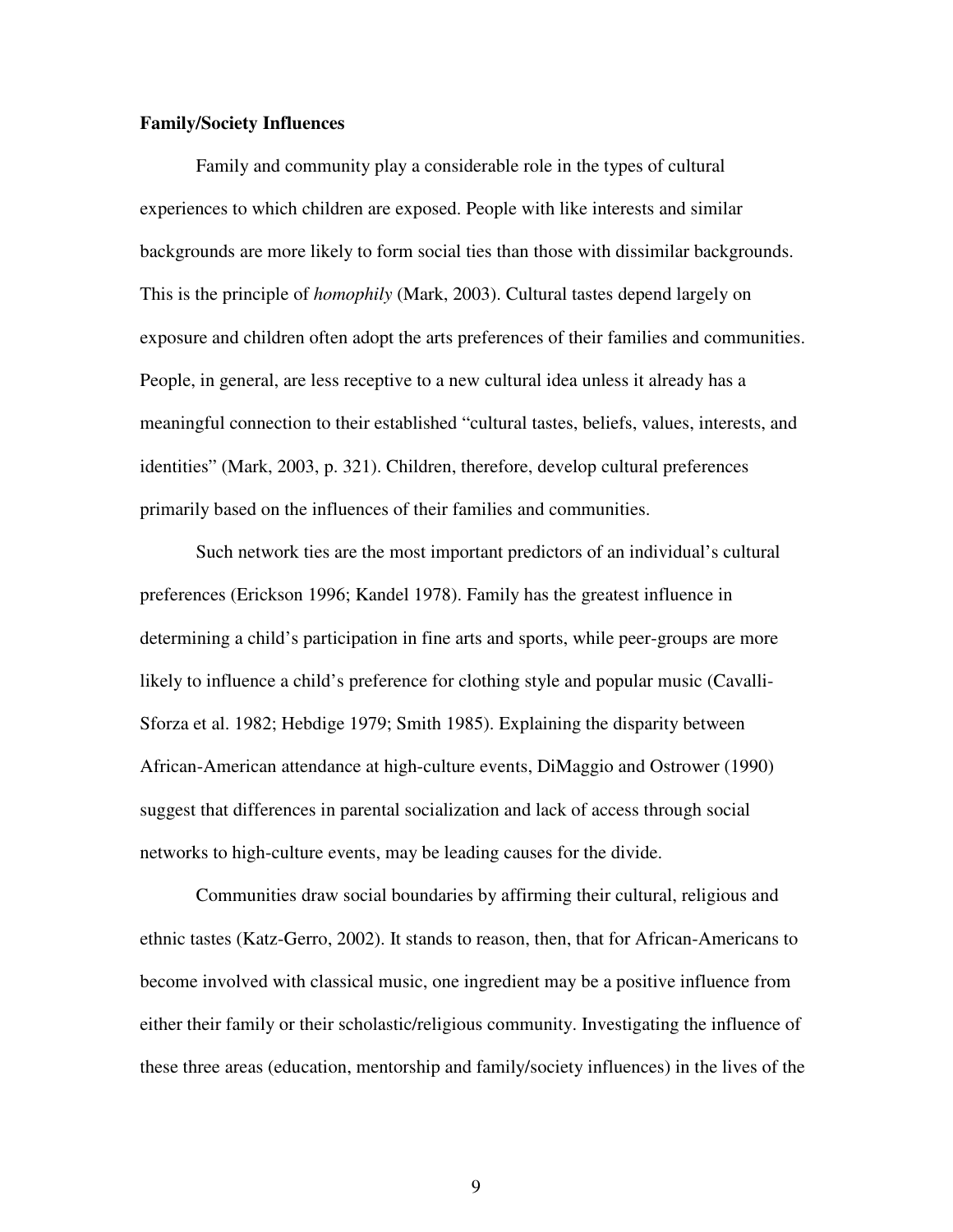**Family/Society Influences**

Family and community play a considerable role in the types of cultural experiences to which children are exposed. People with like interests and similar backgrounds are more likely to form social ties than those with dissimilar backgrounds. This is the principle of *homophily* (Mark, 2003). Cultural tastes depend largely on exposure and children often adopt the arts preferences of their families and communities. People, in general, are less receptive to a new cultural idea unless it already has a meaningful connection to their established "cultural tastes, beliefs, values, interests, and identities" (Mark, 2003, p. 321). Children, therefore, develop cultural preferences primarily based on the influences of their families and communities.

Such network ties are the most important predictors of an individual's cultural preferences (Erickson 1996; Kandel 1978). Family has the greatest influence in determining a child's participation in fine arts and sports, while peer-groups are more likely to influence a child's preference for clothing style and popular music (Cavalli-Sforza et al. 1982; Hebdige 1979; Smith 1985). Explaining the disparity between African-American attendance at high-culture events, DiMaggio and Ostrower (1990) suggest that differences in parental socialization and lack of access through social networks to high-culture events, may be leading causes for the divide.

Communities draw social boundaries by affirming their cultural, religious and ethnic tastes (Katz-Gerro, 2002). It stands to reason, then, that for African-Americans to become involved with classical music, one ingredient may be a positive influence from either their family or their scholastic/religious community. Investigating the influence of these three areas (education, mentorship and family/society influences) in the lives of the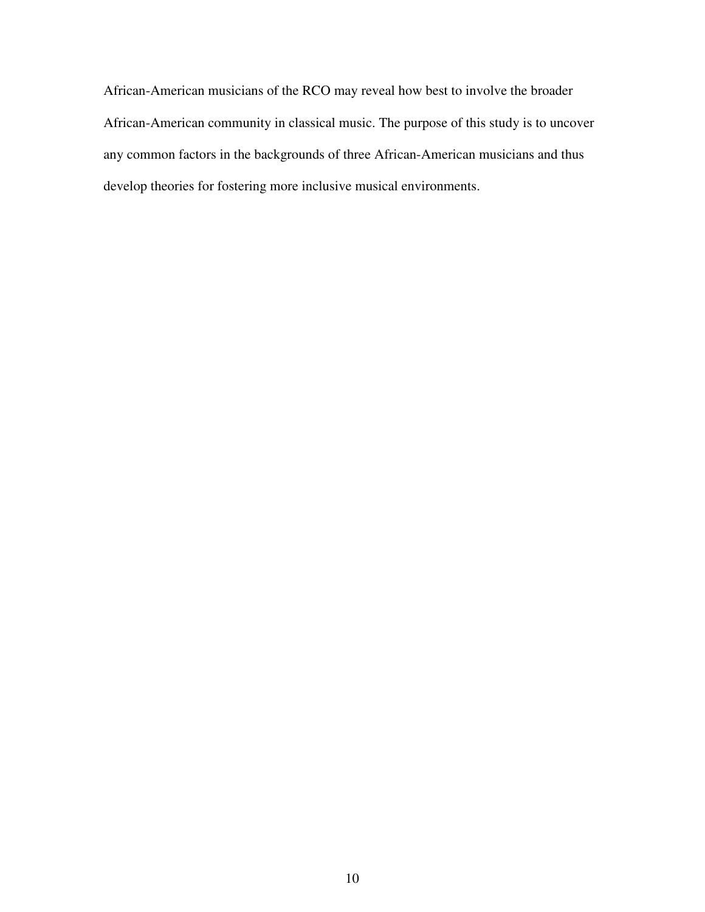African-American musicians of the RCO may reveal how best to involve the broader African-American community in classical music. The purpose of this study is to uncover any common factors in the backgrounds of three African-American musicians and thus develop theories for fostering more inclusive musical environments.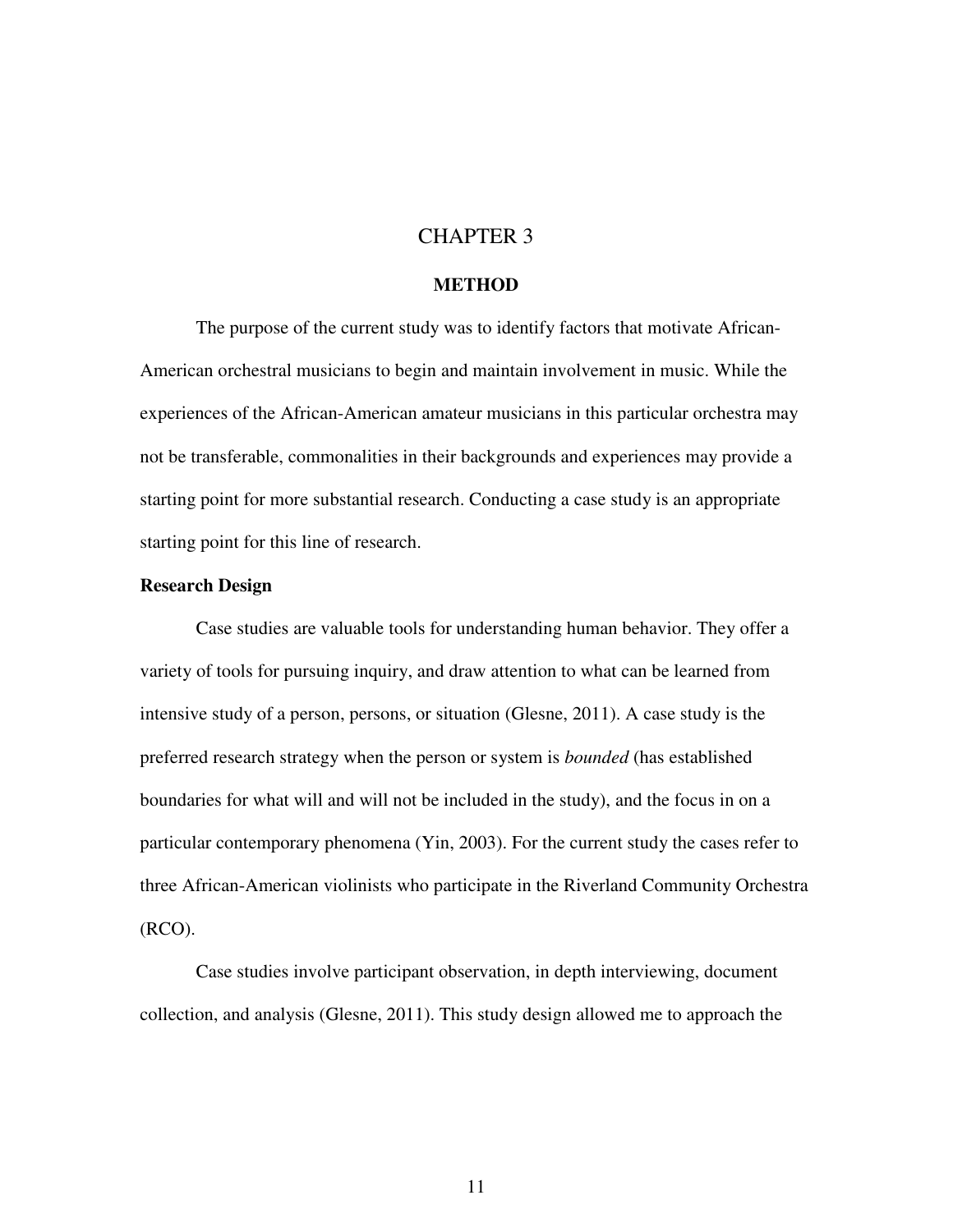# CHAPTER 3

## METHOD

The purpose of the current study was to identify factors that motivate African-American orchestral musicians to begin and maintain involvement in music. While the experiences of the African-American amateur musicians in this particular orchestra may not be transferable, commonalities in their backgrounds and experiences may provide a starting point for more substantial research. Conducting a case study is an appropriate starting point for this line of research.

### Research Design

Case studies are valuable tools for understanding human behavior. They offer a variety of tools for pursuing inquiry, and draw attention to what can be learned from intensive study of a person, persons, or situation (Glesne, 2011). A case study is the preferred research strategy when the person or system is *bounded* (has established boundaries for what will and will not be included in the study), and the focus in on a particular contemporary phenomena (Yin, 2003). For the current study the cases refer to three African-American violinists who participate in the Riverland Community Orchestra (RCO).

Case studies involve participant observation, in depth interviewing, document collection, and analysis (Glesne, 2011). This study design allowed me to approach the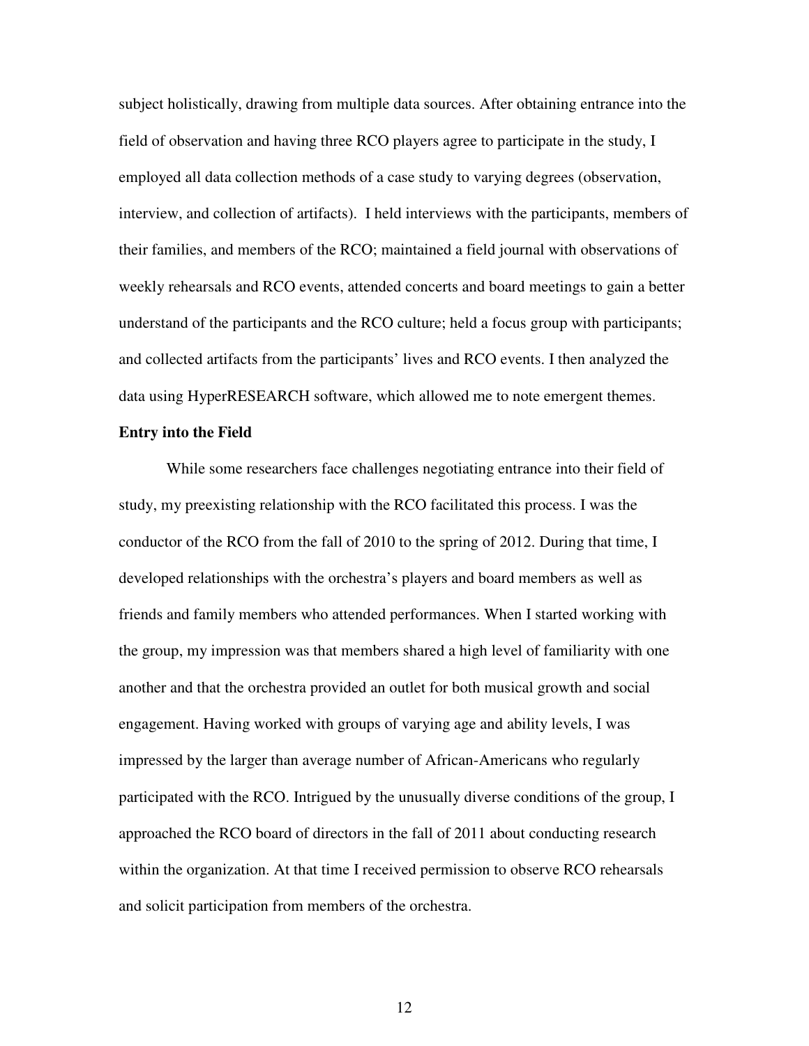subject holistically, drawing from multiple data sources. After obtaining entrance into the field of observation and having three RCO players agree to participate in the study, I employed all data collection methods of a case study to varying degrees (observation, interview, and collection of artifacts). I held interviews with the participants, members of their families, and members of the RCO; maintained a field journal with observations of weekly rehearsals and RCO events, attended concerts and board meetings to gain a better understand of the participants and the RCO culture; held a focus group with participants; and collected artifacts from the participants' lives and RCO events. I then analyzed the data using HyperRESEARCH software, which allowed me to note emergent themes.

**Entry into the Field**

While some researchers face challenges negotiating entrance into their field of study, my preexisting relationship with the RCO facilitated this process. I was the conductor of the RCO from the fall of 2010 to the spring of 2012. During that time, I developed relationships with the orchestra's players and board members as well as friends and family members who attended performances. When I started working with the group, my impression was that members shared a high level of familiarity with one another and that the orchestra provided an outlet for both musical growth and social engagement. Having worked with groups of varying age and ability levels, I was impressed by the larger than average number of African-Americans who regularly participated with the RCO. Intrigued by the unusually diverse conditions of the group, I approached the RCO board of directors in the fall of 2011 about conducting research within the organization. At that time I received permission to observe RCO rehearsals and solicit participation from members of the orchestra.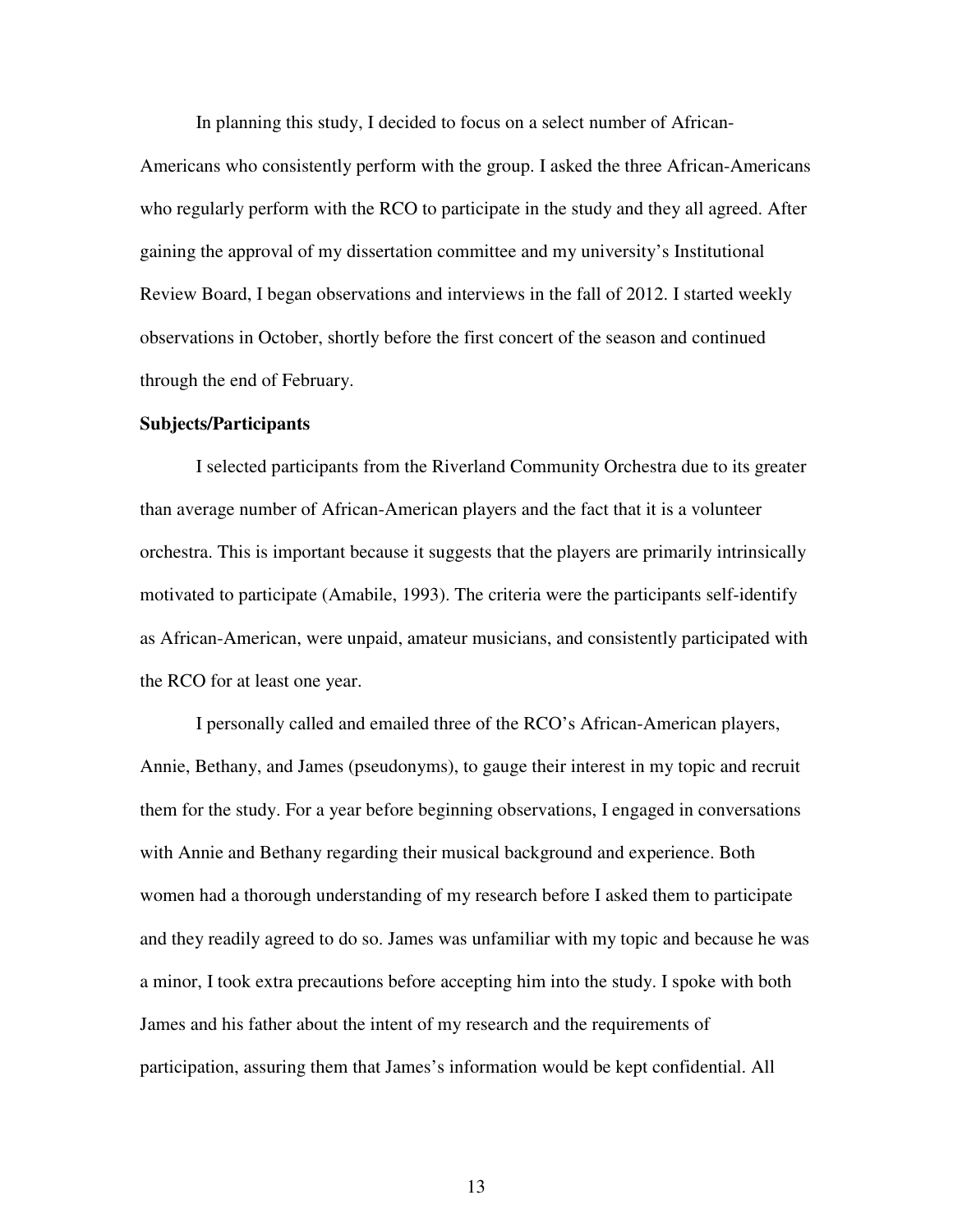In planning this study, I decided to focus on a select number of African-Americans who consistently perform with the group. I asked the three African-Americans who regularly perform with the RCO to participate in the study and they all agreed. After gaining the approval of my dissertation committee and my university's Institutional Review Board, I began observations and interviews in the fall of 2012. I started weekly observations in October, shortly before the first concert of the season and continued through the end of February.

**Subjects/Participants**

I selected participants from the Riverland Community Orchestra due to its greater than average number of African-American players and the fact that it is a volunteer orchestra. This is important because it suggests that the players are primarily intrinsically motivated to participate (Amabile, 1993). The criteria were the participants self-identify as African-American, were unpaid, amateur musicians, and consistently participated with the RCO for at least one year.

I personally called and emailed three of the RCO's African-American players, Annie, Bethany, and James (pseudonyms), to gauge their interest in my topic and recruit them for the study. For a year before beginning observations, I engaged in conversations with Annie and Bethany regarding their musical background and experience. Both women had a thorough understanding of my research before I asked them to participate and they readily agreed to do so. James was unfamiliar with my topic and because he was a minor, I took extra precautions before accepting him into the study. I spoke with both James and his father about the intent of my research and the requirements of participation, assuring them that James's information would be kept confidential. All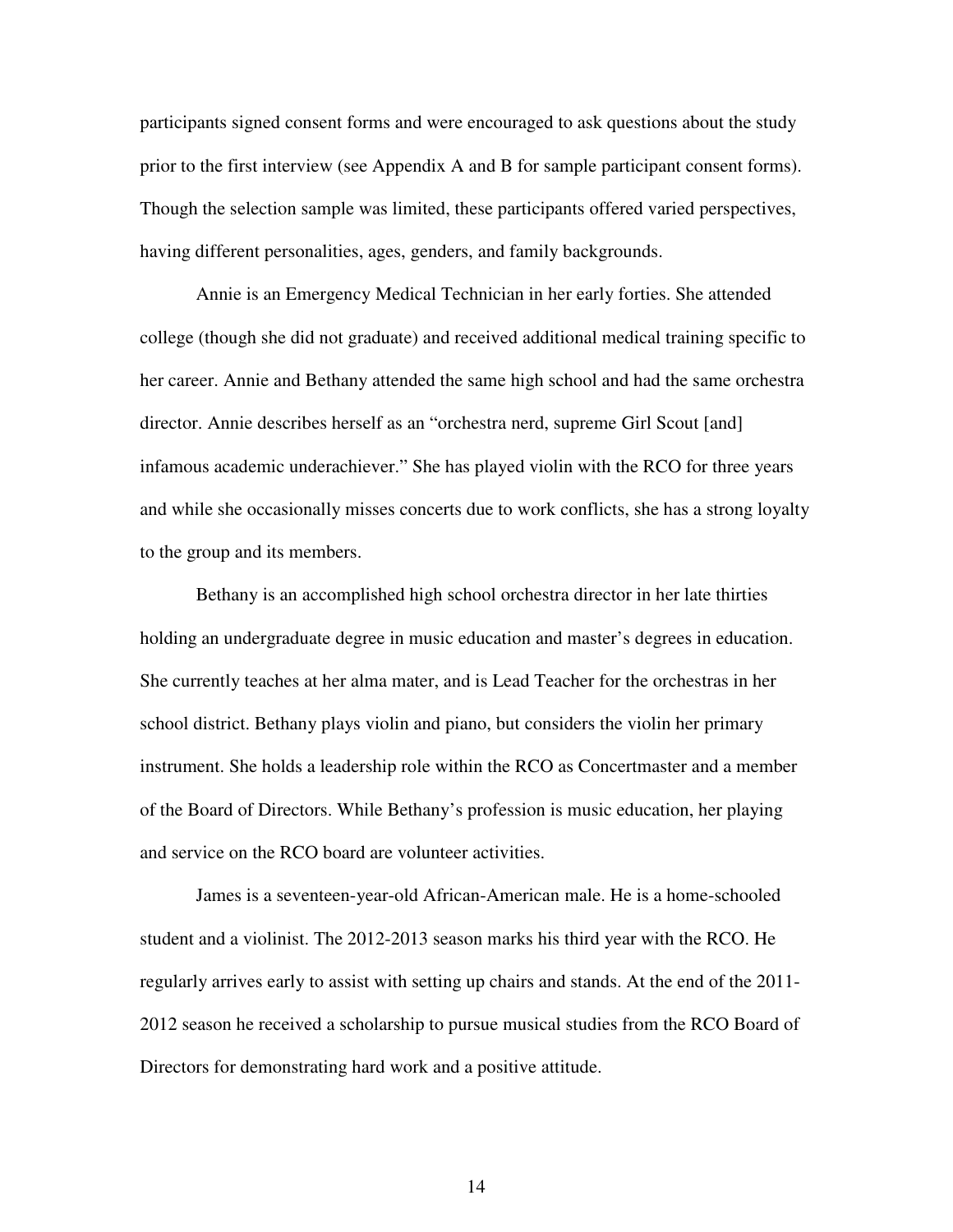participants signed consent forms and were encouraged to ask questions about the study prior to the first interview (see Appendix A and B for sample participant consent forms). Though the selection sample was limited, these participants offered varied perspectives, having different personalities, ages, genders, and family backgrounds.

Annie is an Emergency Medical Technician in her early forties. She attended college (though she did not graduate) and received additional medical training specific to her career. Annie and Bethany attended the same high school and had the same orchestra director. Annie describes herself as an "orchestra nerd, supreme Girl Scout [and] infamous academic underachiever." She has played violin with the RCO for three years and while she occasionally misses concerts due to work conflicts, she has a strong loyalty to the group and its members.

Bethany is an accomplished high school orchestra director in her late thirties holding an undergraduate degree in music education and master's degrees in education. She currently teaches at her alma mater, and is Lead Teacher for the orchestras in her school district. Bethany plays violin and piano, but considers the violin her primary instrument. She holds a leadership role within the RCO as Concertmaster and a member of the Board of Directors. While Bethany's profession is music education, her playing and service on the RCO board are volunteer activities.

James is a seventeen-year-old African-American male. He is a home-schooled student and a violinist. The 2012-2013 season marks his third year with the RCO. He regularly arrives early to assist with setting up chairs and stands. At the end of the 2011-2012 season he received a scholarship to pursue musical studies from the RCO Board of Directors for demonstrating hard work and a positive attitude.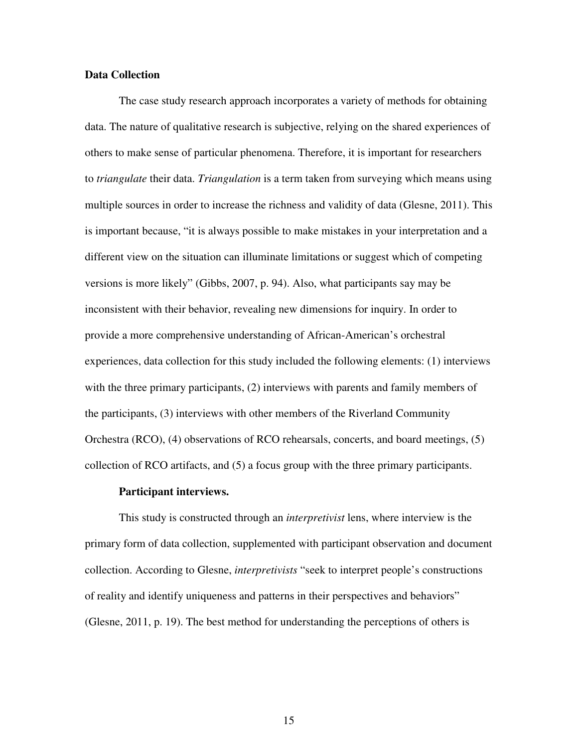**Data Collection**

The case study research approach incorporates a variety of methods for obtaining data. The nature of qualitative research is subjective, relying on the shared experiences of others to make sense of particular phenomena. Therefore, it is important for researchers to *triangulate* their data. *Triangulation* is a term taken from surveying which means using multiple sources in order to increase the richness and validity of data (Glesne, 2011). This is important because, "it is always possible to make mistakes in your interpretation and a different view on the situation can illuminate limitations or suggest which of competing versions is more likely" (Gibbs, 2007, p. 94). Also, what participants say may be inconsistent with their behavior, revealing new dimensions for inquiry. In order to provide a more comprehensive understanding of African-American's orchestral experiences, data collection for this study included the following elements: (1) interviews with the three primary participants, (2) interviews with parents and family members of the participants, (3) interviews with other members of the Riverland Community Orchestra (RCO), (4) observations of RCO rehearsals, concerts, and board meetings, (5) collection of RCO artifacts, and (5) a focus group with the three primary participants.

**Participant interviews.**

This study is constructed through an *interpretivist* lens, where interview is the primary form of data collection, supplemented with participant observation and document collection. According to Glesne, *interpretivists* "seek to interpret people's constructions of reality and identify uniqueness and patterns in their perspectives and behaviors" (Glesne, 2011, p. 19). The best method for understanding the perceptions of others is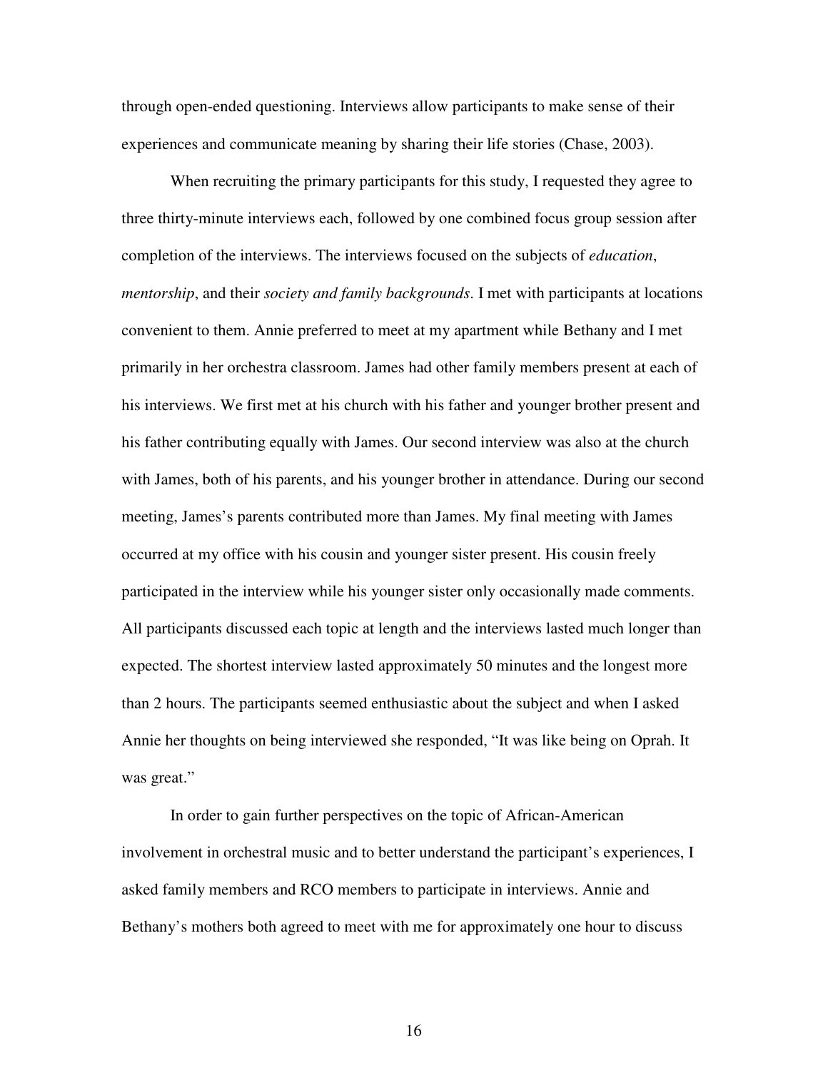through open-ended questioning. Interviews allow participants to make sense of their experiences and communicate meaning by sharing their life stories (Chase, 2003).

When recruiting the primary participants for this study, I requested they agree to three thirty-minute interviews each, followed by one combined focus group session after completion of the interviews. The interviews focused on the subjects of *education*, *mentorship*, and their *society and family backgrounds*. I met with participants at locations convenient to them. Annie preferred to meet at my apartment while Bethany and I met primarily in her orchestra classroom. James had other family members present at each of his interviews. We first met at his church with his father and younger brother present and his father contributing equally with James. Our second interview was also at the church with James, both of his parents, and his younger brother in attendance. During our second meeting, James's parents contributed more than James. My final meeting with James occurred at my office with his cousin and younger sister present. His cousin freely participated in the interview while his younger sister only occasionally made comments. All participants discussed each topic at length and the interviews lasted much longer than expected. The shortest interview lasted approximately 50 minutes and the longest more than 2 hours. The participants seemed enthusiastic about the subject and when I asked Annie her thoughts on being interviewed she responded, "It was like being on Oprah. It was great."

In order to gain further perspectives on the topic of African-American involvement in orchestral music and to better understand the participant's experiences, I asked family members and RCO members to participate in interviews. Annie and Bethany's mothers both agreed to meet with me for approximately one hour to discuss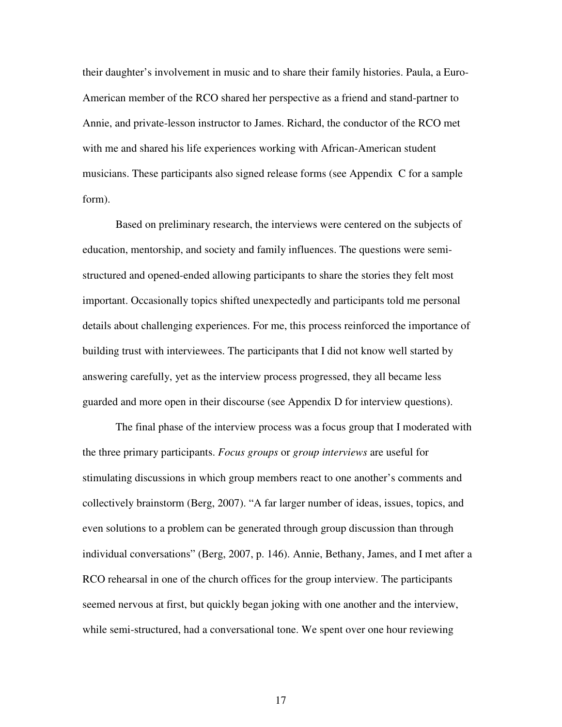their daughter's involvement in music and to share their family histories. Paula, a Euro-American member of the RCO shared her perspective as a friend and stand-partner to Annie, and private-lesson instructor to James. Richard, the conductor of the RCO met with me and shared his life experiences working with African-American student musicians. These participants also signed release forms (see Appendix C for a sample form).

Based on preliminary research, the interviews were centered on the subjects of education, mentorship, and society and family influences. The questions were semi-structured and opened-ended allowing participants to share the stories they felt most important. Occasionally topics shifted unexpectedly and participants told me personal details about challenging experiences. For me, this process reinforced the importance of building trust with interviewees. The participants that I did not know well started by answering carefully, yet as the interview process progressed, they all became less guarded and more open in their discourse (see Appendix D for interview questions).

The final phase of the interview process was a focus group that I moderated with the three primary participants. *Focus groups* or *group interviews* are useful for stimulating discussions in which group members react to one another's comments and collectively brainstorm (Berg, 2007). "A far larger number of ideas, issues, topics, and even solutions to a problem can be generated through group discussion than through individual conversations" (Berg, 2007, p. 146). Annie, Bethany, James, and I met after a RCO rehearsal in one of the church offices for the group interview. The participants seemed nervous at first, but quickly began joking with one another and the interview, while semi-structured, had a conversational tone. We spent over one hour reviewing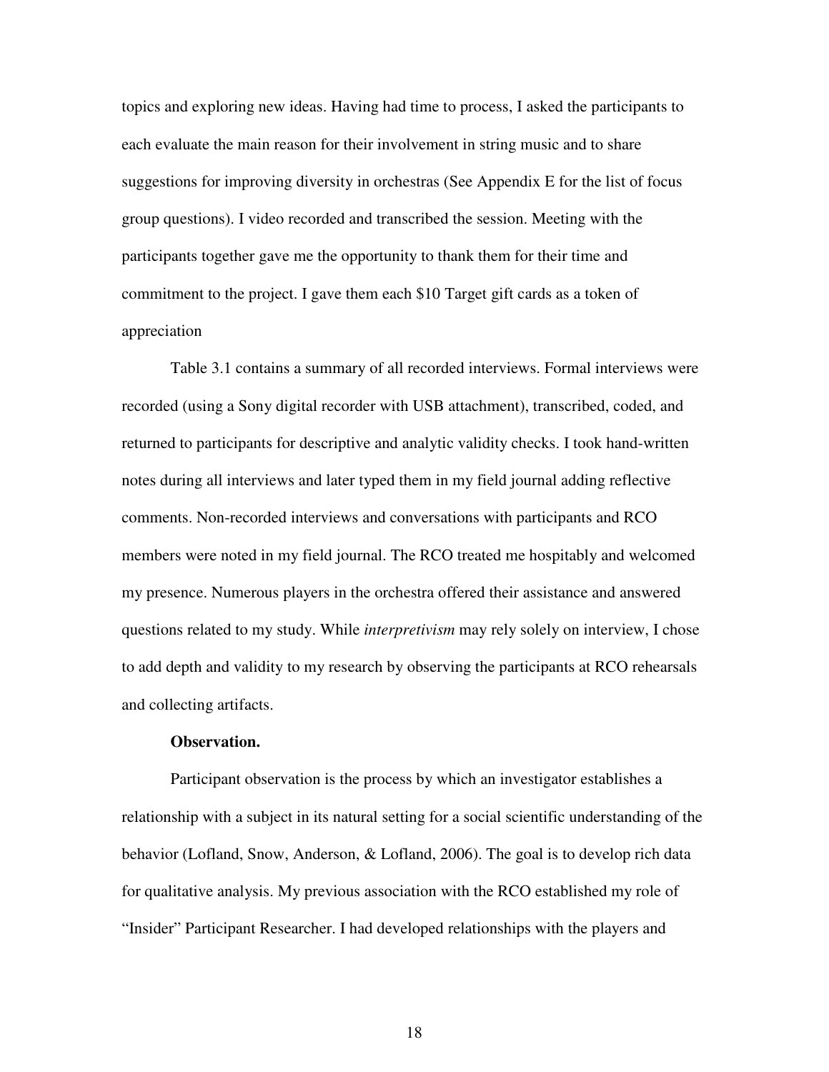topics and exploring new ideas. Having had time to process, I asked the participants to each evaluate the main reason for their involvement in string music and to share suggestions for improving diversity in orchestras (See Appendix E for the list of focus group questions). I video recorded and transcribed the session. Meeting with the participants together gave me the opportunity to thank them for their time and commitment to the project. I gave them each $10 Target gift cards as a token of appreciation

Table 3.1 contains a summary of all recorded interviews. Formal interviews were recorded (using a Sony digital recorder with USB attachment), transcribed, coded, and returned to participants for descriptive and analytic validity checks. I took hand-written notes during all interviews and later typed them in my field journal adding reflective comments. Non-recorded interviews and conversations with participants and RCO members were noted in my field journal. The RCO treated me hospitably and welcomed my presence. Numerous players in the orchestra offered their assistance and answered questions related to my study. While *interpretivism* may rely solely on interview, I chose to add depth and validity to my research by observing the participants at RCO rehearsals and collecting artifacts.

**Observation.**

Participant observation is the process by which an investigator establishes a relationship with a subject in its natural setting for a social scientific understanding of the behavior (Lofland, Snow, Anderson, & Lofland, 2006). The goal is to develop rich data for qualitative analysis. My previous association with the RCO established my role of "Insider" Participant Researcher. I had developed relationships with the players and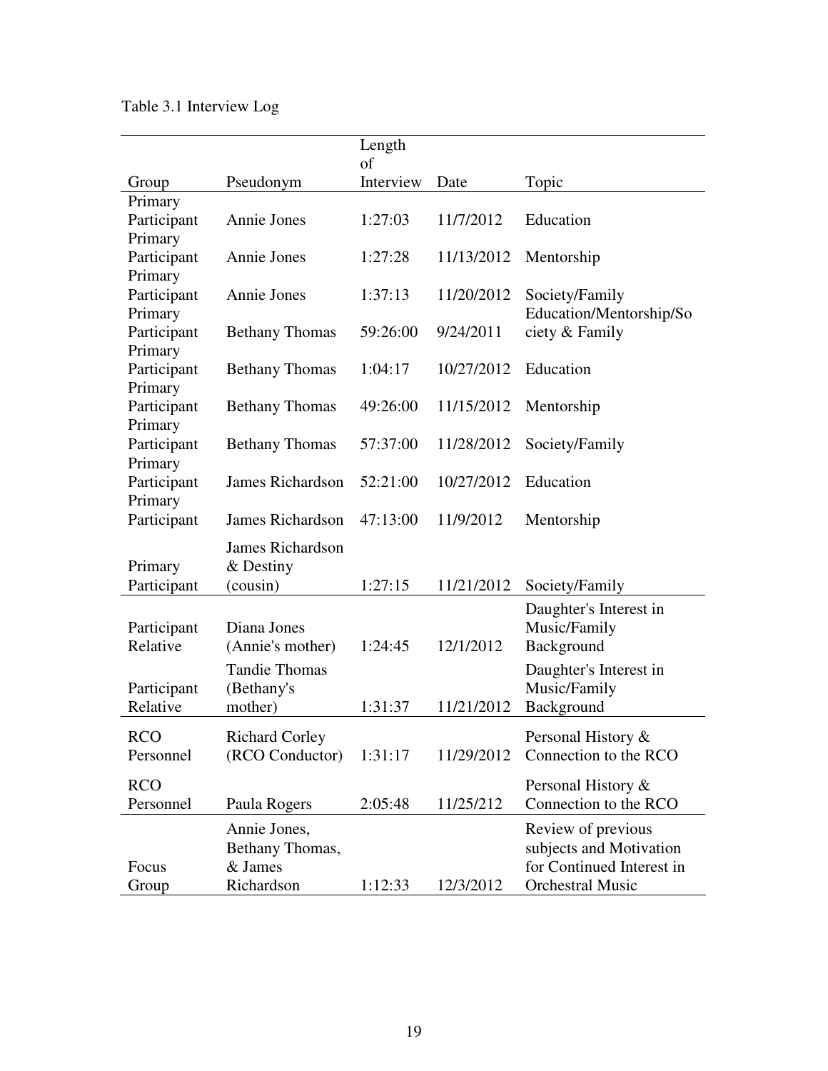Table 3.1 Interview Log

| Group | Pseudonym | Length of Interview | Date | Topic |
|---|---|---|---|---|
| Primary Participant | Annie Jones | 1:27:03 | 11/7/2012 | Education |
| Primary Participant | Annie Jones | 1:27:28 | 11/13/2012 | Mentorship |
| Primary Participant | Annie Jones | 1:37:13 | 11/20/2012 | Society/Family |
| Primary Participant | Bethany Thomas | 59:26:00 | 9/24/2011 | Education/Mentorship/Society & Family |
| Primary Participant | Bethany Thomas | 1:04:17 | 10/27/2012 | Education |
| Primary Participant | Bethany Thomas | 49:26:00 | 11/15/2012 | Mentorship |
| Primary Participant | Bethany Thomas | 57:37:00 | 11/28/2012 | Society/Family |
| Primary Participant | James Richardson | 52:21:00 | 10/27/2012 | Education |
| Primary Participant | James Richardson | 47:13:00 | 11/9/2012 | Mentorship |
| Primary Participant | James Richardson & Destiny (cousin) | 1:27:15 | 11/21/2012 | Society/Family |
| Participant Relative | Diana Jones (Annie's mother) | 1:24:45 | 12/1/2012 | Daughter's Interest in Music/Family Background |
| Participant Relative | Tandie Thomas (Bethany's mother) | 1:31:37 | 11/21/2012 | Daughter's Interest in Music/Family Background |
| RCO Personnel | Richard Corley (RCO Conductor) | 1:31:17 | 11/29/2012 | Personal History & Connection to the RCO |
| RCO Personnel | Paula Rogers | 2:05:48 | 11/25/212 | Personal History & Connection to the RCO |
| Focus Group | Annie Jones, Bethany Thomas, & James Richardson | 1:12:33 | 12/3/2012 | Review of previous subjects and Motivation for Continued Interest in Orchestral Music |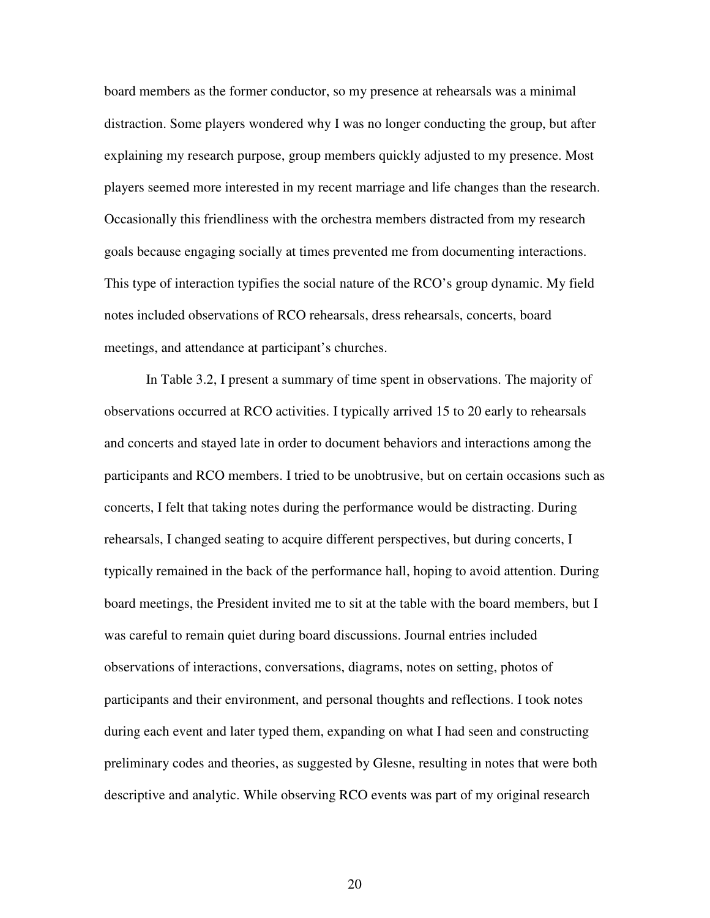board members as the former conductor, so my presence at rehearsals was a minimal distraction. Some players wondered why I was no longer conducting the group, but after explaining my research purpose, group members quickly adjusted to my presence. Most players seemed more interested in my recent marriage and life changes than the research. Occasionally this friendliness with the orchestra members distracted from my research goals because engaging socially at times prevented me from documenting interactions. This type of interaction typifies the social nature of the RCO's group dynamic. My field notes included observations of RCO rehearsals, dress rehearsals, concerts, board meetings, and attendance at participant's churches.

In Table 3.2, I present a summary of time spent in observations. The majority of observations occurred at RCO activities. I typically arrived 15 to 20 early to rehearsals and concerts and stayed late in order to document behaviors and interactions among the participants and RCO members. I tried to be unobtrusive, but on certain occasions such as concerts, I felt that taking notes during the performance would be distracting. During rehearsals, I changed seating to acquire different perspectives, but during concerts, I typically remained in the back of the performance hall, hoping to avoid attention. During board meetings, the President invited me to sit at the table with the board members, but I was careful to remain quiet during board discussions. Journal entries included observations of interactions, conversations, diagrams, notes on setting, photos of participants and their environment, and personal thoughts and reflections. I took notes during each event and later typed them, expanding on what I had seen and constructing preliminary codes and theories, as suggested by Glesne, resulting in notes that were both descriptive and analytic. While observing RCO events was part of my original research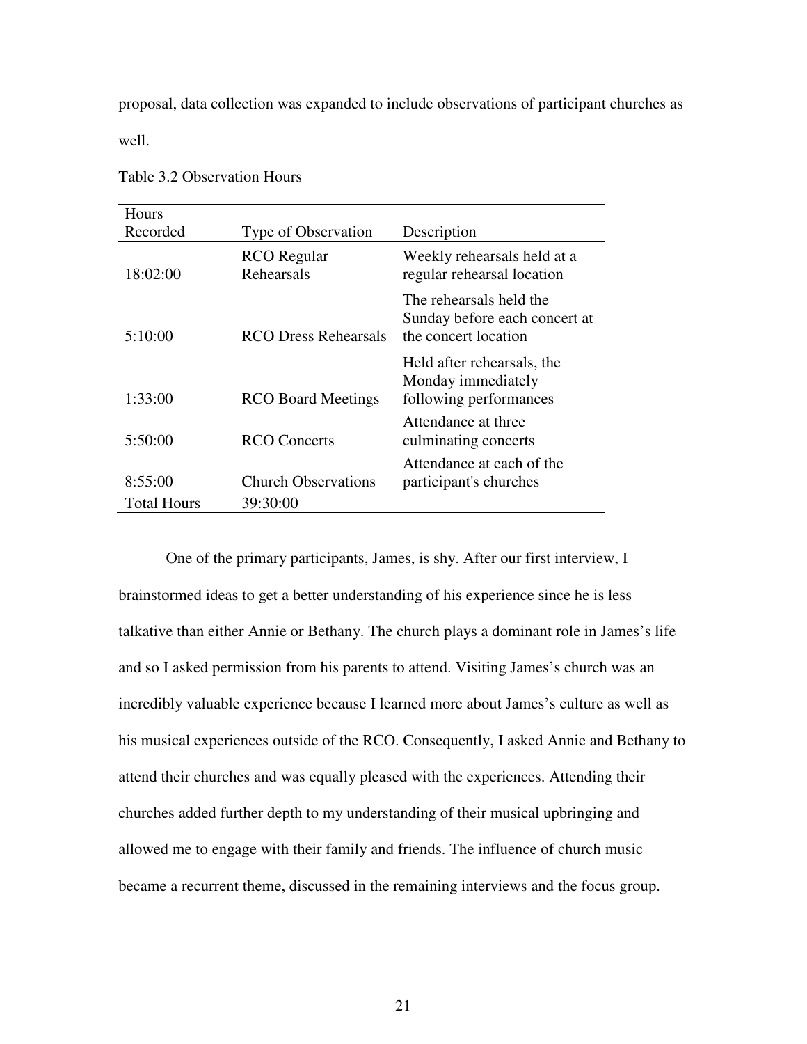proposal, data collection was expanded to include observations of participant churches as well.

Table 3.2 Observation Hours

| Hours Recorded | Type of Observation | Description |
|---|---|---|
| 18:02:00 | RCO Regular Rehearsals | Weekly rehearsals held at a regular rehearsal location |
| 5:10:00 | RCO Dress Rehearsals | The rehearsals held the Sunday before each concert at the concert location |
| 1:33:00 | RCO Board Meetings | Held after rehearsals, the Monday immediately following performances |
| 5:50:00 | RCO Concerts | Attendance at three culminating concerts |
| 8:55:00 | Church Observations | Attendance at each of the participant's churches |
| Total Hours | 39:30:00 | |

One of the primary participants, James, is shy. After our first interview, I brainstormed ideas to get a better understanding of his experience since he is less talkative than either Annie or Bethany. The church plays a dominant role in James's life and so I asked permission from his parents to attend. Visiting James's church was an incredibly valuable experience because I learned more about James's culture as well as his musical experiences outside of the RCO. Consequently, I asked Annie and Bethany to attend their churches and was equally pleased with the experiences. Attending their churches added further depth to my understanding of their musical upbringing and allowed me to engage with their family and friends. The influence of church music became a recurrent theme, discussed in the remaining interviews and the focus group.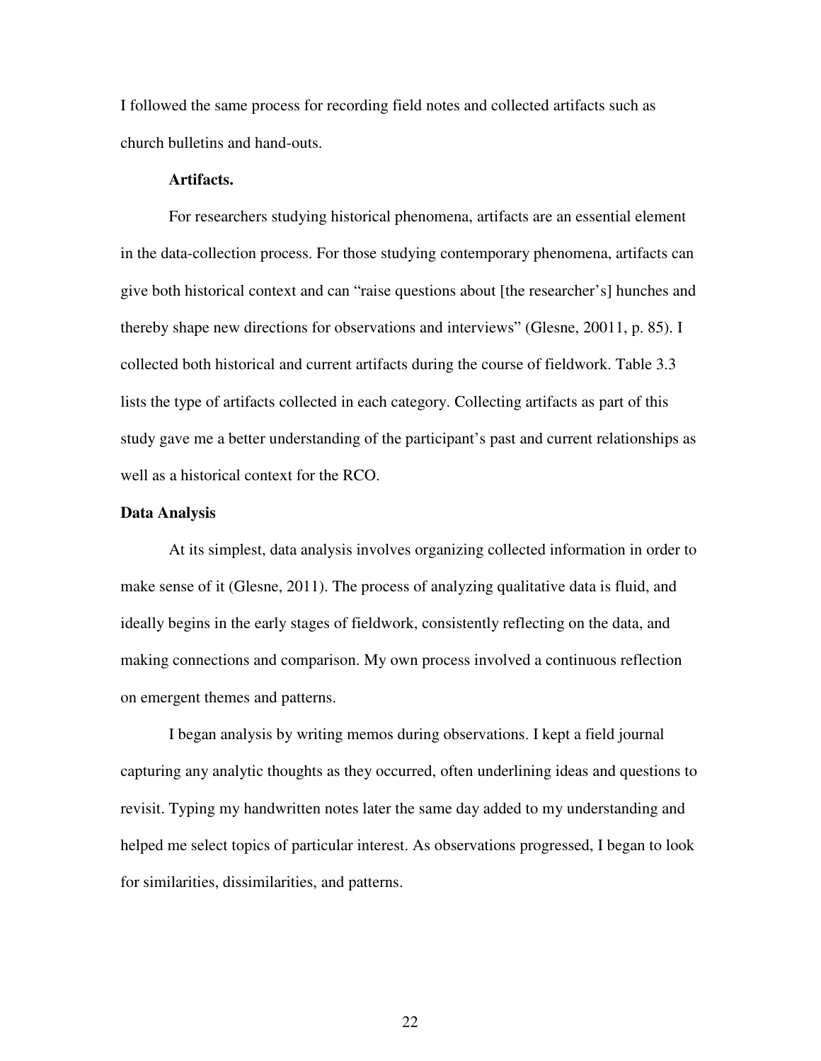I followed the same process for recording field notes and collected artifacts such as church bulletins and hand-outs.

**Artifacts.**

For researchers studying historical phenomena, artifacts are an essential element in the data-collection process. For those studying contemporary phenomena, artifacts can give both historical context and can "raise questions about [the researcher's] hunches and thereby shape new directions for observations and interviews" (Glesne, 20011, p. 85). I collected both historical and current artifacts during the course of fieldwork. Table 3.3 lists the type of artifacts collected in each category. Collecting artifacts as part of this study gave me a better understanding of the participant's past and current relationships as well as a historical context for the RCO.

### Data Analysis

At its simplest, data analysis involves organizing collected information in order to make sense of it (Glesne, 2011). The process of analyzing qualitative data is fluid, and ideally begins in the early stages of fieldwork, consistently reflecting on the data, and making connections and comparison. My own process involved a continuous reflection on emergent themes and patterns.

I began analysis by writing memos during observations. I kept a field journal capturing any analytic thoughts as they occurred, often underlining ideas and questions to revisit. Typing my handwritten notes later the same day added to my understanding and helped me select topics of particular interest. As observations progressed, I began to look for similarities, dissimilarities, and patterns.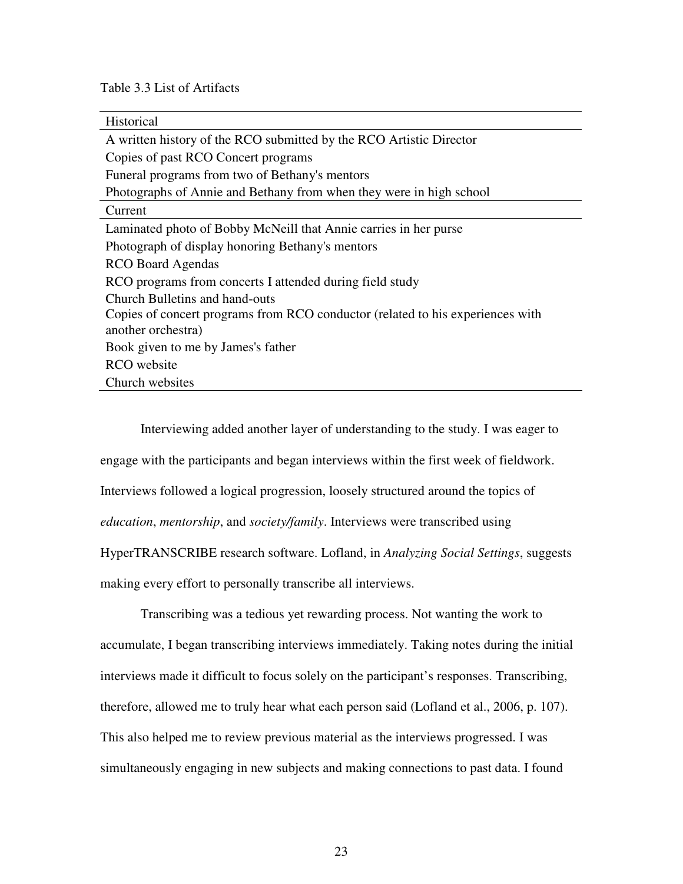Table 3.3 List of Artifacts

| |
|---|
| Historical |
| A written history of the RCO submitted by the RCO Artistic Director |
| Copies of past RCO Concert programs |
| Funeral programs from two of Bethany's mentors |
| Photographs of Annie and Bethany from when they were in high school |
| Current |
| Laminated photo of Bobby McNeill that Annie carries in her purse |
| Photograph of display honoring Bethany's mentors |
| RCO Board Agendas |
| RCO programs from concerts I attended during field study |
| Church Bulletins and hand-outs |
| Copies of concert programs from RCO conductor (related to his experiences with another orchestra) |
| Book given to me by James's father |
| RCO website |
| Church websites |

Interviewing added another layer of understanding to the study. I was eager to engage with the participants and began interviews within the first week of fieldwork. Interviews followed a logical progression, loosely structured around the topics of *education*, *mentorship*, and *society/family*. Interviews were transcribed using HyperTRANSCRIBE research software. Lofland, in *Analyzing Social Settings*, suggests making every effort to personally transcribe all interviews.

Transcribing was a tedious yet rewarding process. Not wanting the work to accumulate, I began transcribing interviews immediately. Taking notes during the initial interviews made it difficult to focus solely on the participant's responses. Transcribing, therefore, allowed me to truly hear what each person said (Lofland et al., 2006, p. 107). This also helped me to review previous material as the interviews progressed. I was simultaneously engaging in new subjects and making connections to past data. I found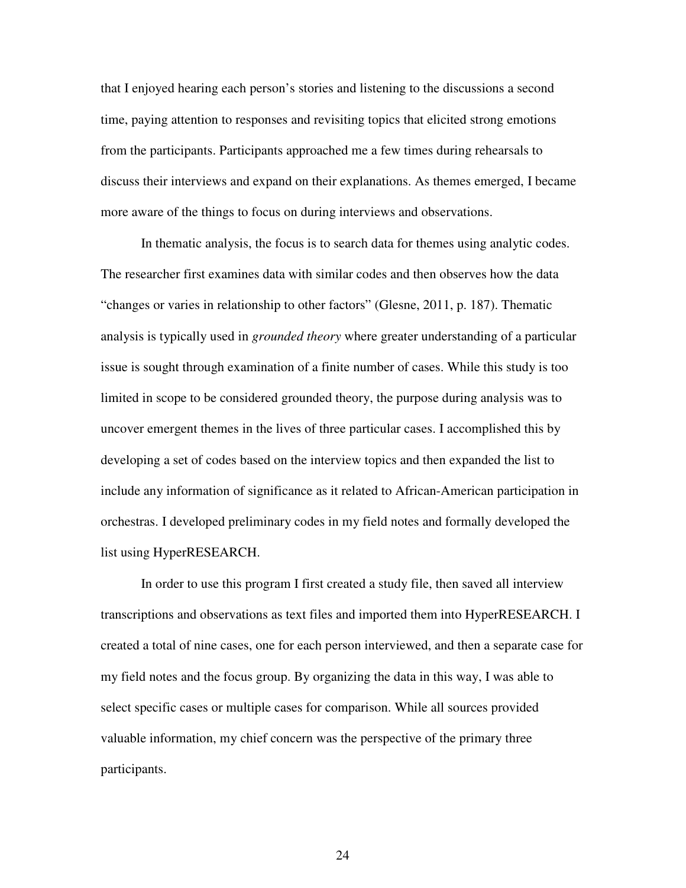that I enjoyed hearing each person's stories and listening to the discussions a second time, paying attention to responses and revisiting topics that elicited strong emotions from the participants. Participants approached me a few times during rehearsals to discuss their interviews and expand on their explanations. As themes emerged, I became more aware of the things to focus on during interviews and observations.

In thematic analysis, the focus is to search data for themes using analytic codes. The researcher first examines data with similar codes and then observes how the data "changes or varies in relationship to other factors" (Glesne, 2011, p. 187). Thematic analysis is typically used in *grounded theory* where greater understanding of a particular issue is sought through examination of a finite number of cases. While this study is too limited in scope to be considered grounded theory, the purpose during analysis was to uncover emergent themes in the lives of three particular cases. I accomplished this by developing a set of codes based on the interview topics and then expanded the list to include any information of significance as it related to African-American participation in orchestras. I developed preliminary codes in my field notes and formally developed the list using HyperRESEARCH.

In order to use this program I first created a study file, then saved all interview transcriptions and observations as text files and imported them into HyperRESEARCH. I created a total of nine cases, one for each person interviewed, and then a separate case for my field notes and the focus group. By organizing the data in this way, I was able to select specific cases or multiple cases for comparison. While all sources provided valuable information, my chief concern was the perspective of the primary three participants.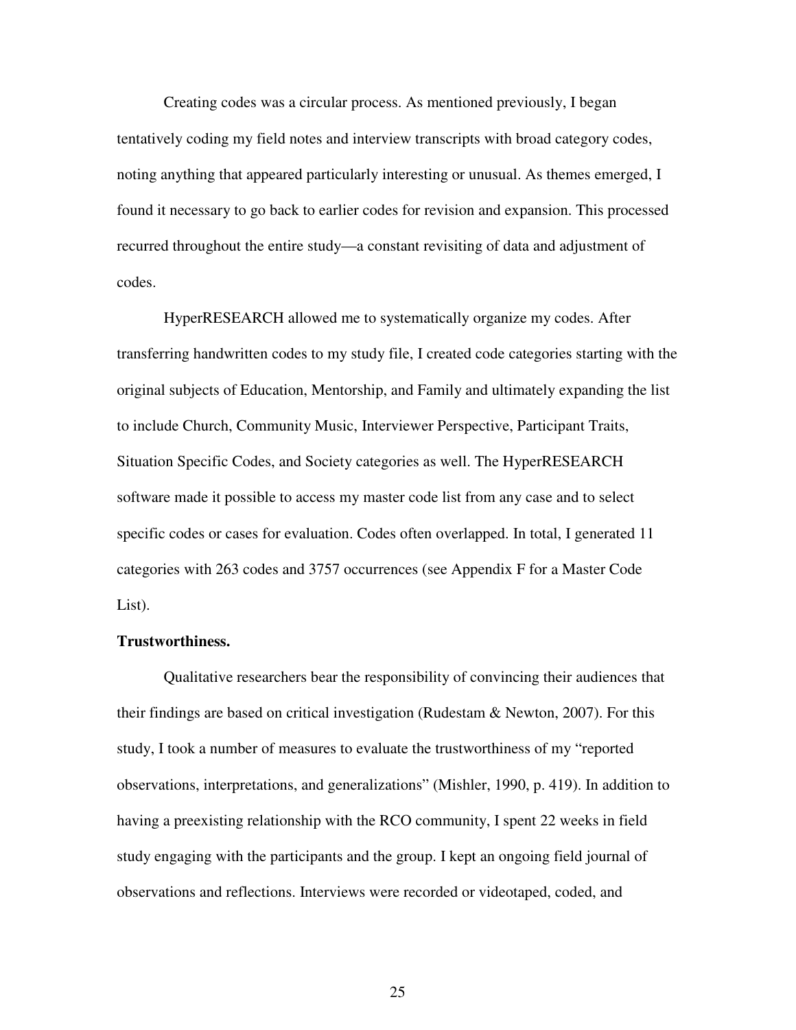Creating codes was a circular process. As mentioned previously, I began tentatively coding my field notes and interview transcripts with broad category codes, noting anything that appeared particularly interesting or unusual. As themes emerged, I found it necessary to go back to earlier codes for revision and expansion. This processed recurred throughout the entire study—a constant revisiting of data and adjustment of codes.

HyperRESEARCH allowed me to systematically organize my codes. After transferring handwritten codes to my study file, I created code categories starting with the original subjects of Education, Mentorship, and Family and ultimately expanding the list to include Church, Community Music, Interviewer Perspective, Participant Traits, Situation Specific Codes, and Society categories as well. The HyperRESEARCH software made it possible to access my master code list from any case and to select specific codes or cases for evaluation. Codes often overlapped. In total, I generated 11 categories with 263 codes and 3757 occurrences (see Appendix F for a Master Code List).

**Trustworthiness.**

Qualitative researchers bear the responsibility of convincing their audiences that their findings are based on critical investigation (Rudestam & Newton, 2007). For this study, I took a number of measures to evaluate the trustworthiness of my "reported observations, interpretations, and generalizations" (Mishler, 1990, p. 419). In addition to having a preexisting relationship with the RCO community, I spent 22 weeks in field study engaging with the participants and the group. I kept an ongoing field journal of observations and reflections. Interviews were recorded or videotaped, coded, and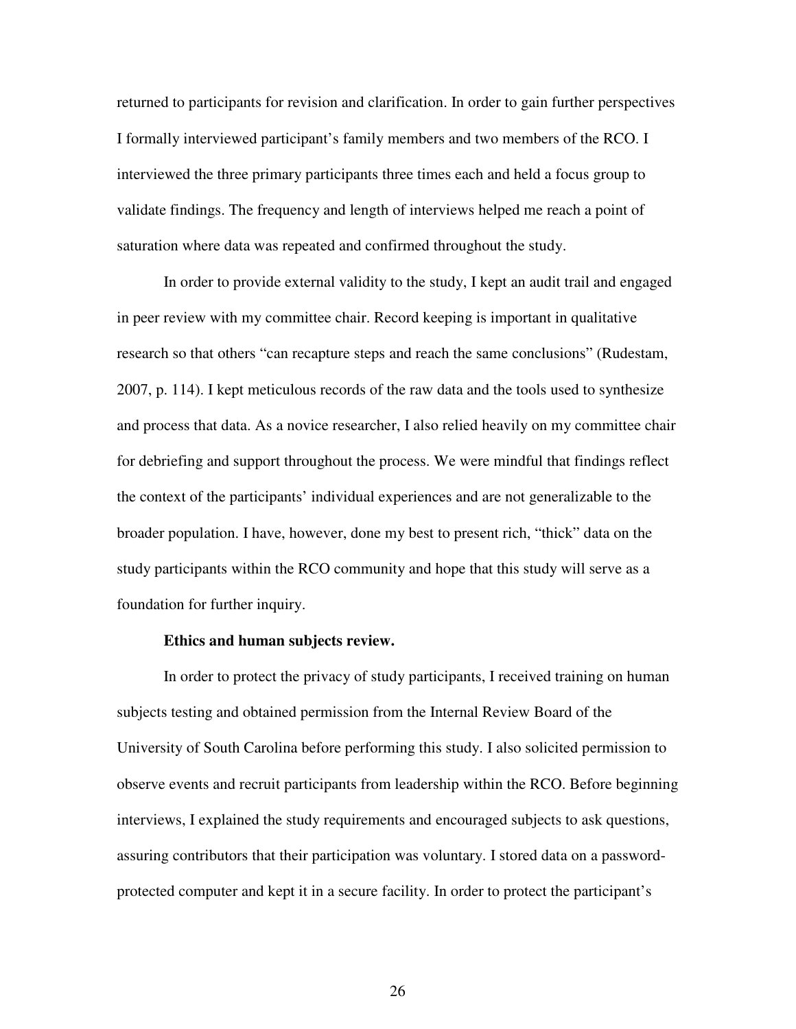returned to participants for revision and clarification. In order to gain further perspectives I formally interviewed participant's family members and two members of the RCO. I interviewed the three primary participants three times each and held a focus group to validate findings. The frequency and length of interviews helped me reach a point of saturation where data was repeated and confirmed throughout the study.

In order to provide external validity to the study, I kept an audit trail and engaged in peer review with my committee chair. Record keeping is important in qualitative research so that others "can recapture steps and reach the same conclusions" (Rudestam, 2007, p. 114). I kept meticulous records of the raw data and the tools used to synthesize and process that data. As a novice researcher, I also relied heavily on my committee chair for debriefing and support throughout the process. We were mindful that findings reflect the context of the participants' individual experiences and are not generalizable to the broader population. I have, however, done my best to present rich, "thick" data on the study participants within the RCO community and hope that this study will serve as a foundation for further inquiry.

**Ethics and human subjects review.**

In order to protect the privacy of study participants, I received training on human subjects testing and obtained permission from the Internal Review Board of the University of South Carolina before performing this study. I also solicited permission to observe events and recruit participants from leadership within the RCO. Before beginning interviews, I explained the study requirements and encouraged subjects to ask questions, assuring contributors that their participation was voluntary. I stored data on a password-protected computer and kept it in a secure facility. In order to protect the participant's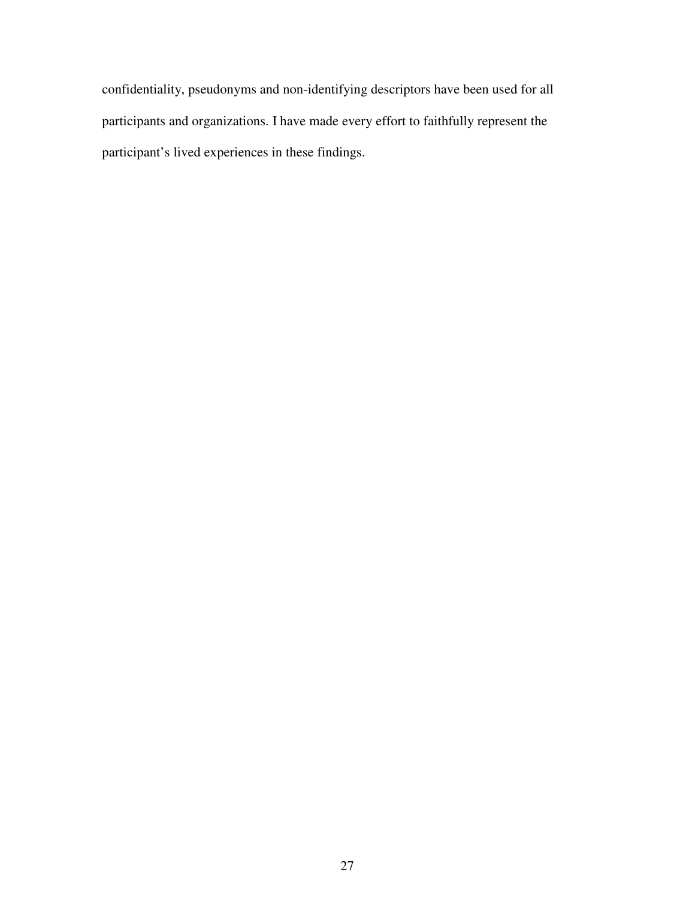confidentiality, pseudonyms and non-identifying descriptors have been used for all participants and organizations. I have made every effort to faithfully represent the participant's lived experiences in these findings.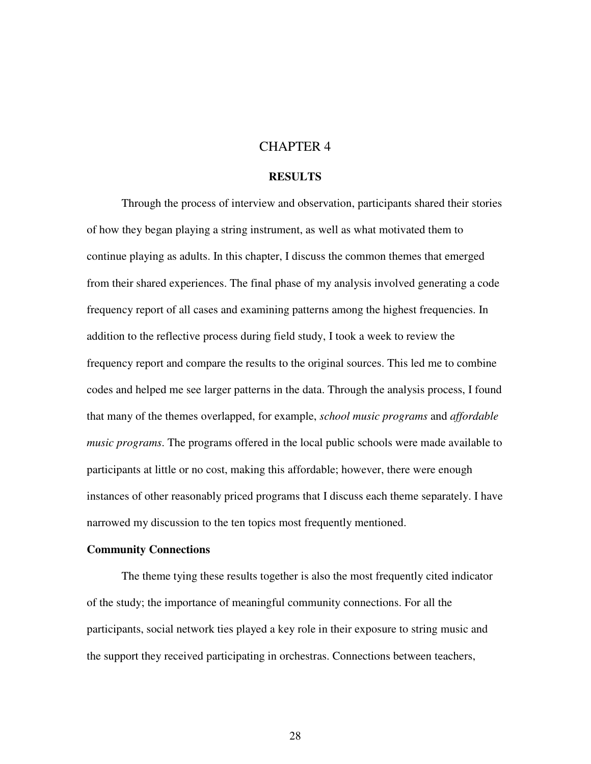# CHAPTER 4

## RESULTS

Through the process of interview and observation, participants shared their stories of how they began playing a string instrument, as well as what motivated them to continue playing as adults. In this chapter, I discuss the common themes that emerged from their shared experiences. The final phase of my analysis involved generating a code frequency report of all cases and examining patterns among the highest frequencies. In addition to the reflective process during field study, I took a week to review the frequency report and compare the results to the original sources. This led me to combine codes and helped me see larger patterns in the data. Through the analysis process, I found that many of the themes overlapped, for example, *school music programs* and *affordable music programs*. The programs offered in the local public schools were made available to participants at little or no cost, making this affordable; however, there were enough instances of other reasonably priced programs that I discuss each theme separately. I have narrowed my discussion to the ten topics most frequently mentioned.

### Community Connections

The theme tying these results together is also the most frequently cited indicator of the study; the importance of meaningful community connections. For all the participants, social network ties played a key role in their exposure to string music and the support they received participating in orchestras. Connections between teachers,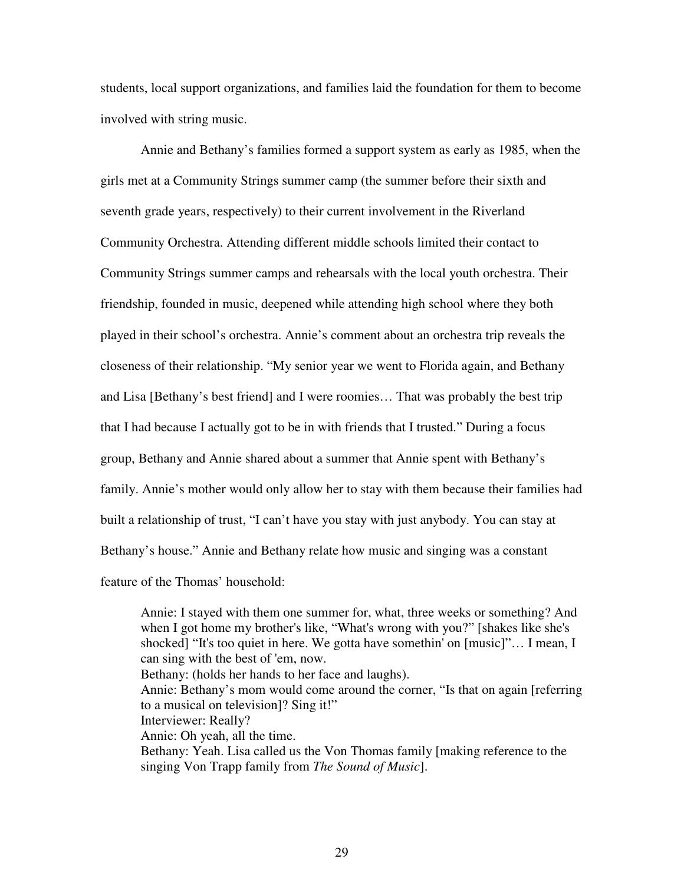students, local support organizations, and families laid the foundation for them to become involved with string music.

Annie and Bethany's families formed a support system as early as 1985, when the girls met at a Community Strings summer camp (the summer before their sixth and seventh grade years, respectively) to their current involvement in the Riverland Community Orchestra. Attending different middle schools limited their contact to Community Strings summer camps and rehearsals with the local youth orchestra. Their friendship, founded in music, deepened while attending high school where they both played in their school's orchestra. Annie's comment about an orchestra trip reveals the closeness of their relationship. "My senior year we went to Florida again, and Bethany and Lisa [Bethany's best friend] and I were roomies… That was probably the best trip that I had because I actually got to be in with friends that I trusted." During a focus group, Bethany and Annie shared about a summer that Annie spent with Bethany's family. Annie's mother would only allow her to stay with them because their families had built a relationship of trust, "I can't have you stay with just anybody. You can stay at Bethany's house." Annie and Bethany relate how music and singing was a constant feature of the Thomas' household:

> Annie: I stayed with them one summer for, what, three weeks or something? And when I got home my brother's like, "What's wrong with you?" [shakes like she's shocked] "It's too quiet in here. We gotta have somethin' on [music]"… I mean, I can sing with the best of 'em, now.
> Bethany: (holds her hands to her face and laughs).
> Annie: Bethany's mom would come around the corner, "Is that on again [referring to a musical on television]? Sing it!"
> Interviewer: Really?
> Annie: Oh yeah, all the time.
> Bethany: Yeah. Lisa called us the Von Thomas family [making reference to the singing Von Trapp family from *The Sound of Music*].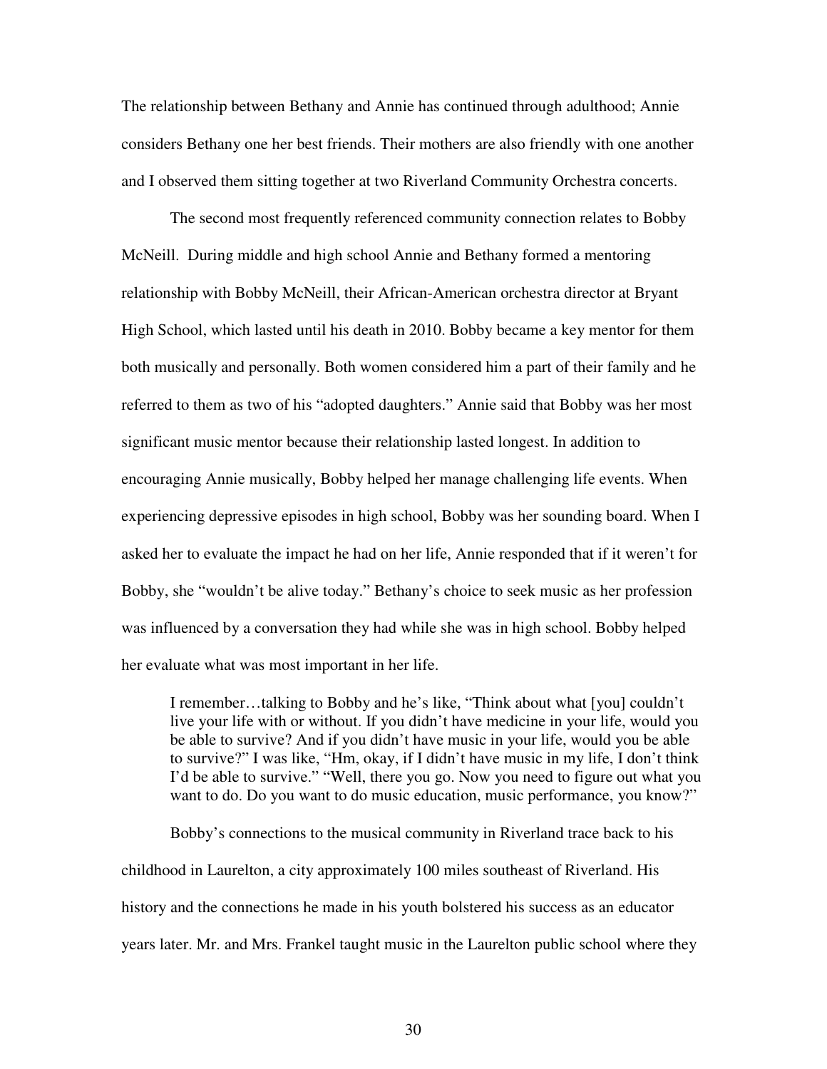The relationship between Bethany and Annie has continued through adulthood; Annie considers Bethany one her best friends. Their mothers are also friendly with one another and I observed them sitting together at two Riverland Community Orchestra concerts.

The second most frequently referenced community connection relates to Bobby McNeill. During middle and high school Annie and Bethany formed a mentoring relationship with Bobby McNeill, their African-American orchestra director at Bryant High School, which lasted until his death in 2010. Bobby became a key mentor for them both musically and personally. Both women considered him a part of their family and he referred to them as two of his "adopted daughters." Annie said that Bobby was her most significant music mentor because their relationship lasted longest. In addition to encouraging Annie musically, Bobby helped her manage challenging life events. When experiencing depressive episodes in high school, Bobby was her sounding board. When I asked her to evaluate the impact he had on her life, Annie responded that if it weren't for Bobby, she "wouldn't be alive today." Bethany's choice to seek music as her profession was influenced by a conversation they had while she was in high school. Bobby helped her evaluate what was most important in her life.

> I remember…talking to Bobby and he's like, "Think about what [you] couldn't live your life with or without. If you didn't have medicine in your life, would you be able to survive? And if you didn't have music in your life, would you be able to survive?" I was like, "Hm, okay, if I didn't have music in my life, I don't think I'd be able to survive." "Well, there you go. Now you need to figure out what you want to do. Do you want to do music education, music performance, you know?"

Bobby's connections to the musical community in Riverland trace back to his childhood in Laurelton, a city approximately 100 miles southeast of Riverland. His history and the connections he made in his youth bolstered his success as an educator years later. Mr. and Mrs. Frankel taught music in the Laurelton public school where they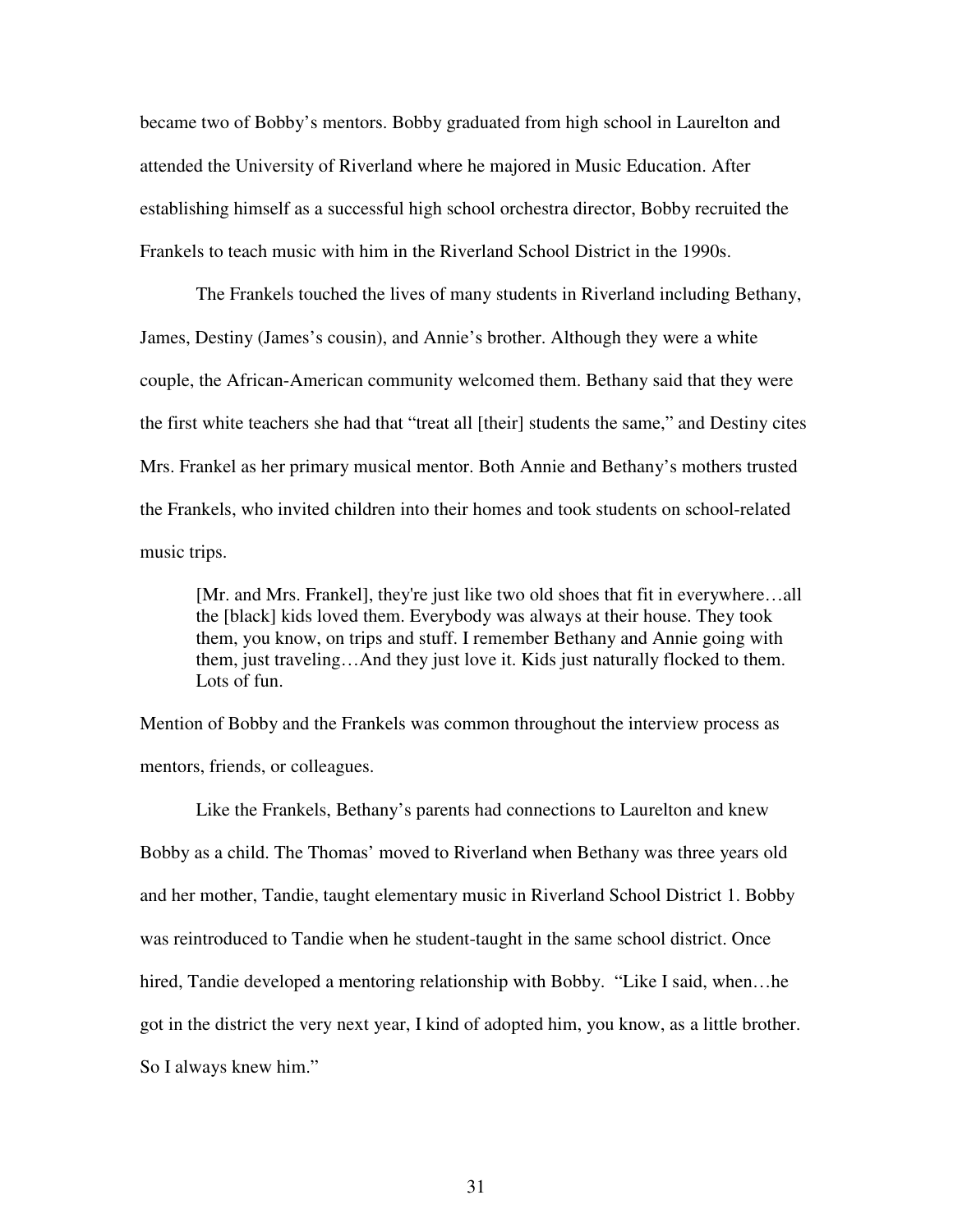became two of Bobby's mentors. Bobby graduated from high school in Laurelton and attended the University of Riverland where he majored in Music Education. After establishing himself as a successful high school orchestra director, Bobby recruited the Frankels to teach music with him in the Riverland School District in the 1990s.

The Frankels touched the lives of many students in Riverland including Bethany, James, Destiny (James's cousin), and Annie's brother. Although they were a white couple, the African-American community welcomed them. Bethany said that they were the first white teachers she had that "treat all [their] students the same," and Destiny cites Mrs. Frankel as her primary musical mentor. Both Annie and Bethany's mothers trusted the Frankels, who invited children into their homes and took students on school-related music trips.

> [Mr. and Mrs. Frankel], they're just like two old shoes that fit in everywhere…all the [black] kids loved them. Everybody was always at their house. They took them, you know, on trips and stuff. I remember Bethany and Annie going with them, just traveling…And they just love it. Kids just naturally flocked to them. Lots of fun.

Mention of Bobby and the Frankels was common throughout the interview process as mentors, friends, or colleagues.

Like the Frankels, Bethany's parents had connections to Laurelton and knew Bobby as a child. The Thomas' moved to Riverland when Bethany was three years old and her mother, Tandie, taught elementary music in Riverland School District 1. Bobby was reintroduced to Tandie when he student-taught in the same school district. Once hired, Tandie developed a mentoring relationship with Bobby. "Like I said, when…he got in the district the very next year, I kind of adopted him, you know, as a little brother. So I always knew him."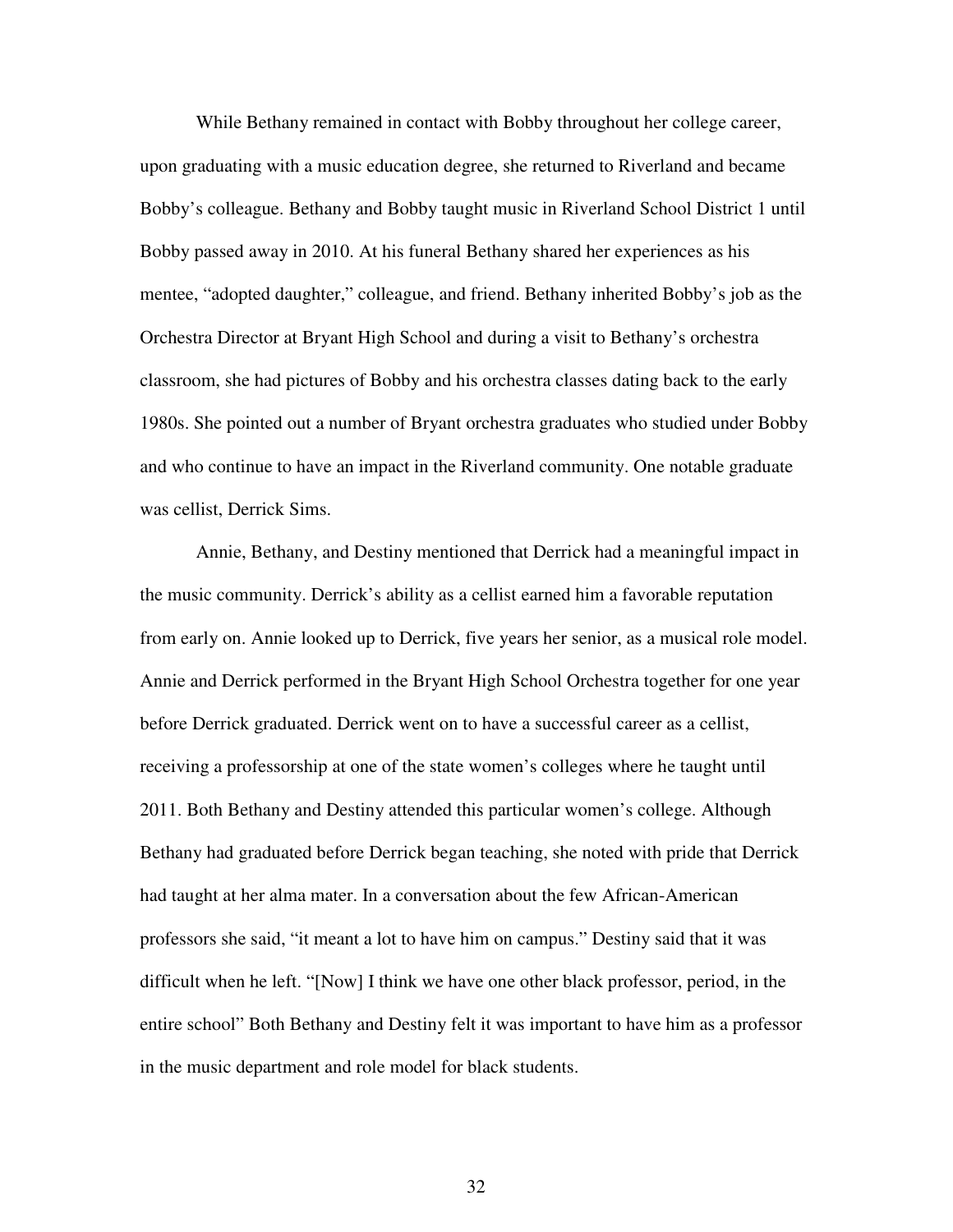While Bethany remained in contact with Bobby throughout her college career, upon graduating with a music education degree, she returned to Riverland and became Bobby's colleague. Bethany and Bobby taught music in Riverland School District 1 until Bobby passed away in 2010. At his funeral Bethany shared her experiences as his mentee, "adopted daughter," colleague, and friend. Bethany inherited Bobby's job as the Orchestra Director at Bryant High School and during a visit to Bethany's orchestra classroom, she had pictures of Bobby and his orchestra classes dating back to the early 1980s. She pointed out a number of Bryant orchestra graduates who studied under Bobby and who continue to have an impact in the Riverland community. One notable graduate was cellist, Derrick Sims.

Annie, Bethany, and Destiny mentioned that Derrick had a meaningful impact in the music community. Derrick's ability as a cellist earned him a favorable reputation from early on. Annie looked up to Derrick, five years her senior, as a musical role model. Annie and Derrick performed in the Bryant High School Orchestra together for one year before Derrick graduated. Derrick went on to have a successful career as a cellist, receiving a professorship at one of the state women's colleges where he taught until 2011. Both Bethany and Destiny attended this particular women's college. Although Bethany had graduated before Derrick began teaching, she noted with pride that Derrick had taught at her alma mater. In a conversation about the few African-American professors she said, "it meant a lot to have him on campus." Destiny said that it was difficult when he left. "[Now] I think we have one other black professor, period, in the entire school" Both Bethany and Destiny felt it was important to have him as a professor in the music department and role model for black students.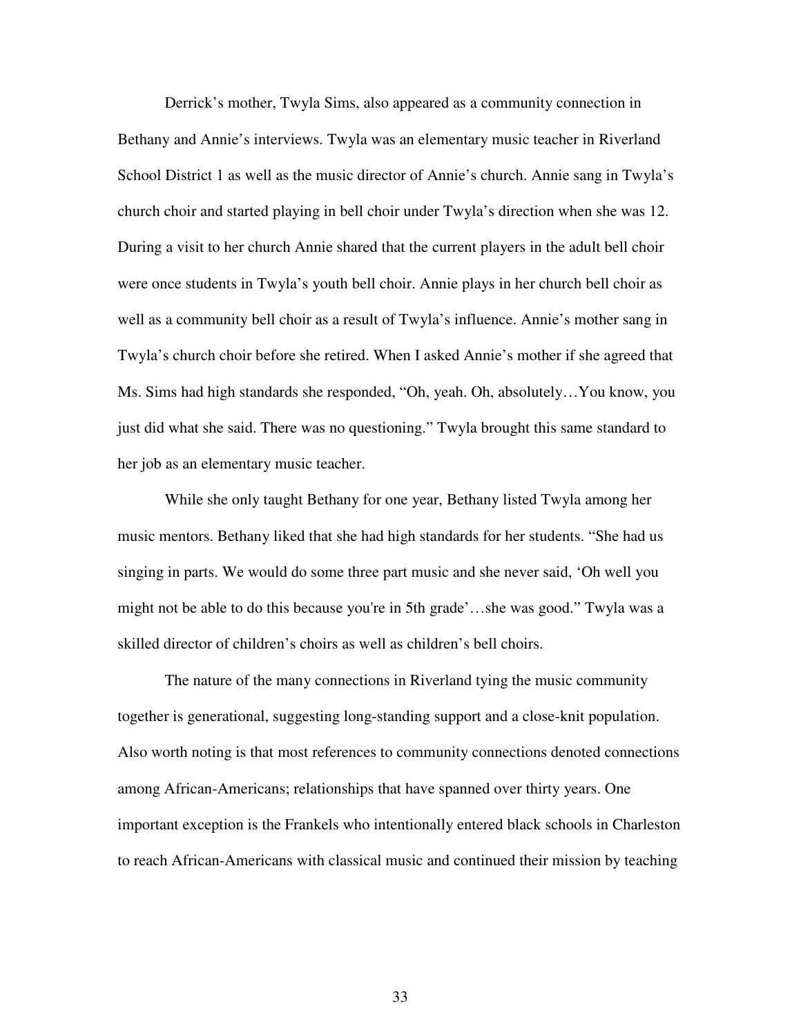Derrick’s mother, Twyla Sims, also appeared as a community connection in Bethany and Annie’s interviews. Twyla was an elementary music teacher in Riverland School District 1 as well as the music director of Annie’s church. Annie sang in Twyla’s church choir and started playing in bell choir under Twyla’s direction when she was 12. During a visit to her church Annie shared that the current players in the adult bell choir were once students in Twyla’s youth bell choir. Annie plays in her church bell choir as well as a community bell choir as a result of Twyla’s influence. Annie’s mother sang in Twyla’s church choir before she retired. When I asked Annie’s mother if she agreed that Ms. Sims had high standards she responded, “Oh, yeah. Oh, absolutely…You know, you just did what she said. There was no questioning.” Twyla brought this same standard to her job as an elementary music teacher.

While she only taught Bethany for one year, Bethany listed Twyla among her music mentors. Bethany liked that she had high standards for her students. “She had us singing in parts. We would do some three part music and she never said, ‘Oh well you might not be able to do this because you're in 5th grade’…she was good.” Twyla was a skilled director of children’s choirs as well as children’s bell choirs.

The nature of the many connections in Riverland tying the music community together is generational, suggesting long-standing support and a close-knit population. Also worth noting is that most references to community connections denoted connections among African-Americans; relationships that have spanned over thirty years. One important exception is the Frankels who intentionally entered black schools in Charleston to reach African-Americans with classical music and continued their mission by teaching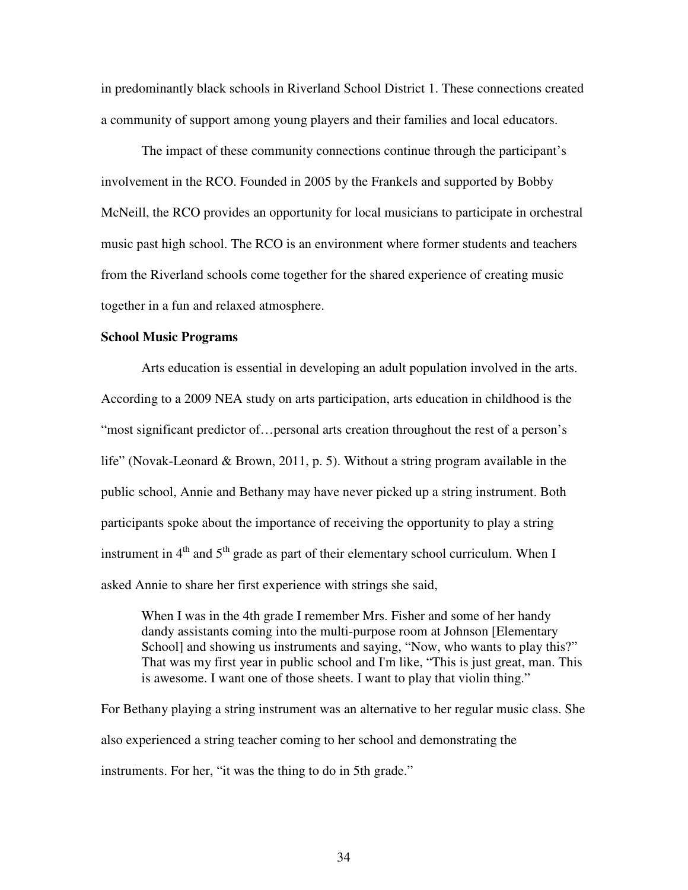in predominantly black schools in Riverland School District 1. These connections created a community of support among young players and their families and local educators.

The impact of these community connections continue through the participant's involvement in the RCO. Founded in 2005 by the Frankels and supported by Bobby McNeill, the RCO provides an opportunity for local musicians to participate in orchestral music past high school. The RCO is an environment where former students and teachers from the Riverland schools come together for the shared experience of creating music together in a fun and relaxed atmosphere.

**School Music Programs**

Arts education is essential in developing an adult population involved in the arts. According to a 2009 NEA study on arts participation, arts education in childhood is the "most significant predictor of…personal arts creation throughout the rest of a person's life" (Novak-Leonard & Brown, 2011, p. 5). Without a string program available in the public school, Annie and Bethany may have never picked up a string instrument. Both participants spoke about the importance of receiving the opportunity to play a string instrument in 4th and 5th grade as part of their elementary school curriculum. When I asked Annie to share her first experience with strings she said,

> When I was in the 4th grade I remember Mrs. Fisher and some of her handy dandy assistants coming into the multi-purpose room at Johnson [Elementary School] and showing us instruments and saying, "Now, who wants to play this?" That was my first year in public school and I'm like, "This is just great, man. This is awesome. I want one of those sheets. I want to play that violin thing."

For Bethany playing a string instrument was an alternative to her regular music class. She also experienced a string teacher coming to her school and demonstrating the instruments. For her, "it was the thing to do in 5th grade."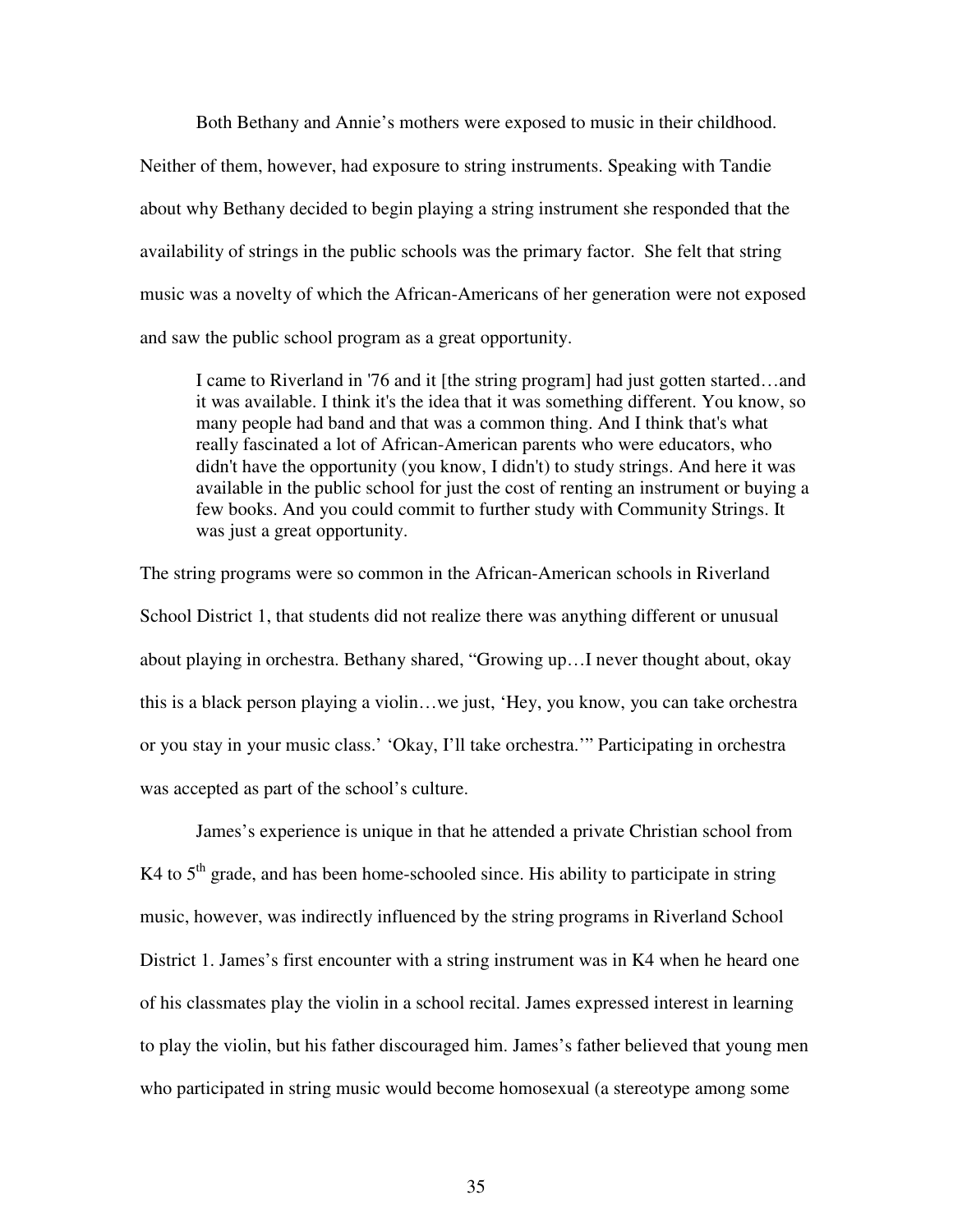Both Bethany and Annie's mothers were exposed to music in their childhood. Neither of them, however, had exposure to string instruments. Speaking with Tandie about why Bethany decided to begin playing a string instrument she responded that the availability of strings in the public schools was the primary factor. She felt that string music was a novelty of which the African-Americans of her generation were not exposed and saw the public school program as a great opportunity.

> I came to Riverland in '76 and it [the string program] had just gotten started…and it was available. I think it's the idea that it was something different. You know, so many people had band and that was a common thing. And I think that's what really fascinated a lot of African-American parents who were educators, who didn't have the opportunity (you know, I didn't) to study strings. And here it was available in the public school for just the cost of renting an instrument or buying a few books. And you could commit to further study with Community Strings. It was just a great opportunity.

The string programs were so common in the African-American schools in Riverland School District 1, that students did not realize there was anything different or unusual about playing in orchestra. Bethany shared, "Growing up…I never thought about, okay this is a black person playing a violin…we just, 'Hey, you know, you can take orchestra or you stay in your music class.' 'Okay, I'll take orchestra.'" Participating in orchestra was accepted as part of the school's culture.

James's experience is unique in that he attended a private Christian school from K4 to 5th grade, and has been home-schooled since. His ability to participate in string music, however, was indirectly influenced by the string programs in Riverland School District 1. James's first encounter with a string instrument was in K4 when he heard one of his classmates play the violin in a school recital. James expressed interest in learning to play the violin, but his father discouraged him. James's father believed that young men who participated in string music would become homosexual (a stereotype among some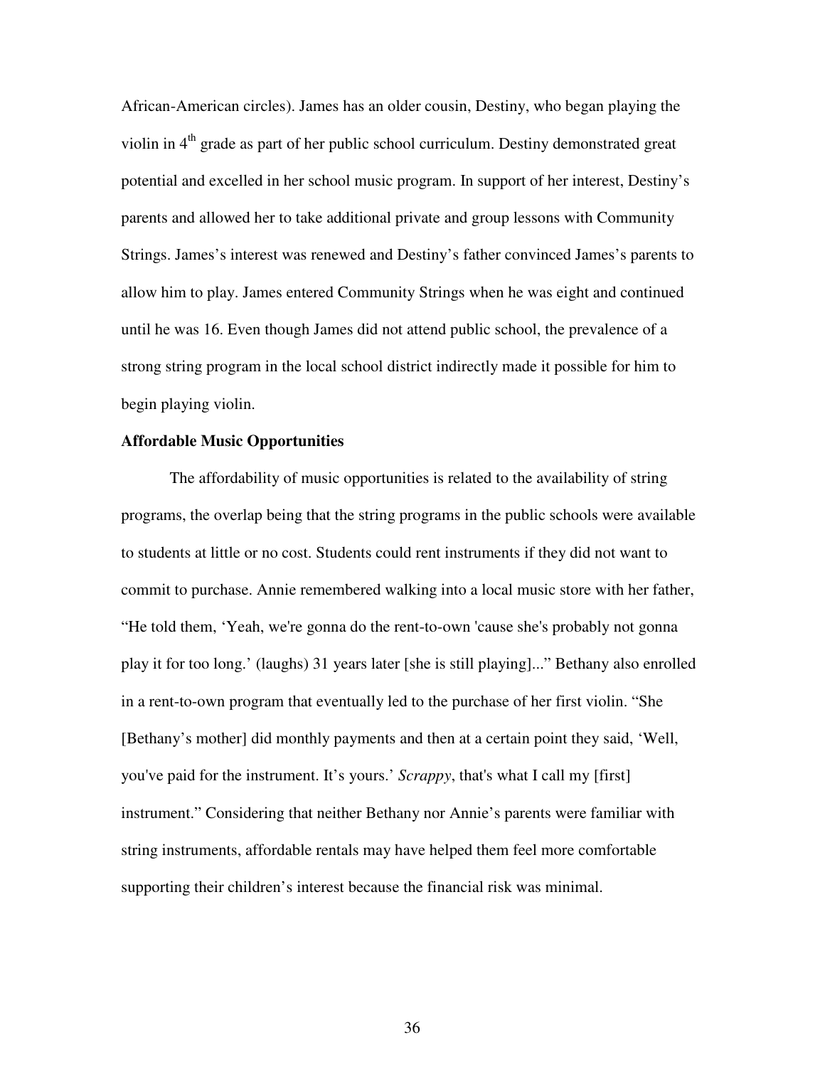African-American circles). James has an older cousin, Destiny, who began playing the violin in 4th grade as part of her public school curriculum. Destiny demonstrated great potential and excelled in her school music program. In support of her interest, Destiny's parents and allowed her to take additional private and group lessons with Community Strings. James's interest was renewed and Destiny's father convinced James's parents to allow him to play. James entered Community Strings when he was eight and continued until he was 16. Even though James did not attend public school, the prevalence of a strong string program in the local school district indirectly made it possible for him to begin playing violin.

**Affordable Music Opportunities**

The affordability of music opportunities is related to the availability of string programs, the overlap being that the string programs in the public schools were available to students at little or no cost. Students could rent instruments if they did not want to commit to purchase. Annie remembered walking into a local music store with her father, "He told them, 'Yeah, we're gonna do the rent-to-own 'cause she's probably not gonna play it for too long.' (laughs) 31 years later [she is still playing]..." Bethany also enrolled in a rent-to-own program that eventually led to the purchase of her first violin. "She [Bethany's mother] did monthly payments and then at a certain point they said, 'Well, you've paid for the instrument. It's yours.' *Scrappy*, that's what I call my [first] instrument." Considering that neither Bethany nor Annie's parents were familiar with string instruments, affordable rentals may have helped them feel more comfortable supporting their children's interest because the financial risk was minimal.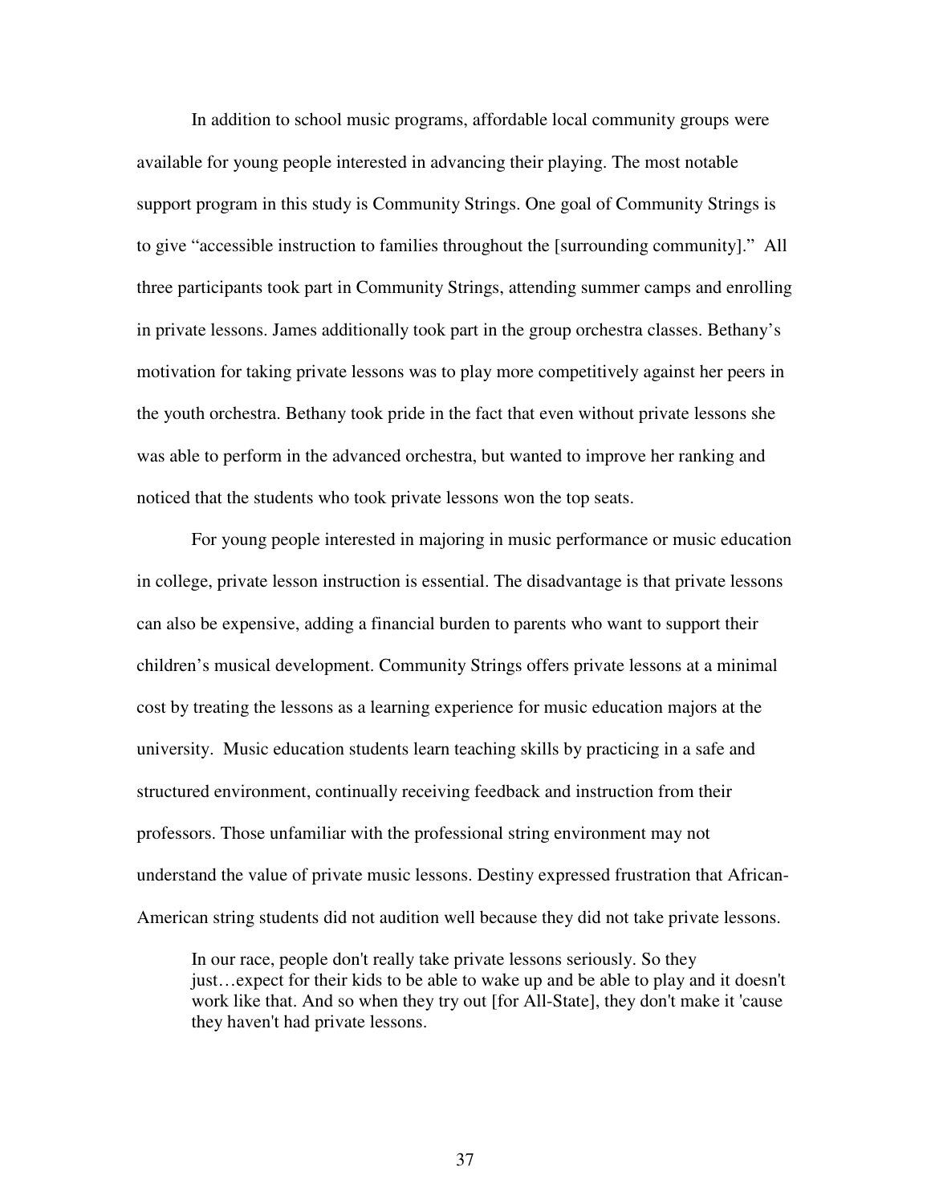In addition to school music programs, affordable local community groups were available for young people interested in advancing their playing. The most notable support program in this study is Community Strings. One goal of Community Strings is to give "accessible instruction to families throughout the [surrounding community]." All three participants took part in Community Strings, attending summer camps and enrolling in private lessons. James additionally took part in the group orchestra classes. Bethany's motivation for taking private lessons was to play more competitively against her peers in the youth orchestra. Bethany took pride in the fact that even without private lessons she was able to perform in the advanced orchestra, but wanted to improve her ranking and noticed that the students who took private lessons won the top seats.

For young people interested in majoring in music performance or music education in college, private lesson instruction is essential. The disadvantage is that private lessons can also be expensive, adding a financial burden to parents who want to support their children's musical development. Community Strings offers private lessons at a minimal cost by treating the lessons as a learning experience for music education majors at the university. Music education students learn teaching skills by practicing in a safe and structured environment, continually receiving feedback and instruction from their professors. Those unfamiliar with the professional string environment may not understand the value of private music lessons. Destiny expressed frustration that African-American string students did not audition well because they did not take private lessons.

> In our race, people don't really take private lessons seriously. So they just…expect for their kids to be able to wake up and be able to play and it doesn't work like that. And so when they try out [for All-State], they don't make it 'cause they haven't had private lessons.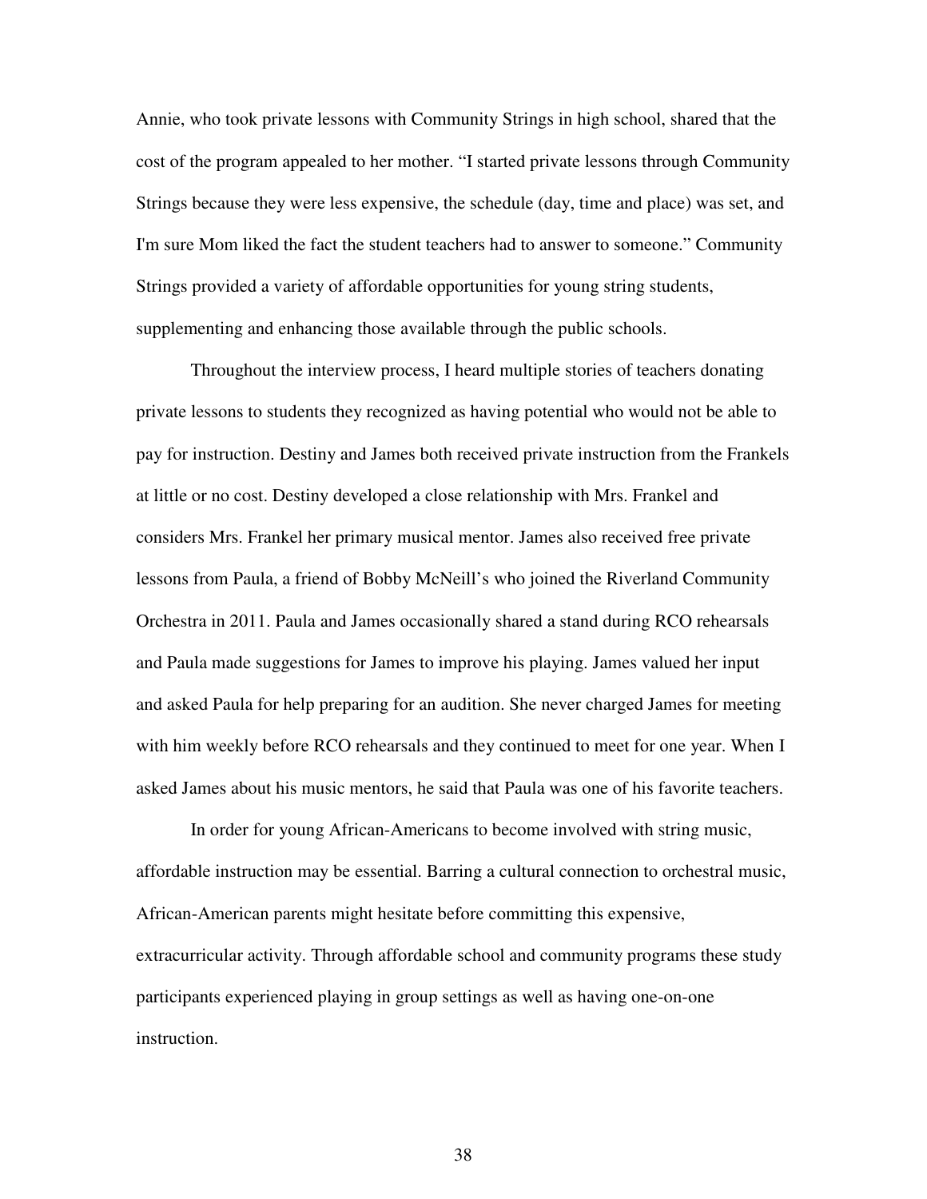Annie, who took private lessons with Community Strings in high school, shared that the cost of the program appealed to her mother. "I started private lessons through Community Strings because they were less expensive, the schedule (day, time and place) was set, and I'm sure Mom liked the fact the student teachers had to answer to someone." Community Strings provided a variety of affordable opportunities for young string students, supplementing and enhancing those available through the public schools.

Throughout the interview process, I heard multiple stories of teachers donating private lessons to students they recognized as having potential who would not be able to pay for instruction. Destiny and James both received private instruction from the Frankels at little or no cost. Destiny developed a close relationship with Mrs. Frankel and considers Mrs. Frankel her primary musical mentor. James also received free private lessons from Paula, a friend of Bobby McNeill's who joined the Riverland Community Orchestra in 2011. Paula and James occasionally shared a stand during RCO rehearsals and Paula made suggestions for James to improve his playing. James valued her input and asked Paula for help preparing for an audition. She never charged James for meeting with him weekly before RCO rehearsals and they continued to meet for one year. When I asked James about his music mentors, he said that Paula was one of his favorite teachers.

In order for young African-Americans to become involved with string music, affordable instruction may be essential. Barring a cultural connection to orchestral music, African-American parents might hesitate before committing this expensive, extracurricular activity. Through affordable school and community programs these study participants experienced playing in group settings as well as having one-on-one instruction.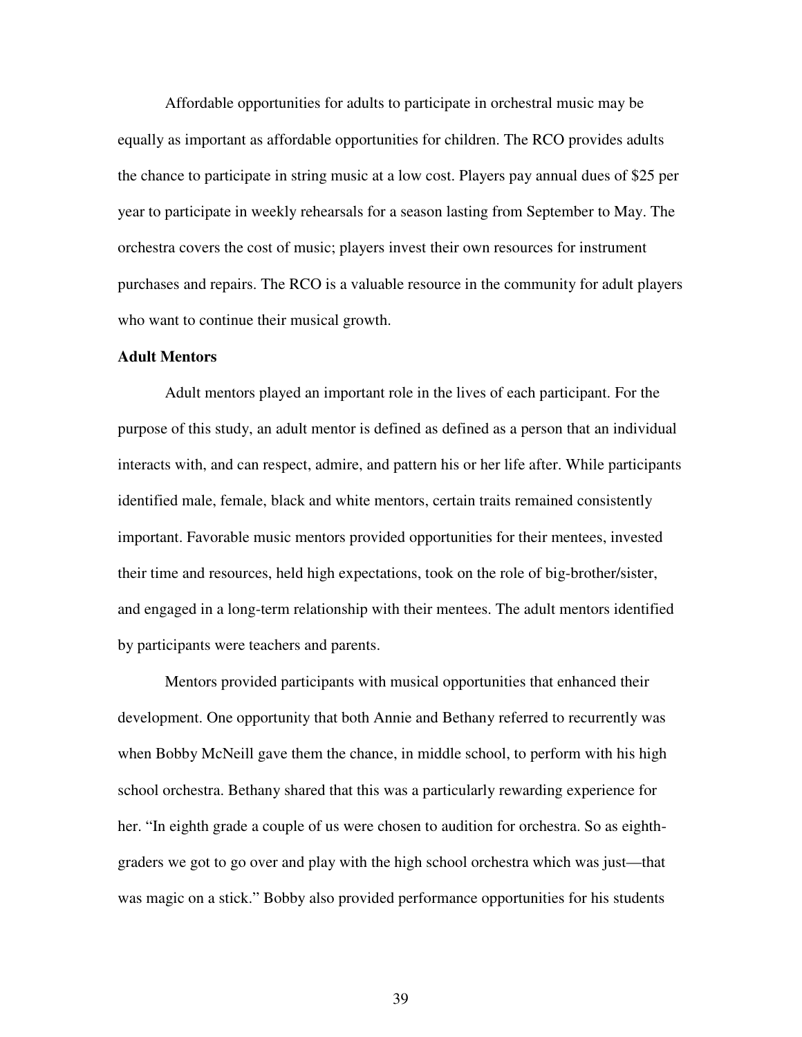Affordable opportunities for adults to participate in orchestral music may be equally as important as affordable opportunities for children. The RCO provides adults the chance to participate in string music at a low cost. Players pay annual dues of $25 per year to participate in weekly rehearsals for a season lasting from September to May. The orchestra covers the cost of music; players invest their own resources for instrument purchases and repairs. The RCO is a valuable resource in the community for adult players who want to continue their musical growth.

**Adult Mentors**

Adult mentors played an important role in the lives of each participant. For the purpose of this study, an adult mentor is defined as defined as a person that an individual interacts with, and can respect, admire, and pattern his or her life after. While participants identified male, female, black and white mentors, certain traits remained consistently important. Favorable music mentors provided opportunities for their mentees, invested their time and resources, held high expectations, took on the role of big-brother/sister, and engaged in a long-term relationship with their mentees. The adult mentors identified by participants were teachers and parents.

Mentors provided participants with musical opportunities that enhanced their development. One opportunity that both Annie and Bethany referred to recurrently was when Bobby McNeill gave them the chance, in middle school, to perform with his high school orchestra. Bethany shared that this was a particularly rewarding experience for her. "In eighth grade a couple of us were chosen to audition for orchestra. So as eighth-graders we got to go over and play with the high school orchestra which was just—that was magic on a stick." Bobby also provided performance opportunities for his students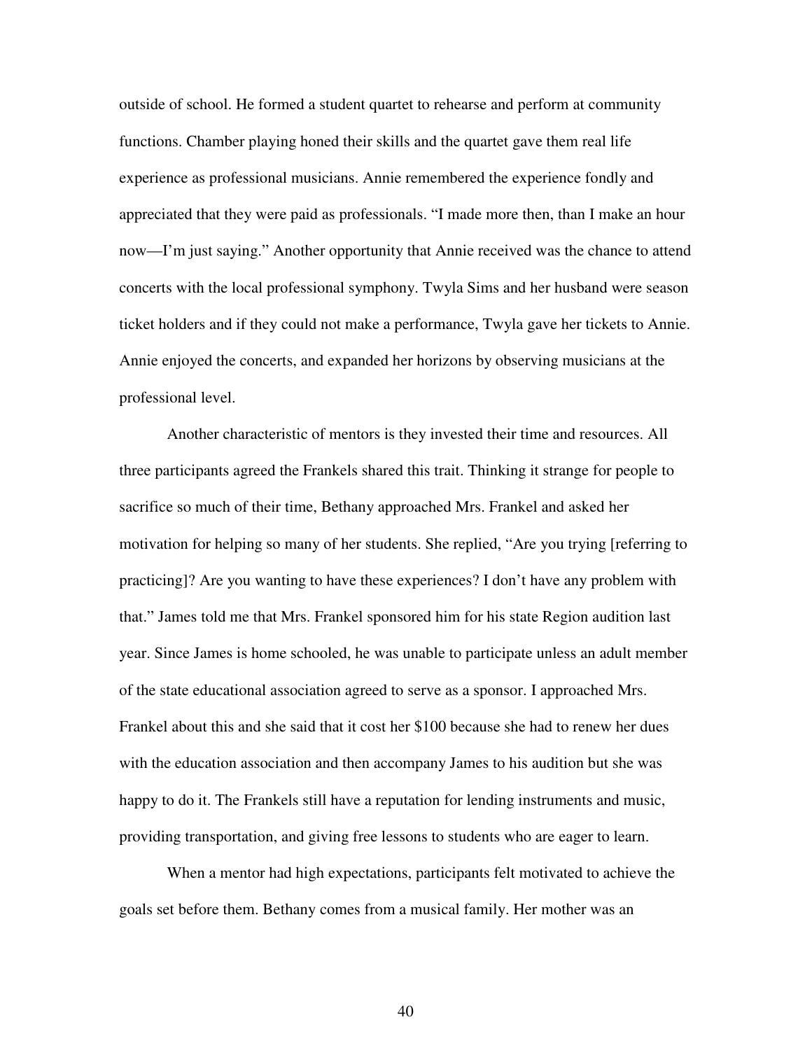outside of school. He formed a student quartet to rehearse and perform at community functions. Chamber playing honed their skills and the quartet gave them real life experience as professional musicians. Annie remembered the experience fondly and appreciated that they were paid as professionals. “I made more then, than I make an hour now—I’m just saying.” Another opportunity that Annie received was the chance to attend concerts with the local professional symphony. Twyla Sims and her husband were season ticket holders and if they could not make a performance, Twyla gave her tickets to Annie. Annie enjoyed the concerts, and expanded her horizons by observing musicians at the professional level.

Another characteristic of mentors is they invested their time and resources. All three participants agreed the Frankels shared this trait. Thinking it strange for people to sacrifice so much of their time, Bethany approached Mrs. Frankel and asked her motivation for helping so many of her students. She replied, “Are you trying [referring to practicing]? Are you wanting to have these experiences? I don’t have any problem with that.” James told me that Mrs. Frankel sponsored him for his state Region audition last year. Since James is home schooled, he was unable to participate unless an adult member of the state educational association agreed to serve as a sponsor. I approached Mrs. Frankel about this and she said that it cost her $100 because she had to renew her dues with the education association and then accompany James to his audition but she was happy to do it. The Frankels still have a reputation for lending instruments and music, providing transportation, and giving free lessons to students who are eager to learn.

When a mentor had high expectations, participants felt motivated to achieve the goals set before them. Bethany comes from a musical family. Her mother was an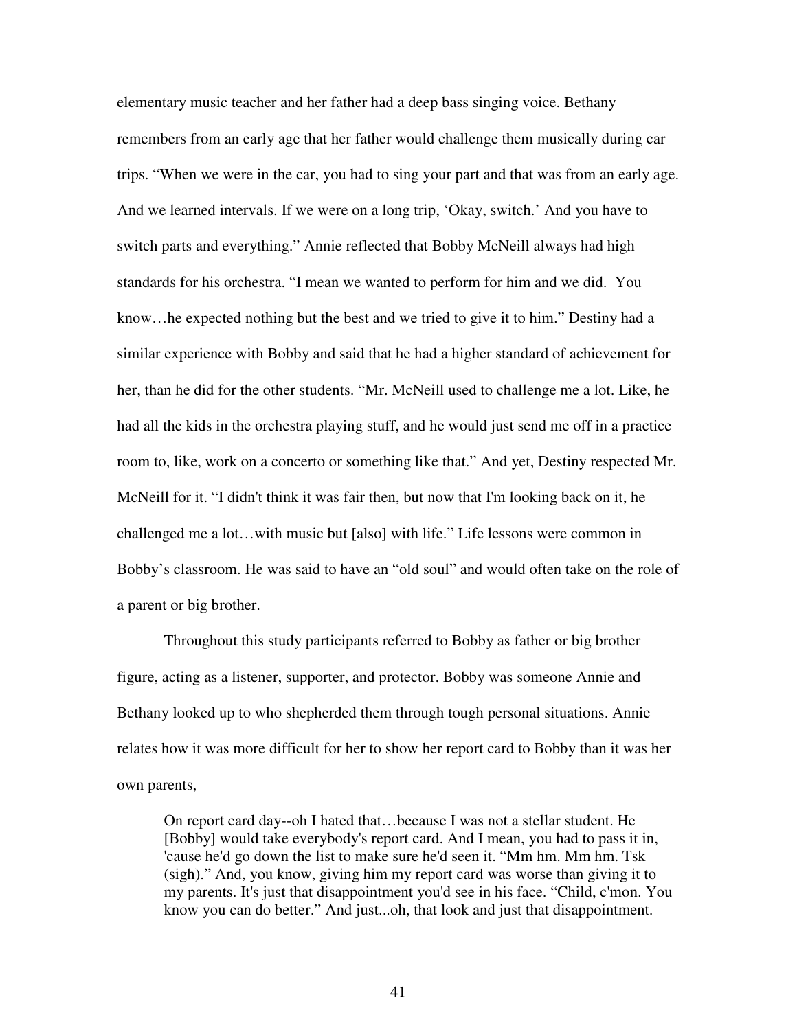elementary music teacher and her father had a deep bass singing voice. Bethany remembers from an early age that her father would challenge them musically during car trips. "When we were in the car, you had to sing your part and that was from an early age. And we learned intervals. If we were on a long trip, 'Okay, switch.' And you have to switch parts and everything." Annie reflected that Bobby McNeill always had high standards for his orchestra. "I mean we wanted to perform for him and we did. You know…he expected nothing but the best and we tried to give it to him." Destiny had a similar experience with Bobby and said that he had a higher standard of achievement for her, than he did for the other students. "Mr. McNeill used to challenge me a lot. Like, he had all the kids in the orchestra playing stuff, and he would just send me off in a practice room to, like, work on a concerto or something like that." And yet, Destiny respected Mr. McNeill for it. "I didn't think it was fair then, but now that I'm looking back on it, he challenged me a lot…with music but [also] with life." Life lessons were common in Bobby's classroom. He was said to have an "old soul" and would often take on the role of a parent or big brother.

Throughout this study participants referred to Bobby as father or big brother figure, acting as a listener, supporter, and protector. Bobby was someone Annie and Bethany looked up to who shepherded them through tough personal situations. Annie relates how it was more difficult for her to show her report card to Bobby than it was her own parents,

> On report card day--oh I hated that…because I was not a stellar student. He [Bobby] would take everybody's report card. And I mean, you had to pass it in, 'cause he'd go down the list to make sure he'd seen it. "Mm hm. Mm hm. Tsk (sigh)." And, you know, giving him my report card was worse than giving it to my parents. It's just that disappointment you'd see in his face. "Child, c'mon. You know you can do better." And just...oh, that look and just that disappointment.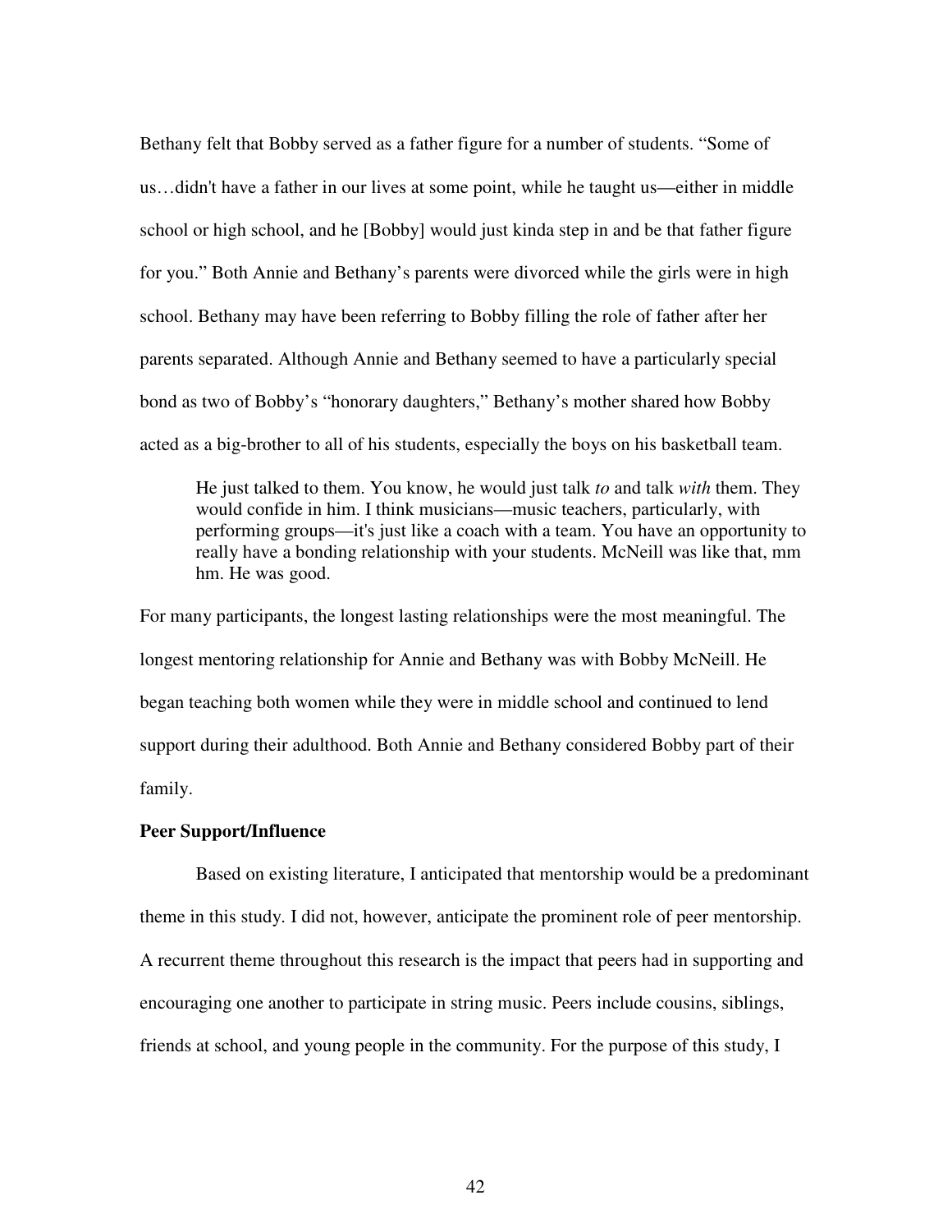Bethany felt that Bobby served as a father figure for a number of students. “Some of us…didn't have a father in our lives at some point, while he taught us—either in middle school or high school, and he [Bobby] would just kinda step in and be that father figure for you.” Both Annie and Bethany’s parents were divorced while the girls were in high school. Bethany may have been referring to Bobby filling the role of father after her parents separated. Although Annie and Bethany seemed to have a particularly special bond as two of Bobby’s “honorary daughters,” Bethany’s mother shared how Bobby acted as a big-brother to all of his students, especially the boys on his basketball team.

> He just talked to them. You know, he would just talk *to* and talk *with* them. They would confide in him. I think musicians—music teachers, particularly, with performing groups—it's just like a coach with a team. You have an opportunity to really have a bonding relationship with your students. McNeill was like that, mm hm. He was good.

For many participants, the longest lasting relationships were the most meaningful. The longest mentoring relationship for Annie and Bethany was with Bobby McNeill. He began teaching both women while they were in middle school and continued to lend support during their adulthood. Both Annie and Bethany considered Bobby part of their family.

**Peer Support/Influence**

Based on existing literature, I anticipated that mentorship would be a predominant theme in this study. I did not, however, anticipate the prominent role of peer mentorship. A recurrent theme throughout this research is the impact that peers had in supporting and encouraging one another to participate in string music. Peers include cousins, siblings, friends at school, and young people in the community. For the purpose of this study, I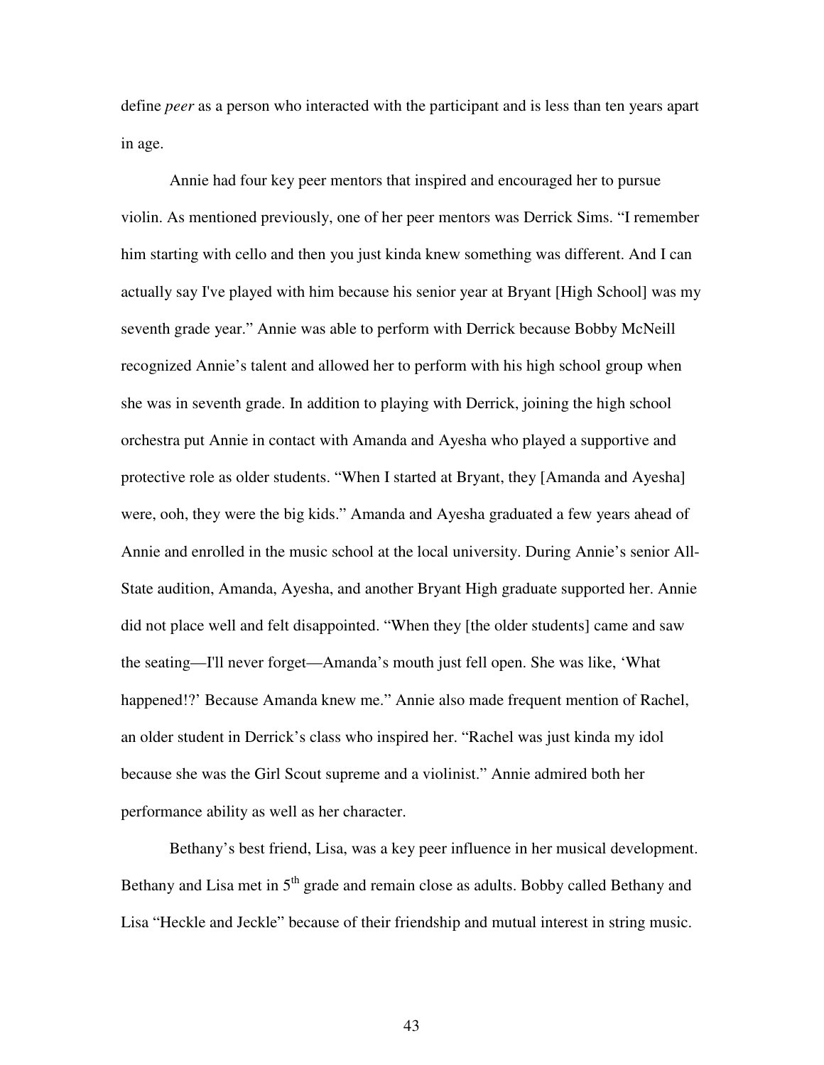define *peer* as a person who interacted with the participant and is less than ten years apart in age.

Annie had four key peer mentors that inspired and encouraged her to pursue violin. As mentioned previously, one of her peer mentors was Derrick Sims. “I remember him starting with cello and then you just kinda knew something was different. And I can actually say I've played with him because his senior year at Bryant [High School] was my seventh grade year.” Annie was able to perform with Derrick because Bobby McNeill recognized Annie’s talent and allowed her to perform with his high school group when she was in seventh grade. In addition to playing with Derrick, joining the high school orchestra put Annie in contact with Amanda and Ayesha who played a supportive and protective role as older students. “When I started at Bryant, they [Amanda and Ayesha] were, ooh, they were the big kids.” Amanda and Ayesha graduated a few years ahead of Annie and enrolled in the music school at the local university. During Annie’s senior All-State audition, Amanda, Ayesha, and another Bryant High graduate supported her. Annie did not place well and felt disappointed. “When they [the older students] came and saw the seating—I'll never forget—Amanda’s mouth just fell open. She was like, ‘What happened!?’ Because Amanda knew me.” Annie also made frequent mention of Rachel, an older student in Derrick’s class who inspired her. “Rachel was just kinda my idol because she was the Girl Scout supreme and a violinist.” Annie admired both her performance ability as well as her character.

Bethany’s best friend, Lisa, was a key peer influence in her musical development. Bethany and Lisa met in 5th grade and remain close as adults. Bobby called Bethany and Lisa “Heckle and Jeckle” because of their friendship and mutual interest in string music.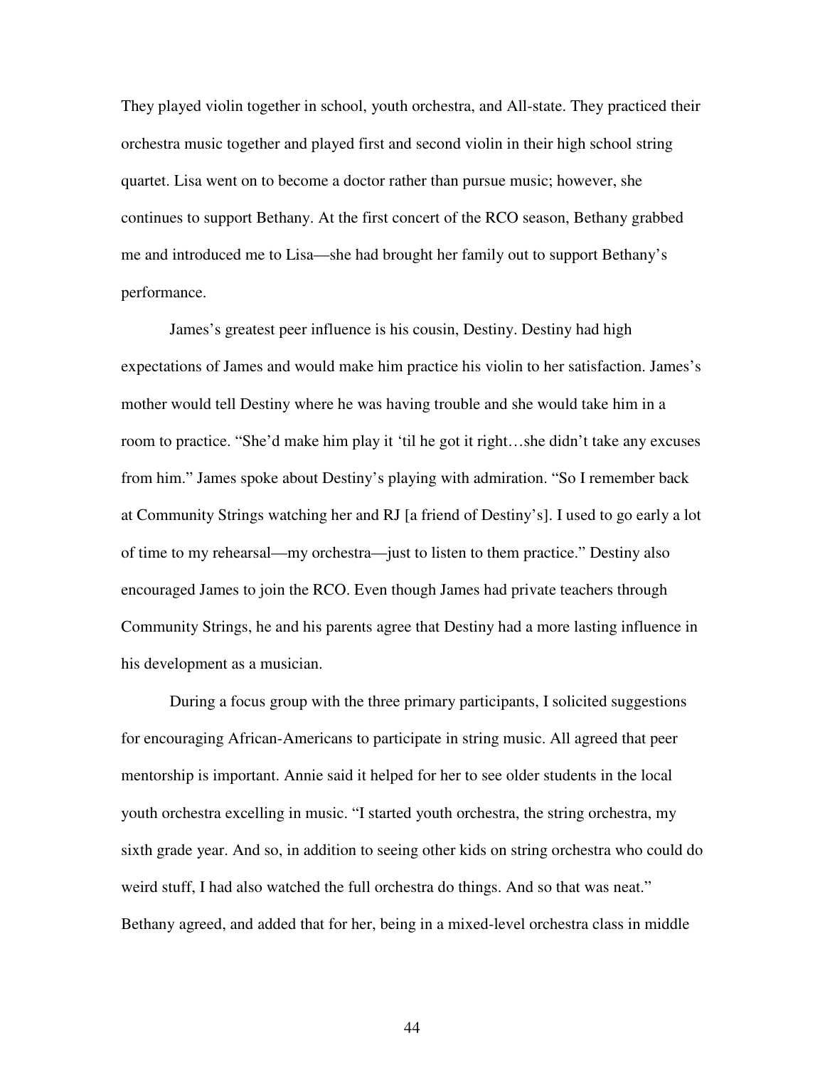They played violin together in school, youth orchestra, and All-state. They practiced their orchestra music together and played first and second violin in their high school string quartet. Lisa went on to become a doctor rather than pursue music; however, she continues to support Bethany. At the first concert of the RCO season, Bethany grabbed me and introduced me to Lisa—she had brought her family out to support Bethany's performance.

James's greatest peer influence is his cousin, Destiny. Destiny had high expectations of James and would make him practice his violin to her satisfaction. James's mother would tell Destiny where he was having trouble and she would take him in a room to practice. "She'd make him play it 'til he got it right…she didn't take any excuses from him." James spoke about Destiny's playing with admiration. "So I remember back at Community Strings watching her and RJ [a friend of Destiny's]. I used to go early a lot of time to my rehearsal—my orchestra—just to listen to them practice." Destiny also encouraged James to join the RCO. Even though James had private teachers through Community Strings, he and his parents agree that Destiny had a more lasting influence in his development as a musician.

During a focus group with the three primary participants, I solicited suggestions for encouraging African-Americans to participate in string music. All agreed that peer mentorship is important. Annie said it helped for her to see older students in the local youth orchestra excelling in music. "I started youth orchestra, the string orchestra, my sixth grade year. And so, in addition to seeing other kids on string orchestra who could do weird stuff, I had also watched the full orchestra do things. And so that was neat." Bethany agreed, and added that for her, being in a mixed-level orchestra class in middle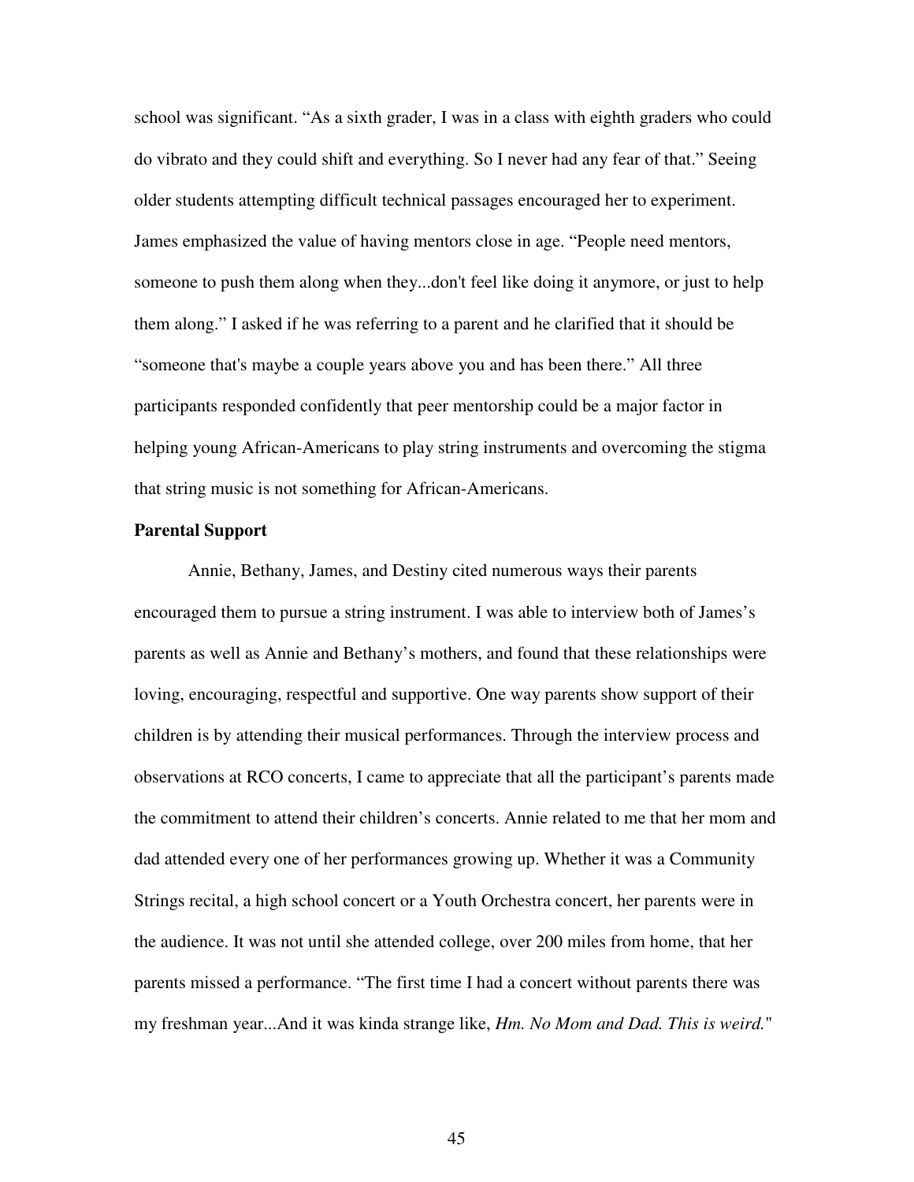school was significant. “As a sixth grader, I was in a class with eighth graders who could do vibrato and they could shift and everything. So I never had any fear of that.” Seeing older students attempting difficult technical passages encouraged her to experiment. James emphasized the value of having mentors close in age. “People need mentors, someone to push them along when they...don't feel like doing it anymore, or just to help them along.” I asked if he was referring to a parent and he clarified that it should be “someone that's maybe a couple years above you and has been there.” All three participants responded confidently that peer mentorship could be a major factor in helping young African-Americans to play string instruments and overcoming the stigma that string music is not something for African-Americans.

**Parental Support**

Annie, Bethany, James, and Destiny cited numerous ways their parents encouraged them to pursue a string instrument. I was able to interview both of James’s parents as well as Annie and Bethany’s mothers, and found that these relationships were loving, encouraging, respectful and supportive. One way parents show support of their children is by attending their musical performances. Through the interview process and observations at RCO concerts, I came to appreciate that all the participant’s parents made the commitment to attend their children’s concerts. Annie related to me that her mom and dad attended every one of her performances growing up. Whether it was a Community Strings recital, a high school concert or a Youth Orchestra concert, her parents were in the audience. It was not until she attended college, over 200 miles from home, that her parents missed a performance. “The first time I had a concert without parents there was my freshman year...And it was kinda strange like, *Hm. No Mom and Dad. This is weird.*"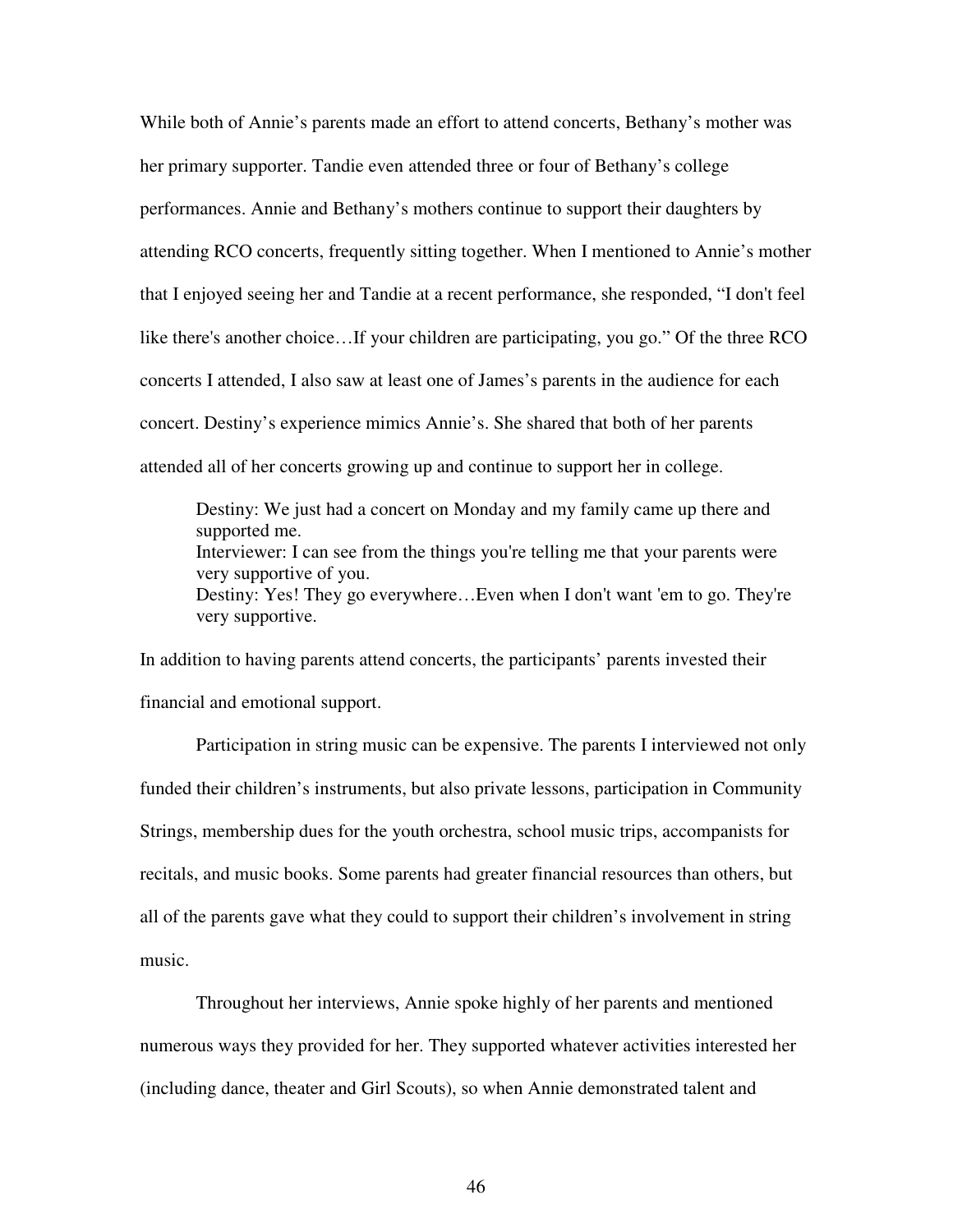While both of Annie's parents made an effort to attend concerts, Bethany's mother was her primary supporter. Tandie even attended three or four of Bethany's college performances. Annie and Bethany's mothers continue to support their daughters by attending RCO concerts, frequently sitting together. When I mentioned to Annie's mother that I enjoyed seeing her and Tandie at a recent performance, she responded, "I don't feel like there's another choice…If your children are participating, you go." Of the three RCO concerts I attended, I also saw at least one of James's parents in the audience for each concert. Destiny's experience mimics Annie's. She shared that both of her parents attended all of her concerts growing up and continue to support her in college.

> Destiny: We just had a concert on Monday and my family came up there and supported me.
> Interviewer: I can see from the things you're telling me that your parents were very supportive of you.
> Destiny: Yes! They go everywhere…Even when I don't want 'em to go. They're very supportive.

In addition to having parents attend concerts, the participants' parents invested their financial and emotional support.

Participation in string music can be expensive. The parents I interviewed not only funded their children's instruments, but also private lessons, participation in Community Strings, membership dues for the youth orchestra, school music trips, accompanists for recitals, and music books. Some parents had greater financial resources than others, but all of the parents gave what they could to support their children's involvement in string music.

Throughout her interviews, Annie spoke highly of her parents and mentioned numerous ways they provided for her. They supported whatever activities interested her (including dance, theater and Girl Scouts), so when Annie demonstrated talent and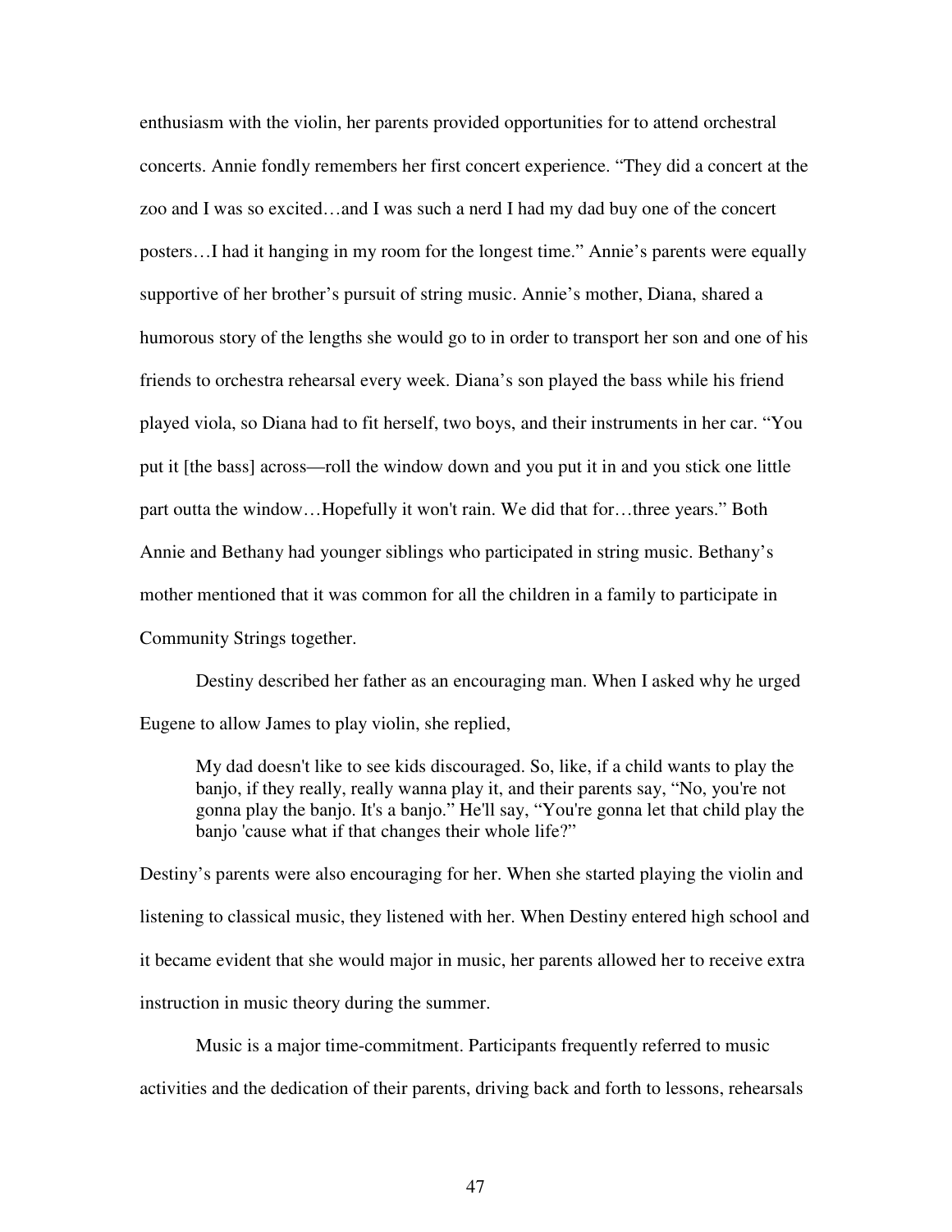enthusiasm with the violin, her parents provided opportunities for to attend orchestral concerts. Annie fondly remembers her first concert experience. “They did a concert at the zoo and I was so excited…and I was such a nerd I had my dad buy one of the concert posters…I had it hanging in my room for the longest time.” Annie’s parents were equally supportive of her brother’s pursuit of string music. Annie’s mother, Diana, shared a humorous story of the lengths she would go to in order to transport her son and one of his friends to orchestra rehearsal every week. Diana’s son played the bass while his friend played viola, so Diana had to fit herself, two boys, and their instruments in her car. “You put it [the bass] across—roll the window down and you put it in and you stick one little part outta the window…Hopefully it won't rain. We did that for…three years.” Both Annie and Bethany had younger siblings who participated in string music. Bethany’s mother mentioned that it was common for all the children in a family to participate in Community Strings together.

Destiny described her father as an encouraging man. When I asked why he urged Eugene to allow James to play violin, she replied,

> My dad doesn't like to see kids discouraged. So, like, if a child wants to play the banjo, if they really, really wanna play it, and their parents say, “No, you're not gonna play the banjo. It's a banjo.” He'll say, “You're gonna let that child play the banjo 'cause what if that changes their whole life?”

Destiny’s parents were also encouraging for her. When she started playing the violin and listening to classical music, they listened with her. When Destiny entered high school and it became evident that she would major in music, her parents allowed her to receive extra instruction in music theory during the summer.

Music is a major time-commitment. Participants frequently referred to music activities and the dedication of their parents, driving back and forth to lessons, rehearsals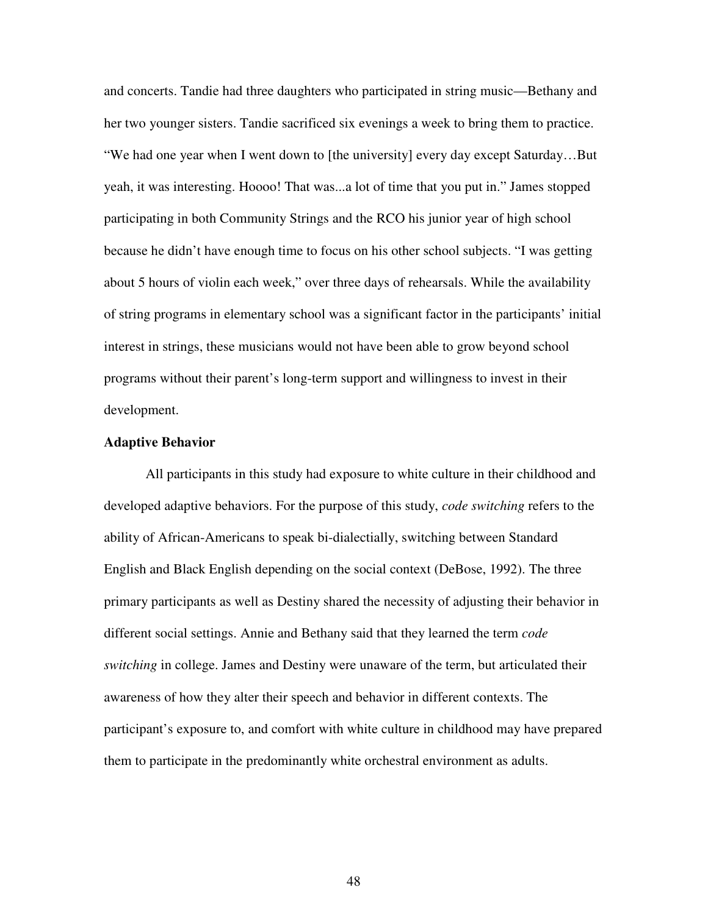and concerts. Tandie had three daughters who participated in string music—Bethany and her two younger sisters. Tandie sacrificed six evenings a week to bring them to practice. "We had one year when I went down to [the university] every day except Saturday…But yeah, it was interesting. Hoooo! That was...a lot of time that you put in." James stopped participating in both Community Strings and the RCO his junior year of high school because he didn't have enough time to focus on his other school subjects. "I was getting about 5 hours of violin each week," over three days of rehearsals. While the availability of string programs in elementary school was a significant factor in the participants' initial interest in strings, these musicians would not have been able to grow beyond school programs without their parent's long-term support and willingness to invest in their development.

### Adaptive Behavior

All participants in this study had exposure to white culture in their childhood and developed adaptive behaviors. For the purpose of this study, *code switching* refers to the ability of African-Americans to speak bi-dialectially, switching between Standard English and Black English depending on the social context (DeBose, 1992). The three primary participants as well as Destiny shared the necessity of adjusting their behavior in different social settings. Annie and Bethany said that they learned the term *code switching* in college. James and Destiny were unaware of the term, but articulated their awareness of how they alter their speech and behavior in different contexts. The participant's exposure to, and comfort with white culture in childhood may have prepared them to participate in the predominantly white orchestral environment as adults.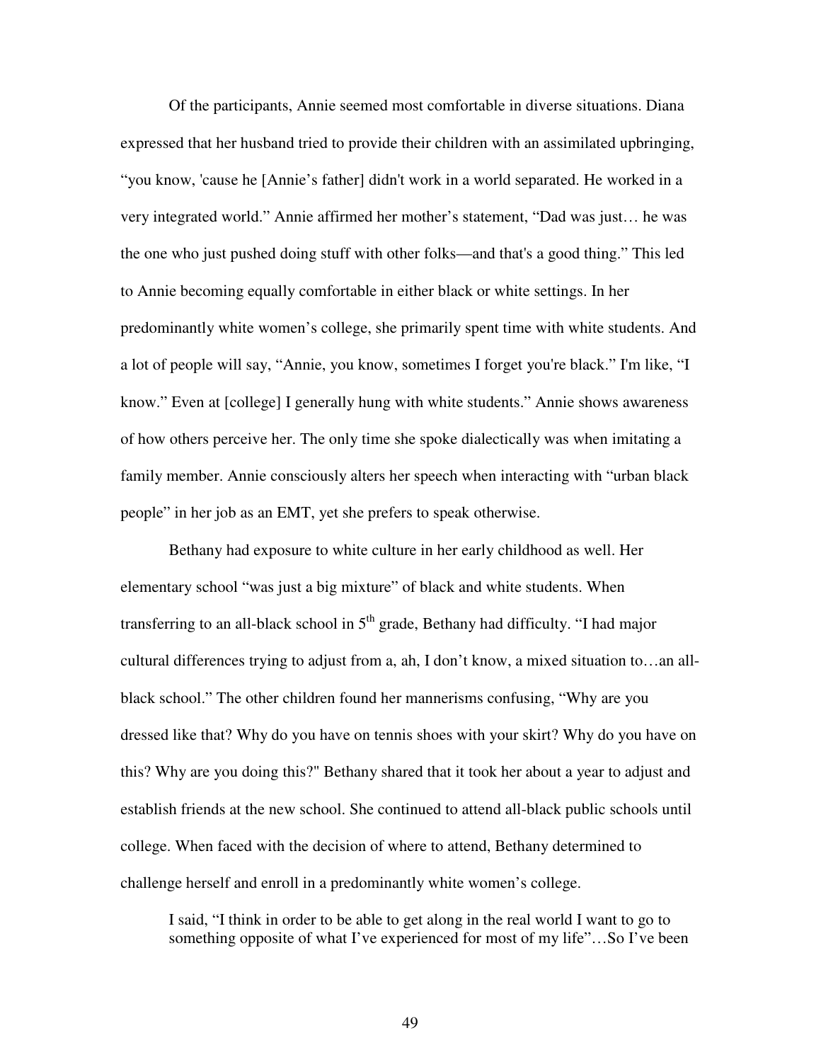Of the participants, Annie seemed most comfortable in diverse situations. Diana expressed that her husband tried to provide their children with an assimilated upbringing, "you know, 'cause he [Annie's father] didn't work in a world separated. He worked in a very integrated world." Annie affirmed her mother's statement, "Dad was just… he was the one who just pushed doing stuff with other folks—and that's a good thing." This led to Annie becoming equally comfortable in either black or white settings. In her predominantly white women's college, she primarily spent time with white students. And a lot of people will say, "Annie, you know, sometimes I forget you're black." I'm like, "I know." Even at [college] I generally hung with white students." Annie shows awareness of how others perceive her. The only time she spoke dialectically was when imitating a family member. Annie consciously alters her speech when interacting with "urban black people" in her job as an EMT, yet she prefers to speak otherwise.

Bethany had exposure to white culture in her early childhood as well. Her elementary school "was just a big mixture" of black and white students. When transferring to an all-black school in 5th grade, Bethany had difficulty. "I had major cultural differences trying to adjust from a, ah, I don't know, a mixed situation to…an all-black school." The other children found her mannerisms confusing, "Why are you dressed like that? Why do you have on tennis shoes with your skirt? Why do you have on this? Why are you doing this?" Bethany shared that it took her about a year to adjust and establish friends at the new school. She continued to attend all-black public schools until college. When faced with the decision of where to attend, Bethany determined to challenge herself and enroll in a predominantly white women's college.

> I said, "I think in order to be able to get along in the real world I want to go to something opposite of what I've experienced for most of my life"…So I've been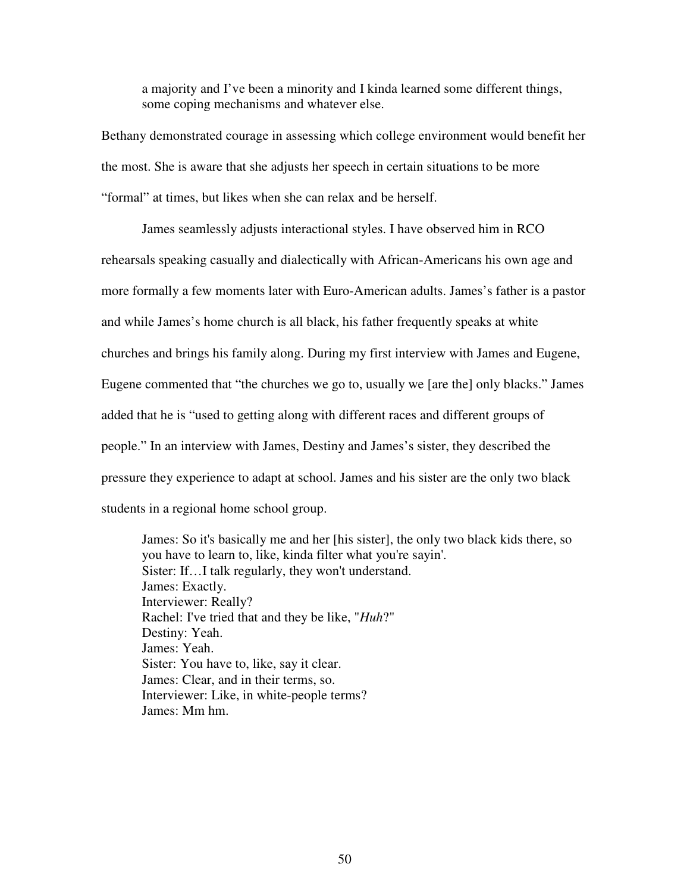> a majority and I've been a minority and I kinda learned some different things, some coping mechanisms and whatever else.

Bethany demonstrated courage in assessing which college environment would benefit her the most. She is aware that she adjusts her speech in certain situations to be more "formal" at times, but likes when she can relax and be herself.

James seamlessly adjusts interactional styles. I have observed him in RCO rehearsals speaking casually and dialectically with African-Americans his own age and more formally a few moments later with Euro-American adults. James's father is a pastor and while James's home church is all black, his father frequently speaks at white churches and brings his family along. During my first interview with James and Eugene, Eugene commented that "the churches we go to, usually we [are the] only blacks." James added that he is "used to getting along with different races and different groups of people." In an interview with James, Destiny and James's sister, they described the pressure they experience to adapt at school. James and his sister are the only two black students in a regional home school group.

> James: So it's basically me and her [his sister], the only two black kids there, so you have to learn to, like, kinda filter what you're sayin'.
> Sister: If…I talk regularly, they won't understand.
> James: Exactly.
> Interviewer: Really?
> Rachel: I've tried that and they be like, "*Huh*?"
> Destiny: Yeah.
> James: Yeah.
> Sister: You have to, like, say it clear.
> James: Clear, and in their terms, so.
> Interviewer: Like, in white-people terms?
> James: Mm hm.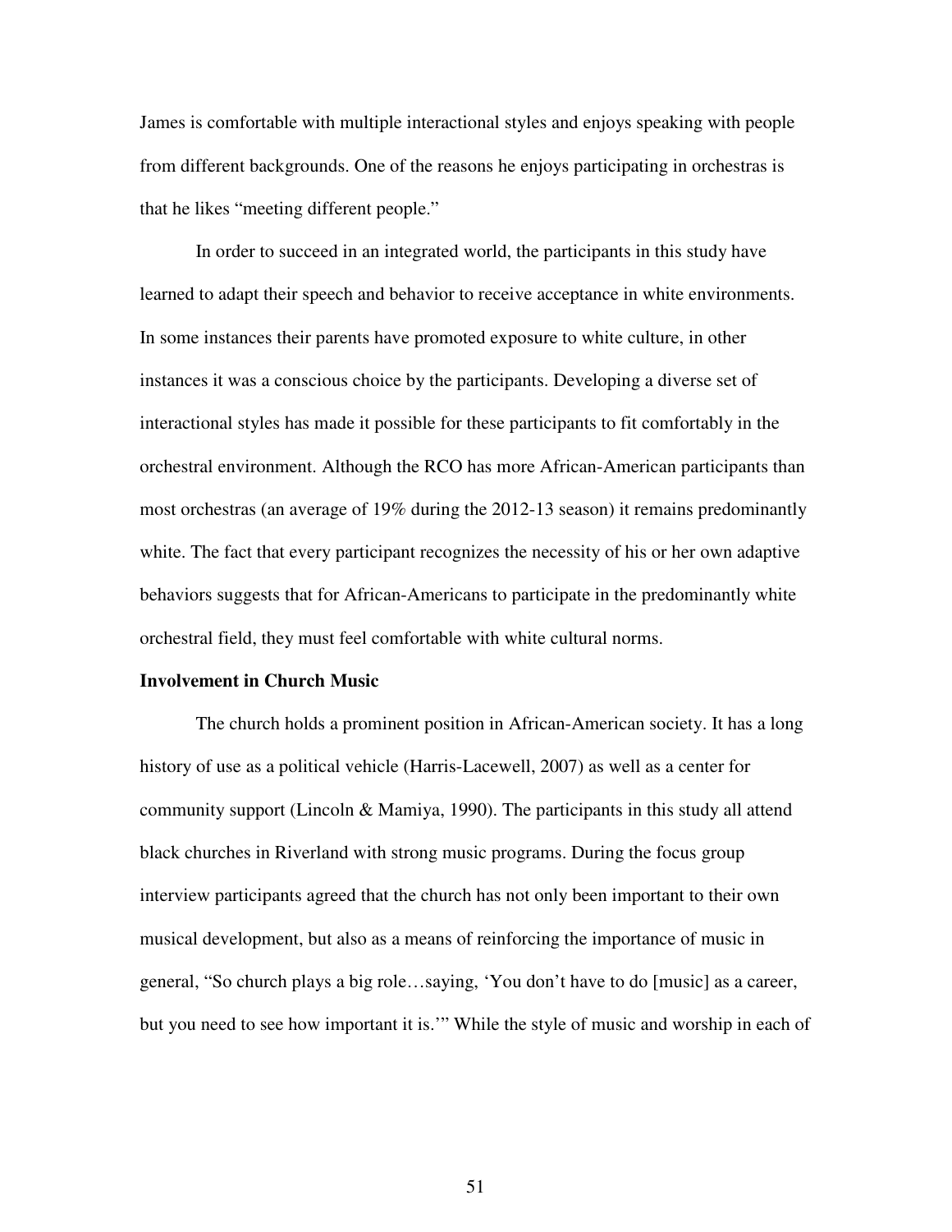James is comfortable with multiple interactional styles and enjoys speaking with people from different backgrounds. One of the reasons he enjoys participating in orchestras is that he likes "meeting different people."

In order to succeed in an integrated world, the participants in this study have learned to adapt their speech and behavior to receive acceptance in white environments. In some instances their parents have promoted exposure to white culture, in other instances it was a conscious choice by the participants. Developing a diverse set of interactional styles has made it possible for these participants to fit comfortably in the orchestral environment. Although the RCO has more African-American participants than most orchestras (an average of 19% during the 2012-13 season) it remains predominantly white. The fact that every participant recognizes the necessity of his or her own adaptive behaviors suggests that for African-Americans to participate in the predominantly white orchestral field, they must feel comfortable with white cultural norms.

**Involvement in Church Music**

The church holds a prominent position in African-American society. It has a long history of use as a political vehicle (Harris-Lacewell, 2007) as well as a center for community support (Lincoln & Mamiya, 1990). The participants in this study all attend black churches in Riverland with strong music programs. During the focus group interview participants agreed that the church has not only been important to their own musical development, but also as a means of reinforcing the importance of music in general, "So church plays a big role…saying, 'You don't have to do [music] as a career, but you need to see how important it is.'" While the style of music and worship in each of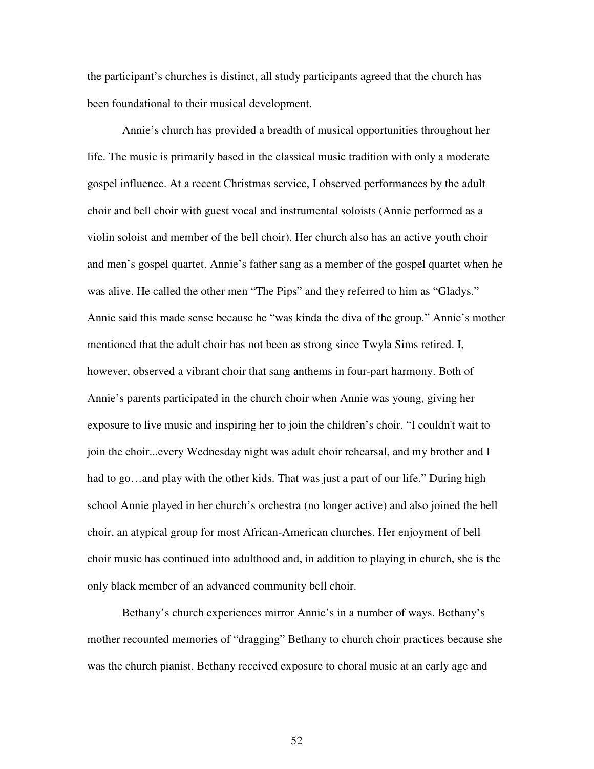the participant's churches is distinct, all study participants agreed that the church has been foundational to their musical development.

Annie's church has provided a breadth of musical opportunities throughout her life. The music is primarily based in the classical music tradition with only a moderate gospel influence. At a recent Christmas service, I observed performances by the adult choir and bell choir with guest vocal and instrumental soloists (Annie performed as a violin soloist and member of the bell choir). Her church also has an active youth choir and men's gospel quartet. Annie's father sang as a member of the gospel quartet when he was alive. He called the other men "The Pips" and they referred to him as "Gladys." Annie said this made sense because he "was kinda the diva of the group." Annie's mother mentioned that the adult choir has not been as strong since Twyla Sims retired. I, however, observed a vibrant choir that sang anthems in four-part harmony. Both of Annie's parents participated in the church choir when Annie was young, giving her exposure to live music and inspiring her to join the children's choir. "I couldn't wait to join the choir...every Wednesday night was adult choir rehearsal, and my brother and I had to go…and play with the other kids. That was just a part of our life." During high school Annie played in her church's orchestra (no longer active) and also joined the bell choir, an atypical group for most African-American churches. Her enjoyment of bell choir music has continued into adulthood and, in addition to playing in church, she is the only black member of an advanced community bell choir.

Bethany's church experiences mirror Annie's in a number of ways. Bethany's mother recounted memories of "dragging" Bethany to church choir practices because she was the church pianist. Bethany received exposure to choral music at an early age and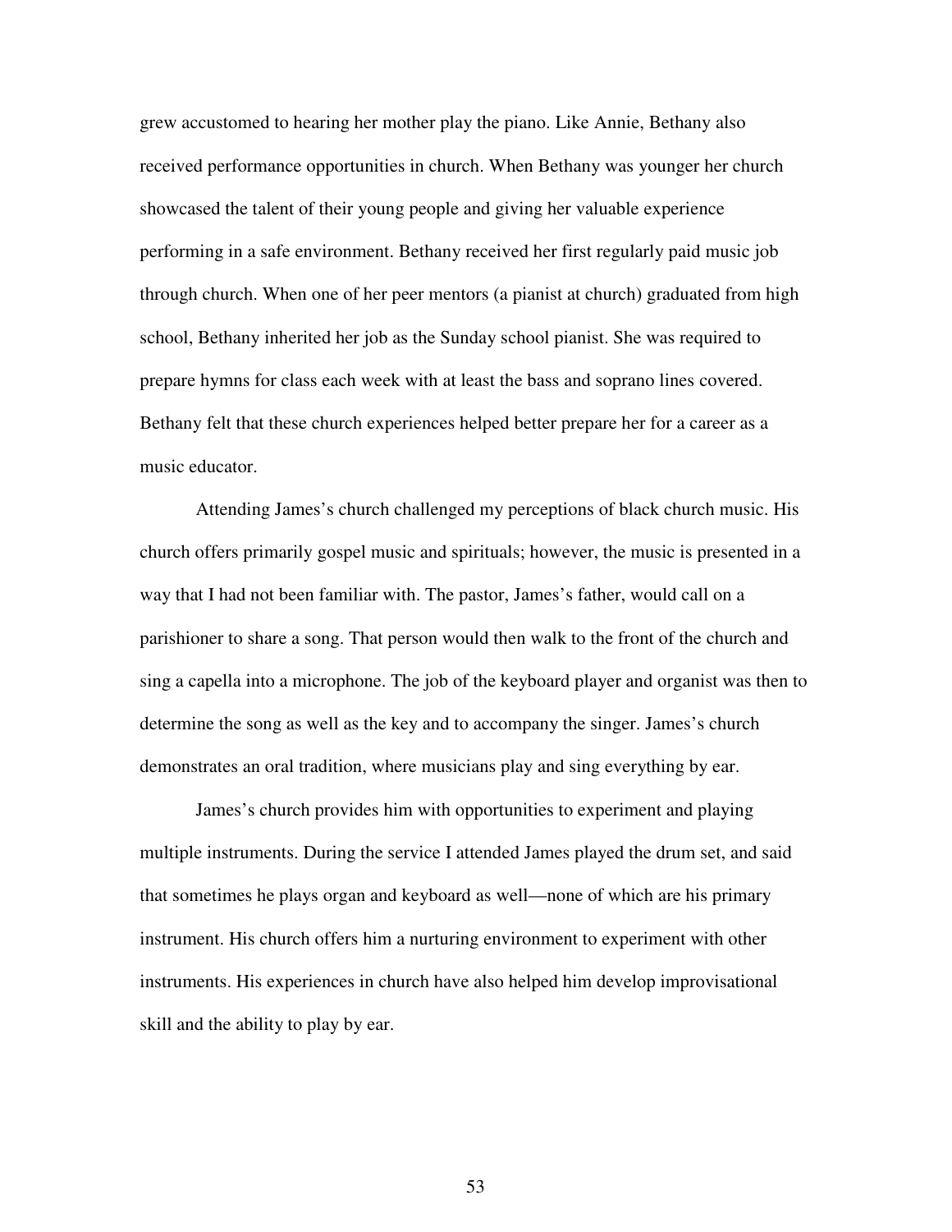grew accustomed to hearing her mother play the piano. Like Annie, Bethany also received performance opportunities in church. When Bethany was younger her church showcased the talent of their young people and giving her valuable experience performing in a safe environment. Bethany received her first regularly paid music job through church. When one of her peer mentors (a pianist at church) graduated from high school, Bethany inherited her job as the Sunday school pianist. She was required to prepare hymns for class each week with at least the bass and soprano lines covered. Bethany felt that these church experiences helped better prepare her for a career as a music educator.

Attending James's church challenged my perceptions of black church music. His church offers primarily gospel music and spirituals; however, the music is presented in a way that I had not been familiar with. The pastor, James's father, would call on a parishioner to share a song. That person would then walk to the front of the church and sing a capella into a microphone. The job of the keyboard player and organist was then to determine the song as well as the key and to accompany the singer. James's church demonstrates an oral tradition, where musicians play and sing everything by ear.

James's church provides him with opportunities to experiment and playing multiple instruments. During the service I attended James played the drum set, and said that sometimes he plays organ and keyboard as well—none of which are his primary instrument. His church offers him a nurturing environment to experiment with other instruments. His experiences in church have also helped him develop improvisational skill and the ability to play by ear.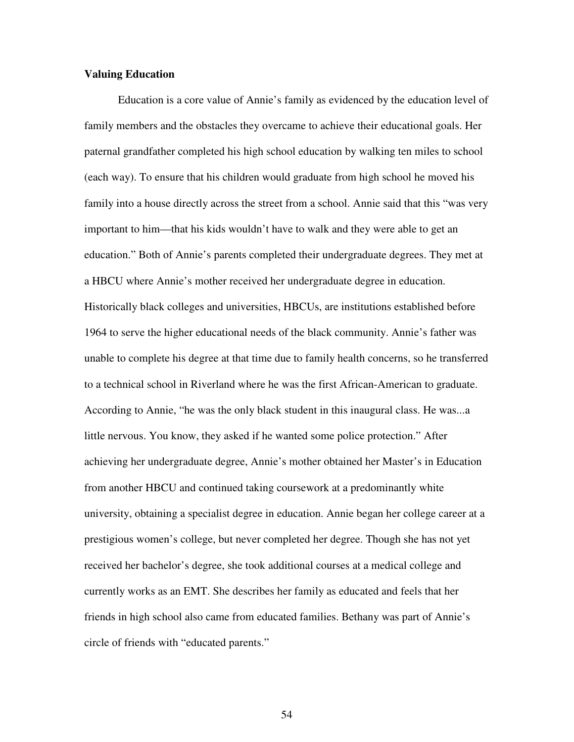**Valuing Education**

Education is a core value of Annie's family as evidenced by the education level of family members and the obstacles they overcame to achieve their educational goals. Her paternal grandfather completed his high school education by walking ten miles to school (each way). To ensure that his children would graduate from high school he moved his family into a house directly across the street from a school. Annie said that this "was very important to him—that his kids wouldn't have to walk and they were able to get an education." Both of Annie's parents completed their undergraduate degrees. They met at a HBCU where Annie's mother received her undergraduate degree in education. Historically black colleges and universities, HBCUs, are institutions established before 1964 to serve the higher educational needs of the black community. Annie's father was unable to complete his degree at that time due to family health concerns, so he transferred to a technical school in Riverland where he was the first African-American to graduate. According to Annie, "he was the only black student in this inaugural class. He was...a little nervous. You know, they asked if he wanted some police protection." After achieving her undergraduate degree, Annie's mother obtained her Master's in Education from another HBCU and continued taking coursework at a predominantly white university, obtaining a specialist degree in education. Annie began her college career at a prestigious women's college, but never completed her degree. Though she has not yet received her bachelor's degree, she took additional courses at a medical college and currently works as an EMT. She describes her family as educated and feels that her friends in high school also came from educated families. Bethany was part of Annie's circle of friends with "educated parents."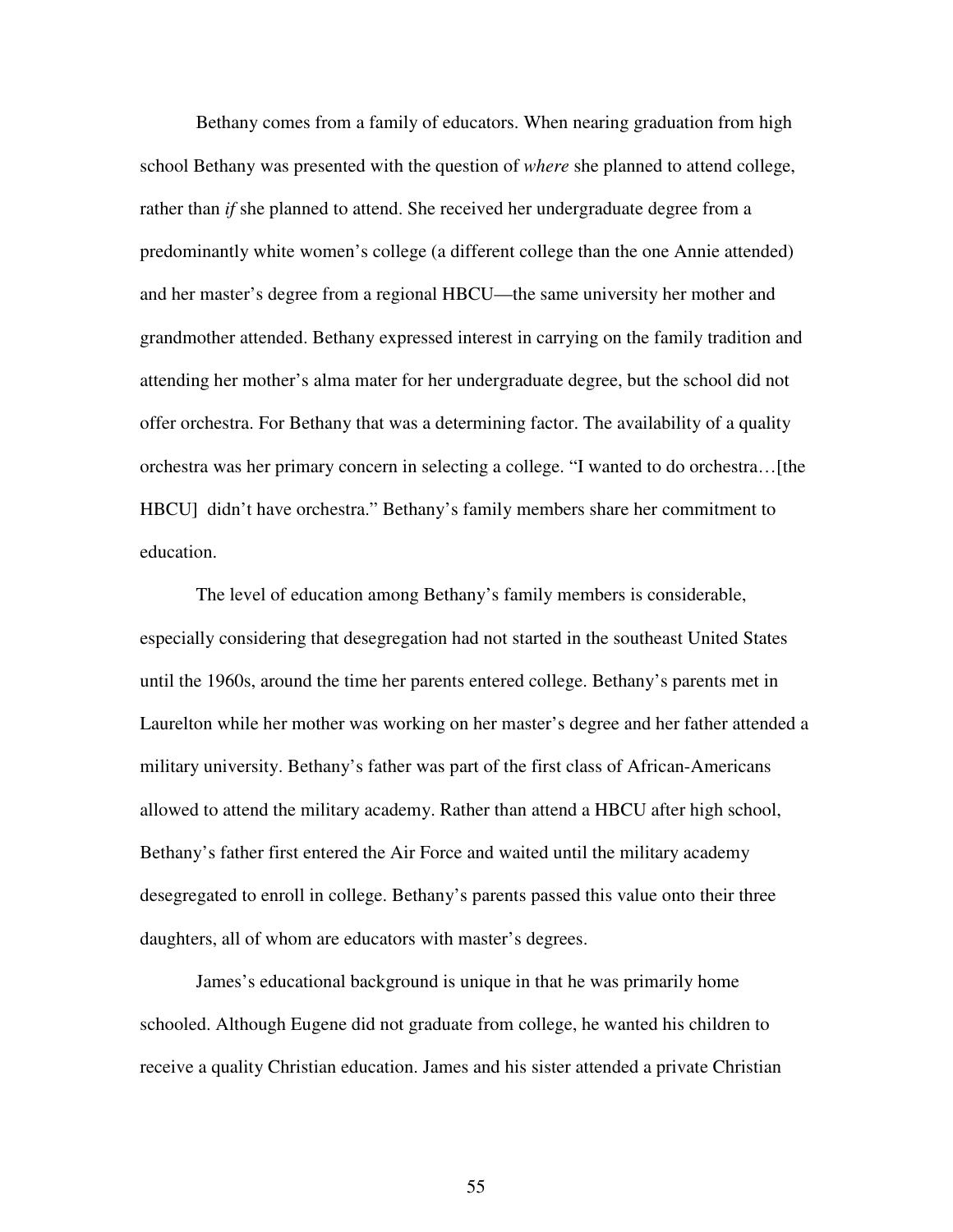Bethany comes from a family of educators. When nearing graduation from high school Bethany was presented with the question of *where* she planned to attend college, rather than *if* she planned to attend. She received her undergraduate degree from a predominantly white women's college (a different college than the one Annie attended) and her master's degree from a regional HBCU—the same university her mother and grandmother attended. Bethany expressed interest in carrying on the family tradition and attending her mother's alma mater for her undergraduate degree, but the school did not offer orchestra. For Bethany that was a determining factor. The availability of a quality orchestra was her primary concern in selecting a college. "I wanted to do orchestra…[the HBCU] didn't have orchestra." Bethany's family members share her commitment to education.

The level of education among Bethany's family members is considerable, especially considering that desegregation had not started in the southeast United States until the 1960s, around the time her parents entered college. Bethany's parents met in Laurelton while her mother was working on her master's degree and her father attended a military university. Bethany's father was part of the first class of African-Americans allowed to attend the military academy. Rather than attend a HBCU after high school, Bethany's father first entered the Air Force and waited until the military academy desegregated to enroll in college. Bethany's parents passed this value onto their three daughters, all of whom are educators with master's degrees.

James's educational background is unique in that he was primarily home schooled. Although Eugene did not graduate from college, he wanted his children to receive a quality Christian education. James and his sister attended a private Christian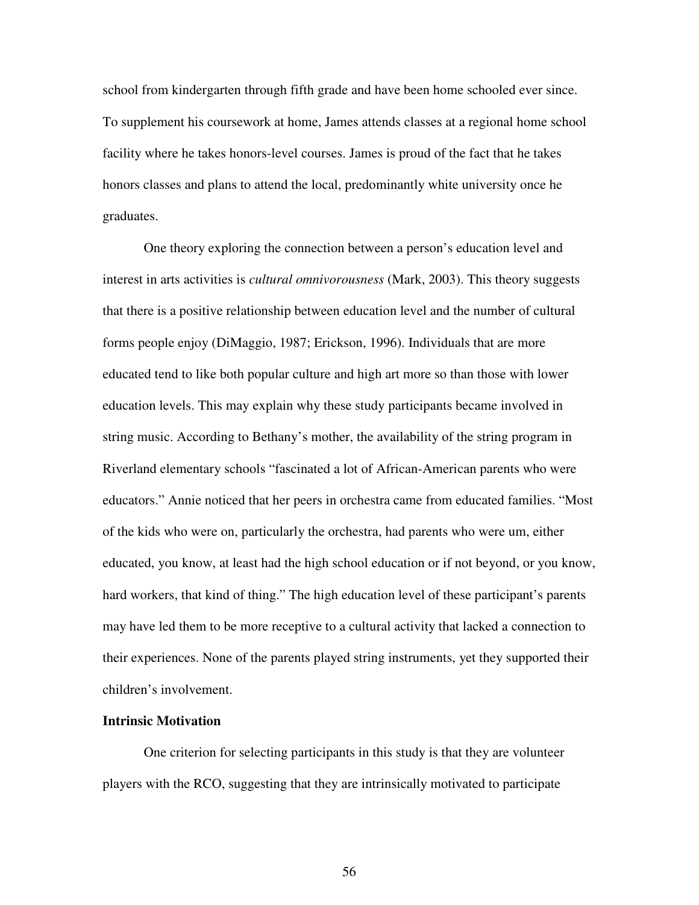school from kindergarten through fifth grade and have been home schooled ever since. To supplement his coursework at home, James attends classes at a regional home school facility where he takes honors-level courses. James is proud of the fact that he takes honors classes and plans to attend the local, predominantly white university once he graduates.

One theory exploring the connection between a person's education level and interest in arts activities is *cultural omnivorousness* (Mark, 2003). This theory suggests that there is a positive relationship between education level and the number of cultural forms people enjoy (DiMaggio, 1987; Erickson, 1996). Individuals that are more educated tend to like both popular culture and high art more so than those with lower education levels. This may explain why these study participants became involved in string music. According to Bethany's mother, the availability of the string program in Riverland elementary schools "fascinated a lot of African-American parents who were educators." Annie noticed that her peers in orchestra came from educated families. "Most of the kids who were on, particularly the orchestra, had parents who were um, either educated, you know, at least had the high school education or if not beyond, or you know, hard workers, that kind of thing." The high education level of these participant's parents may have led them to be more receptive to a cultural activity that lacked a connection to their experiences. None of the parents played string instruments, yet they supported their children's involvement.

**Intrinsic Motivation**

One criterion for selecting participants in this study is that they are volunteer players with the RCO, suggesting that they are intrinsically motivated to participate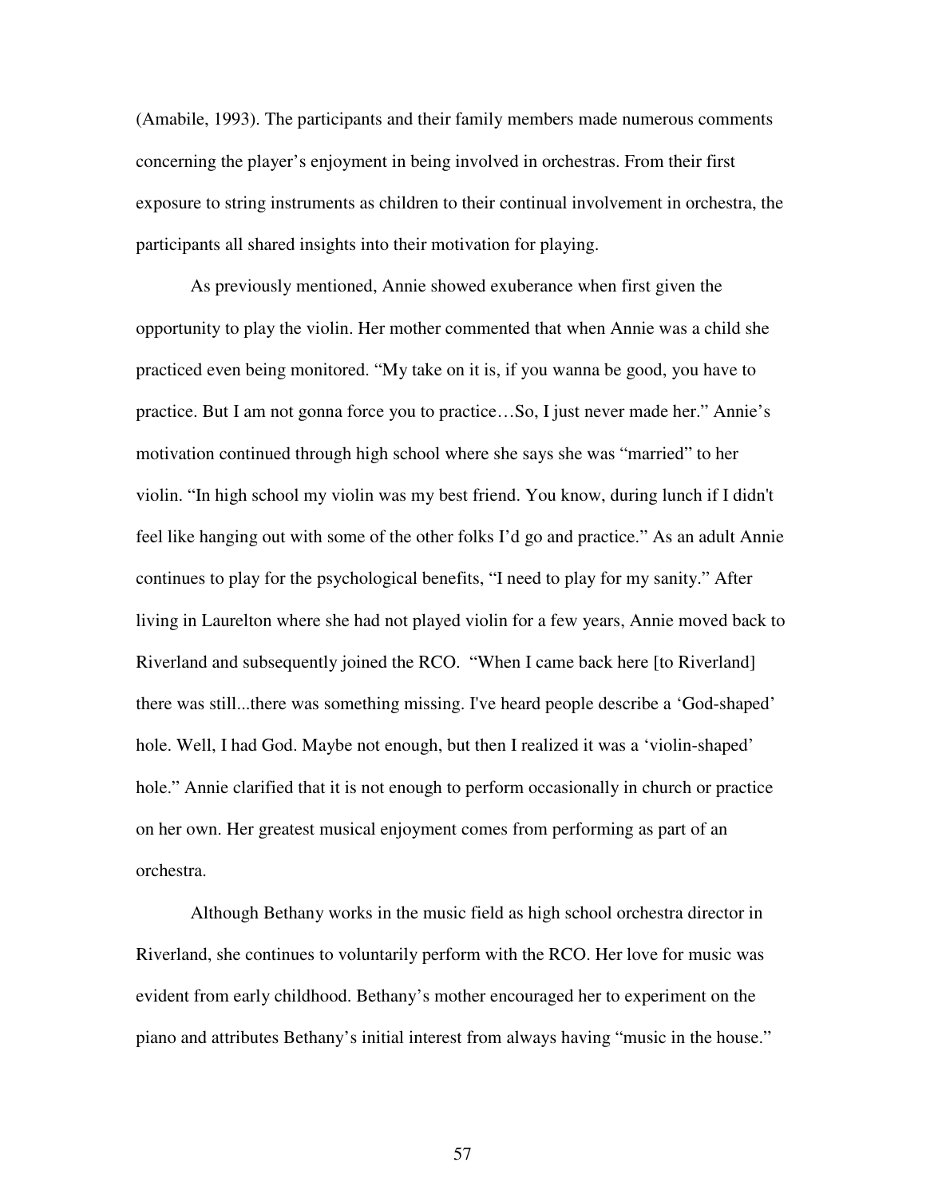(Amabile, 1993). The participants and their family members made numerous comments concerning the player's enjoyment in being involved in orchestras. From their first exposure to string instruments as children to their continual involvement in orchestra, the participants all shared insights into their motivation for playing.

As previously mentioned, Annie showed exuberance when first given the opportunity to play the violin. Her mother commented that when Annie was a child she practiced even being monitored. "My take on it is, if you wanna be good, you have to practice. But I am not gonna force you to practice…So, I just never made her." Annie's motivation continued through high school where she says she was "married" to her violin. "In high school my violin was my best friend. You know, during lunch if I didn't feel like hanging out with some of the other folks I'd go and practice." As an adult Annie continues to play for the psychological benefits, "I need to play for my sanity." After living in Laurelton where she had not played violin for a few years, Annie moved back to Riverland and subsequently joined the RCO. "When I came back here [to Riverland] there was still...there was something missing. I've heard people describe a 'God-shaped' hole. Well, I had God. Maybe not enough, but then I realized it was a 'violin-shaped' hole." Annie clarified that it is not enough to perform occasionally in church or practice on her own. Her greatest musical enjoyment comes from performing as part of an orchestra.

Although Bethany works in the music field as high school orchestra director in Riverland, she continues to voluntarily perform with the RCO. Her love for music was evident from early childhood. Bethany's mother encouraged her to experiment on the piano and attributes Bethany's initial interest from always having "music in the house."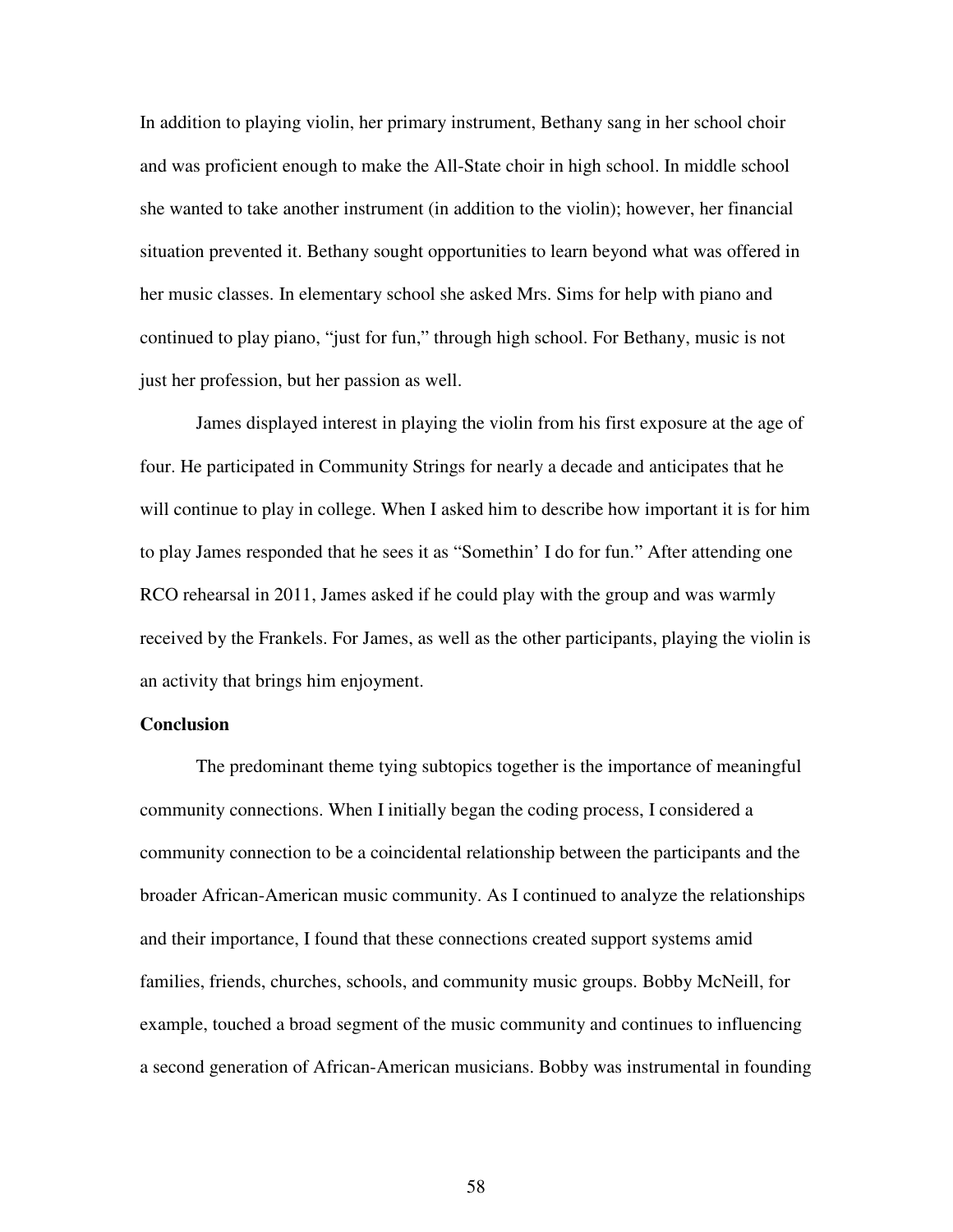In addition to playing violin, her primary instrument, Bethany sang in her school choir and was proficient enough to make the All-State choir in high school. In middle school she wanted to take another instrument (in addition to the violin); however, her financial situation prevented it. Bethany sought opportunities to learn beyond what was offered in her music classes. In elementary school she asked Mrs. Sims for help with piano and continued to play piano, "just for fun," through high school. For Bethany, music is not just her profession, but her passion as well.

James displayed interest in playing the violin from his first exposure at the age of four. He participated in Community Strings for nearly a decade and anticipates that he will continue to play in college. When I asked him to describe how important it is for him to play James responded that he sees it as "Somethin' I do for fun." After attending one RCO rehearsal in 2011, James asked if he could play with the group and was warmly received by the Frankels. For James, as well as the other participants, playing the violin is an activity that brings him enjoyment.

**Conclusion**

The predominant theme tying subtopics together is the importance of meaningful community connections. When I initially began the coding process, I considered a community connection to be a coincidental relationship between the participants and the broader African-American music community. As I continued to analyze the relationships and their importance, I found that these connections created support systems amid families, friends, churches, schools, and community music groups. Bobby McNeill, for example, touched a broad segment of the music community and continues to influencing a second generation of African-American musicians. Bobby was instrumental in founding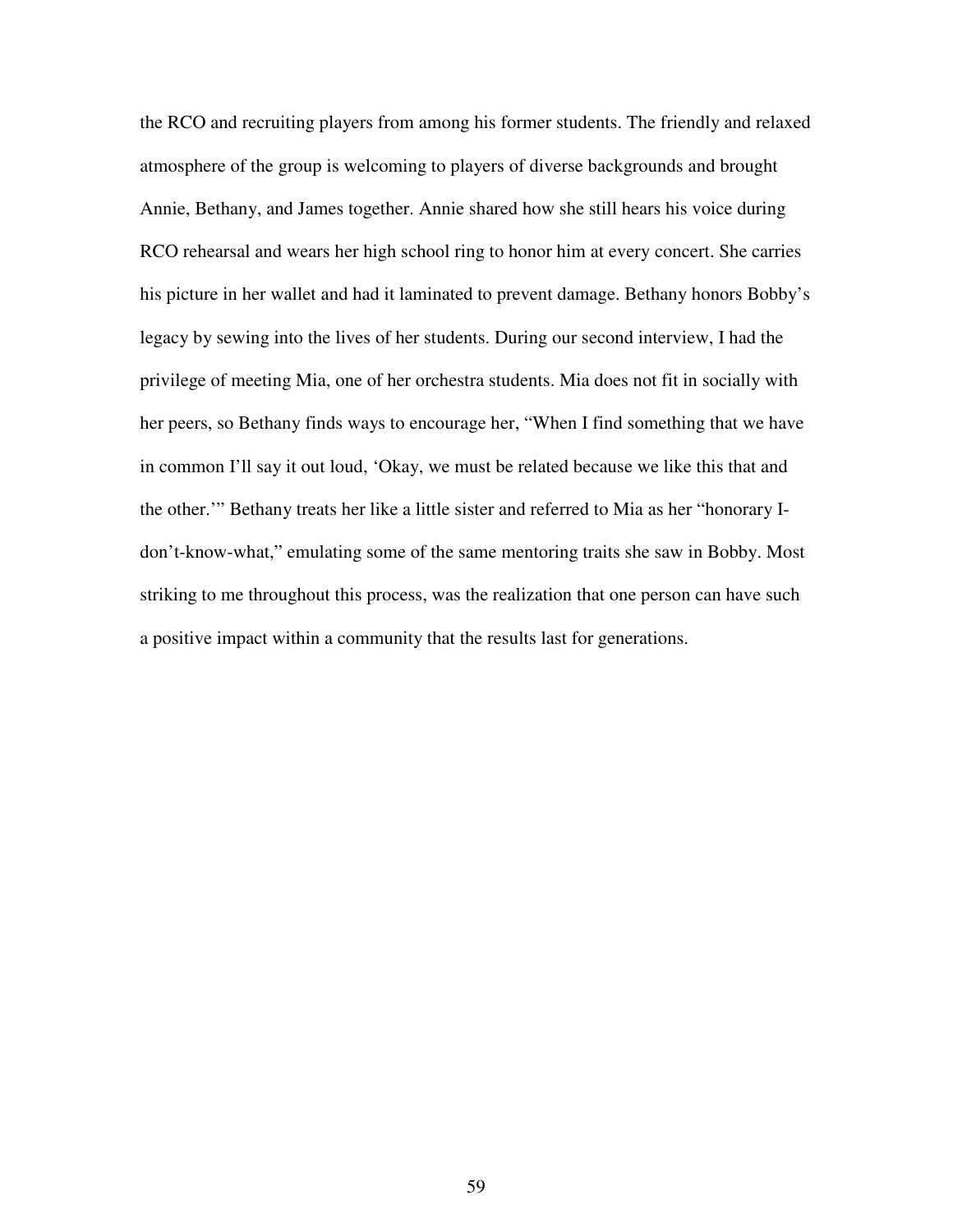the RCO and recruiting players from among his former students. The friendly and relaxed atmosphere of the group is welcoming to players of diverse backgrounds and brought Annie, Bethany, and James together. Annie shared how she still hears his voice during RCO rehearsal and wears her high school ring to honor him at every concert. She carries his picture in her wallet and had it laminated to prevent damage. Bethany honors Bobby's legacy by sewing into the lives of her students. During our second interview, I had the privilege of meeting Mia, one of her orchestra students. Mia does not fit in socially with her peers, so Bethany finds ways to encourage her, "When I find something that we have in common I'll say it out loud, 'Okay, we must be related because we like this that and the other.'" Bethany treats her like a little sister and referred to Mia as her "honorary I-don't-know-what," emulating some of the same mentoring traits she saw in Bobby. Most striking to me throughout this process, was the realization that one person can have such a positive impact within a community that the results last for generations.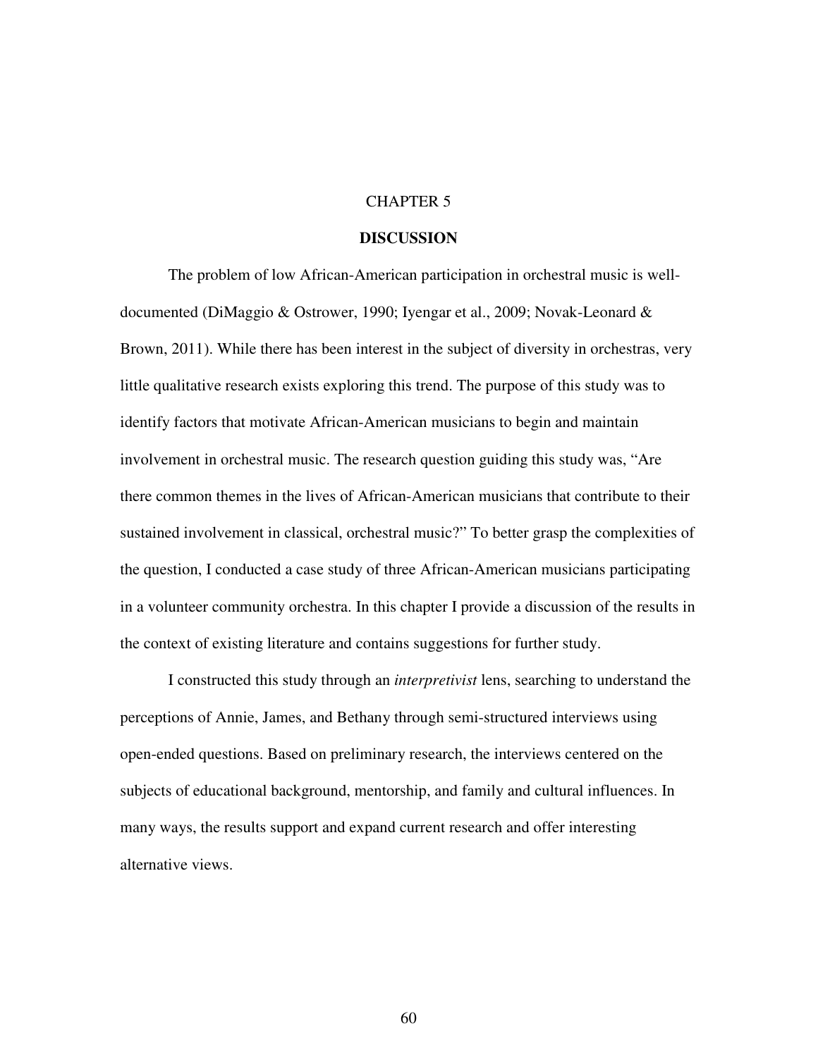# CHAPTER 5

## DISCUSSION

The problem of low African-American participation in orchestral music is well-documented (DiMaggio & Ostrower, 1990; Iyengar et al., 2009; Novak-Leonard & Brown, 2011). While there has been interest in the subject of diversity in orchestras, very little qualitative research exists exploring this trend. The purpose of this study was to identify factors that motivate African-American musicians to begin and maintain involvement in orchestral music. The research question guiding this study was, "Are there common themes in the lives of African-American musicians that contribute to their sustained involvement in classical, orchestral music?" To better grasp the complexities of the question, I conducted a case study of three African-American musicians participating in a volunteer community orchestra. In this chapter I provide a discussion of the results in the context of existing literature and contains suggestions for further study.

I constructed this study through an *interpretivist* lens, searching to understand the perceptions of Annie, James, and Bethany through semi-structured interviews using open-ended questions. Based on preliminary research, the interviews centered on the subjects of educational background, mentorship, and family and cultural influences. In many ways, the results support and expand current research and offer interesting alternative views.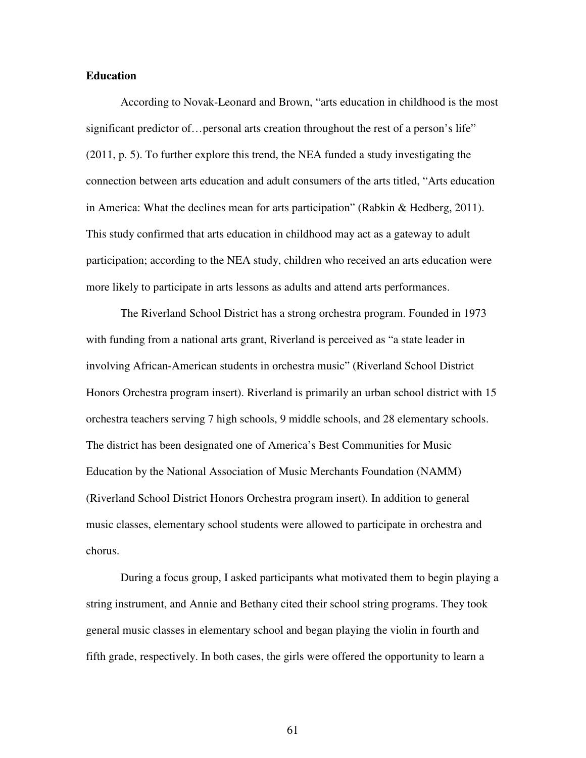**Education**

According to Novak-Leonard and Brown, “arts education in childhood is the most significant predictor of…personal arts creation throughout the rest of a person’s life” (2011, p. 5). To further explore this trend, the NEA funded a study investigating the connection between arts education and adult consumers of the arts titled, “Arts education in America: What the declines mean for arts participation” (Rabkin & Hedberg, 2011). This study confirmed that arts education in childhood may act as a gateway to adult participation; according to the NEA study, children who received an arts education were more likely to participate in arts lessons as adults and attend arts performances.

The Riverland School District has a strong orchestra program. Founded in 1973 with funding from a national arts grant, Riverland is perceived as “a state leader in involving African-American students in orchestra music” (Riverland School District Honors Orchestra program insert). Riverland is primarily an urban school district with 15 orchestra teachers serving 7 high schools, 9 middle schools, and 28 elementary schools. The district has been designated one of America’s Best Communities for Music Education by the National Association of Music Merchants Foundation (NAMM) (Riverland School District Honors Orchestra program insert). In addition to general music classes, elementary school students were allowed to participate in orchestra and chorus.

During a focus group, I asked participants what motivated them to begin playing a string instrument, and Annie and Bethany cited their school string programs. They took general music classes in elementary school and began playing the violin in fourth and fifth grade, respectively. In both cases, the girls were offered the opportunity to learn a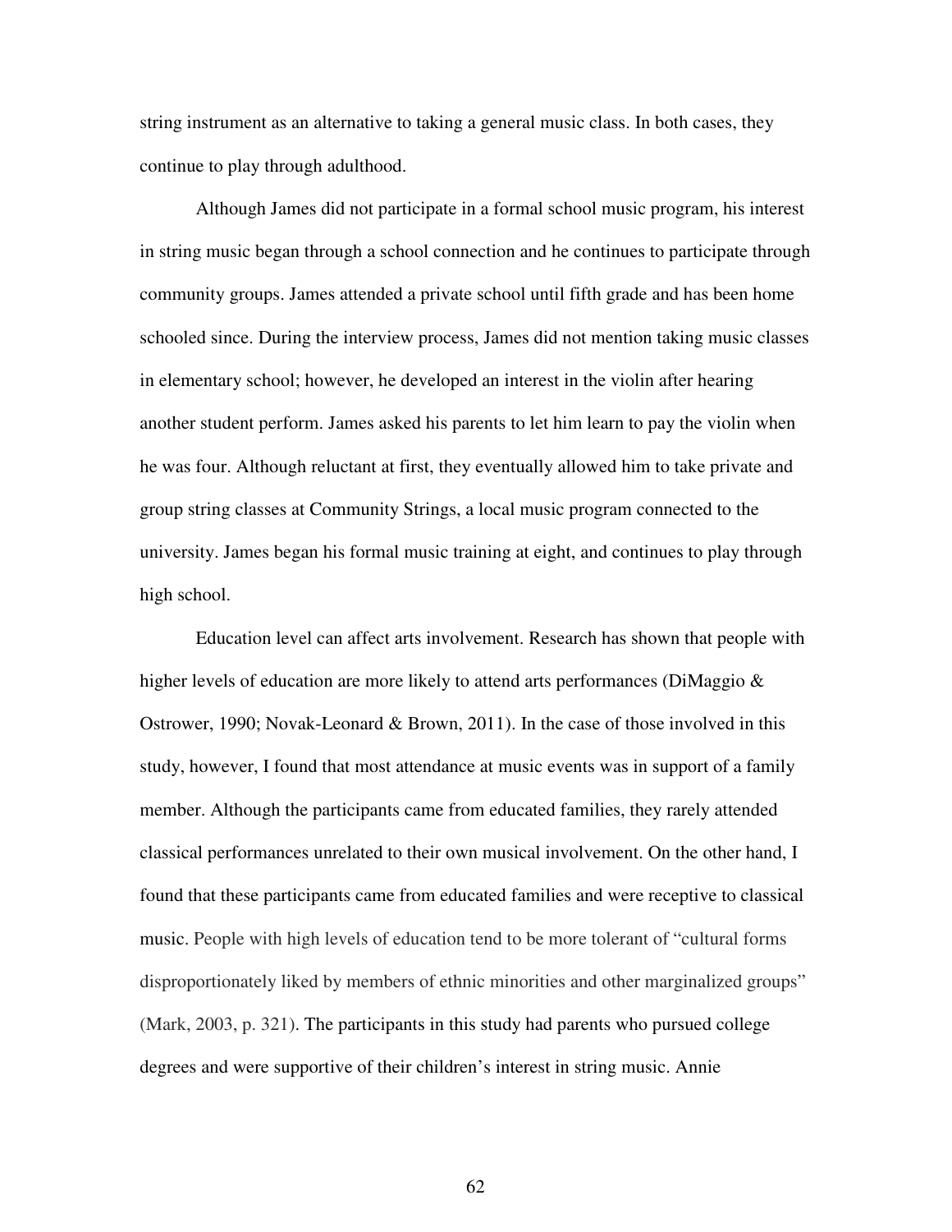string instrument as an alternative to taking a general music class. In both cases, they continue to play through adulthood.

Although James did not participate in a formal school music program, his interest in string music began through a school connection and he continues to participate through community groups. James attended a private school until fifth grade and has been home schooled since. During the interview process, James did not mention taking music classes in elementary school; however, he developed an interest in the violin after hearing another student perform. James asked his parents to let him learn to pay the violin when he was four. Although reluctant at first, they eventually allowed him to take private and group string classes at Community Strings, a local music program connected to the university. James began his formal music training at eight, and continues to play through high school.

Education level can affect arts involvement. Research has shown that people with higher levels of education are more likely to attend arts performances (DiMaggio & Ostrower, 1990; Novak-Leonard & Brown, 2011). In the case of those involved in this study, however, I found that most attendance at music events was in support of a family member. Although the participants came from educated families, they rarely attended classical performances unrelated to their own musical involvement. On the other hand, I found that these participants came from educated families and were receptive to classical music. People with high levels of education tend to be more tolerant of "cultural forms disproportionately liked by members of ethnic minorities and other marginalized groups" (Mark, 2003, p. 321). The participants in this study had parents who pursued college degrees and were supportive of their children's interest in string music. Annie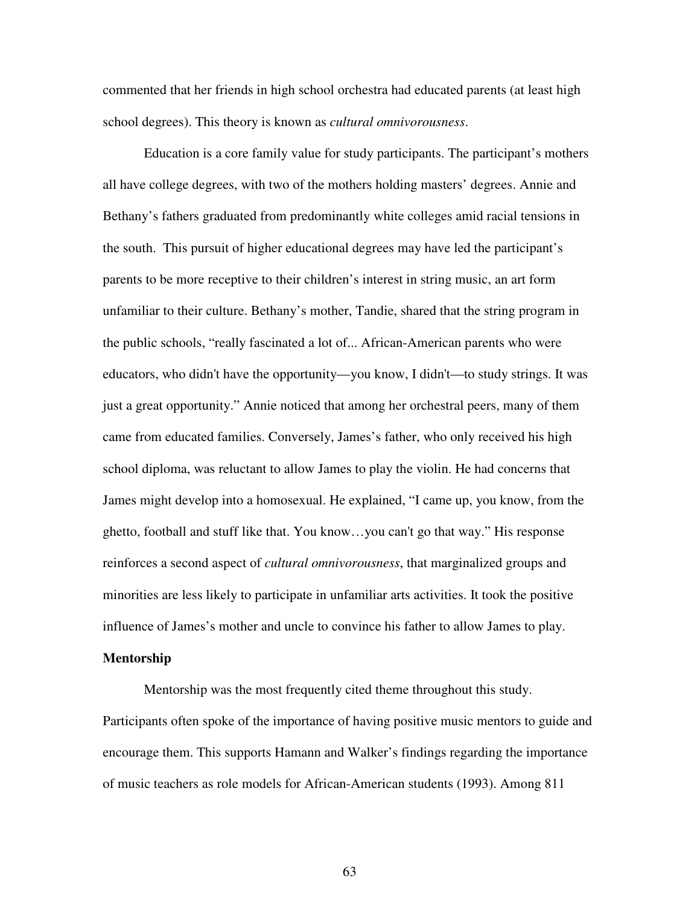commented that her friends in high school orchestra had educated parents (at least high school degrees). This theory is known as *cultural omnivorousness*.

Education is a core family value for study participants. The participant's mothers all have college degrees, with two of the mothers holding masters' degrees. Annie and Bethany's fathers graduated from predominantly white colleges amid racial tensions in the south. This pursuit of higher educational degrees may have led the participant's parents to be more receptive to their children's interest in string music, an art form unfamiliar to their culture. Bethany's mother, Tandie, shared that the string program in the public schools, "really fascinated a lot of... African-American parents who were educators, who didn't have the opportunity—you know, I didn't—to study strings. It was just a great opportunity." Annie noticed that among her orchestral peers, many of them came from educated families. Conversely, James's father, who only received his high school diploma, was reluctant to allow James to play the violin. He had concerns that James might develop into a homosexual. He explained, "I came up, you know, from the ghetto, football and stuff like that. You know…you can't go that way." His response reinforces a second aspect of *cultural omnivorousness*, that marginalized groups and minorities are less likely to participate in unfamiliar arts activities. It took the positive influence of James's mother and uncle to convince his father to allow James to play.

**Mentorship**

Mentorship was the most frequently cited theme throughout this study. Participants often spoke of the importance of having positive music mentors to guide and encourage them. This supports Hamann and Walker's findings regarding the importance of music teachers as role models for African-American students (1993). Among 811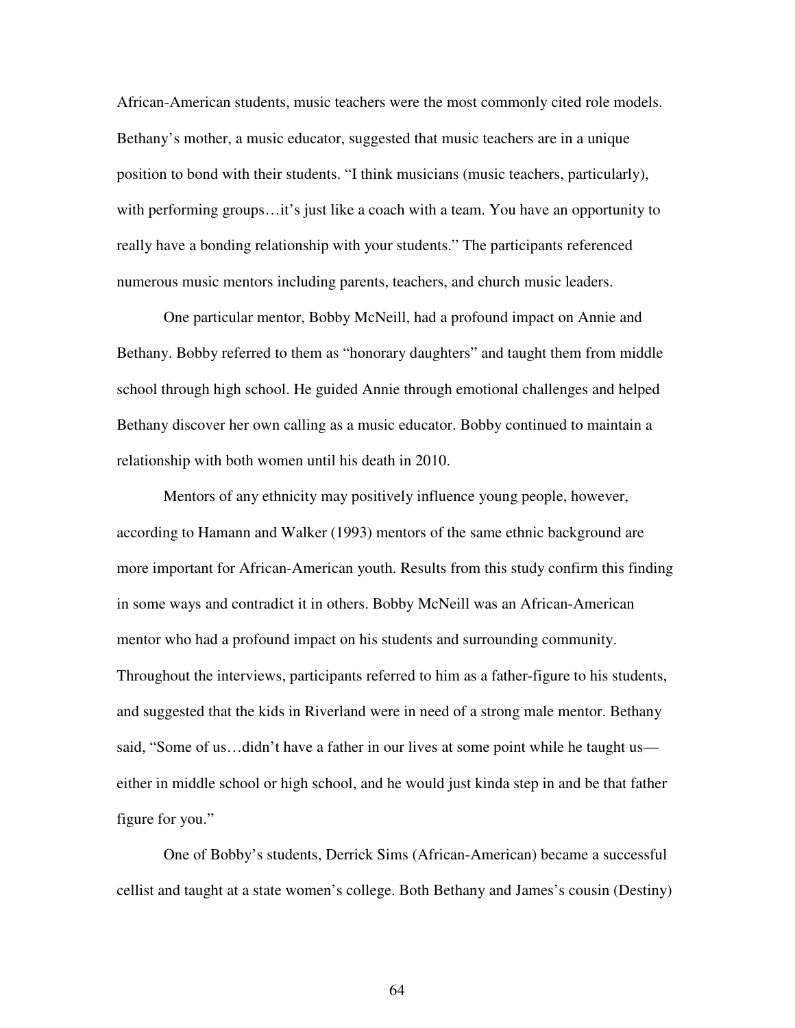African-American students, music teachers were the most commonly cited role models. Bethany's mother, a music educator, suggested that music teachers are in a unique position to bond with their students. "I think musicians (music teachers, particularly), with performing groups…it's just like a coach with a team. You have an opportunity to really have a bonding relationship with your students." The participants referenced numerous music mentors including parents, teachers, and church music leaders.

One particular mentor, Bobby McNeill, had a profound impact on Annie and Bethany. Bobby referred to them as "honorary daughters" and taught them from middle school through high school. He guided Annie through emotional challenges and helped Bethany discover her own calling as a music educator. Bobby continued to maintain a relationship with both women until his death in 2010.

Mentors of any ethnicity may positively influence young people, however, according to Hamann and Walker (1993) mentors of the same ethnic background are more important for African-American youth. Results from this study confirm this finding in some ways and contradict it in others. Bobby McNeill was an African-American mentor who had a profound impact on his students and surrounding community. Throughout the interviews, participants referred to him as a father-figure to his students, and suggested that the kids in Riverland were in need of a strong male mentor. Bethany said, "Some of us…didn't have a father in our lives at some point while he taught us—either in middle school or high school, and he would just kinda step in and be that father figure for you."

One of Bobby's students, Derrick Sims (African-American) became a successful cellist and taught at a state women's college. Both Bethany and James's cousin (Destiny)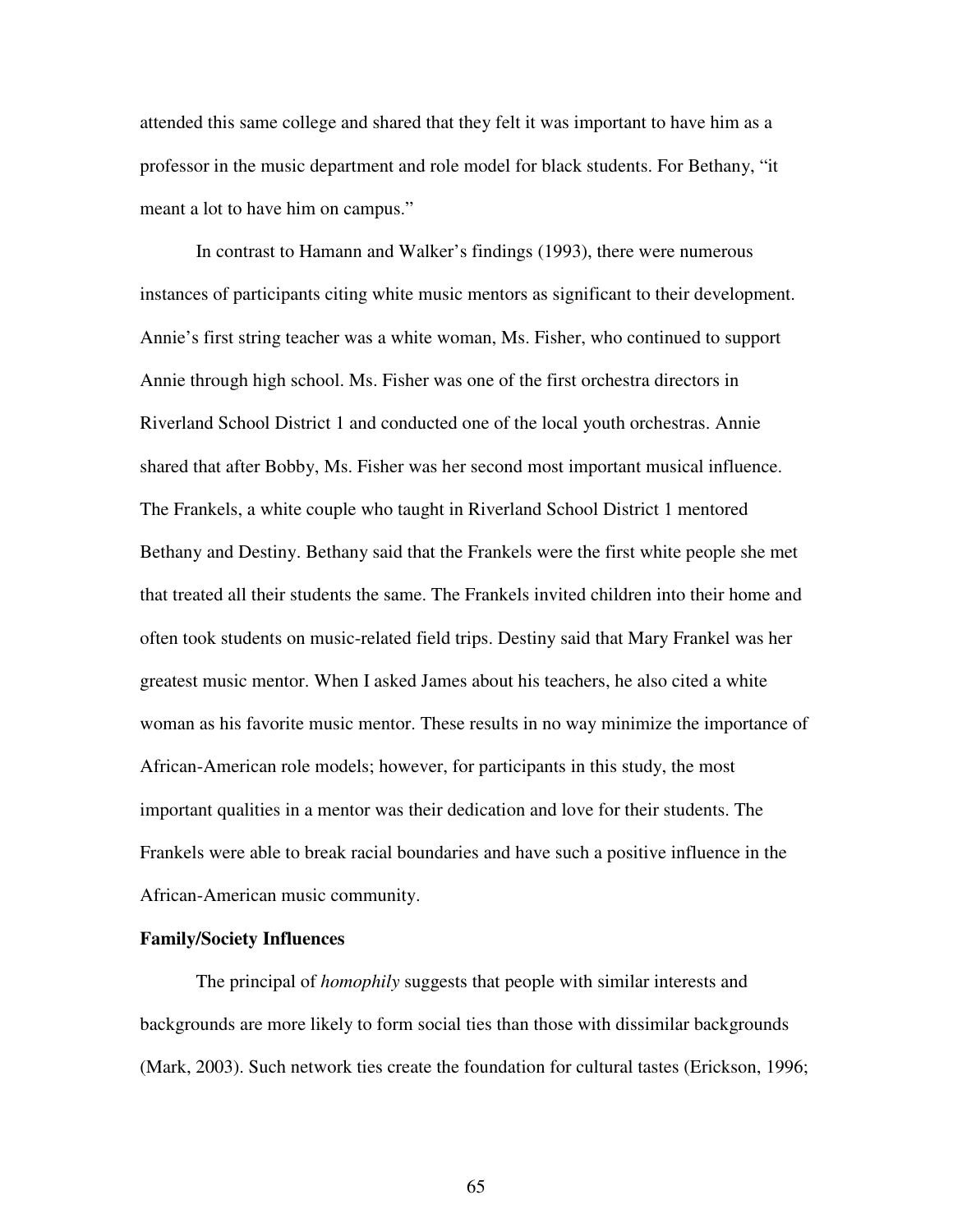attended this same college and shared that they felt it was important to have him as a professor in the music department and role model for black students. For Bethany, "it meant a lot to have him on campus."

In contrast to Hamann and Walker's findings (1993), there were numerous instances of participants citing white music mentors as significant to their development. Annie's first string teacher was a white woman, Ms. Fisher, who continued to support Annie through high school. Ms. Fisher was one of the first orchestra directors in Riverland School District 1 and conducted one of the local youth orchestras. Annie shared that after Bobby, Ms. Fisher was her second most important musical influence. The Frankels, a white couple who taught in Riverland School District 1 mentored Bethany and Destiny. Bethany said that the Frankels were the first white people she met that treated all their students the same. The Frankels invited children into their home and often took students on music-related field trips. Destiny said that Mary Frankel was her greatest music mentor. When I asked James about his teachers, he also cited a white woman as his favorite music mentor. These results in no way minimize the importance of African-American role models; however, for participants in this study, the most important qualities in a mentor was their dedication and love for their students. The Frankels were able to break racial boundaries and have such a positive influence in the African-American music community.

**Family/Society Influences**

The principal of *homophily* suggests that people with similar interests and backgrounds are more likely to form social ties than those with dissimilar backgrounds (Mark, 2003). Such network ties create the foundation for cultural tastes (Erickson, 1996;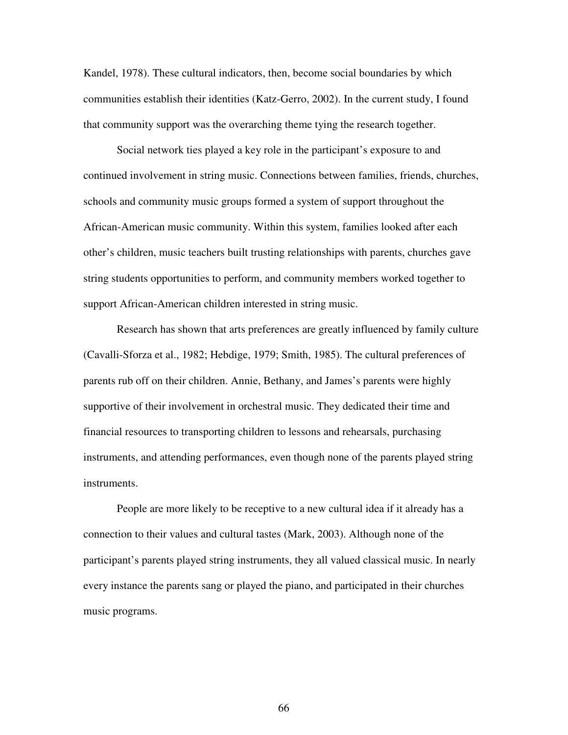Kandel, 1978). These cultural indicators, then, become social boundaries by which communities establish their identities (Katz-Gerro, 2002). In the current study, I found that community support was the overarching theme tying the research together.

Social network ties played a key role in the participant's exposure to and continued involvement in string music. Connections between families, friends, churches, schools and community music groups formed a system of support throughout the African-American music community. Within this system, families looked after each other's children, music teachers built trusting relationships with parents, churches gave string students opportunities to perform, and community members worked together to support African-American children interested in string music.

Research has shown that arts preferences are greatly influenced by family culture (Cavalli-Sforza et al., 1982; Hebdige, 1979; Smith, 1985). The cultural preferences of parents rub off on their children. Annie, Bethany, and James's parents were highly supportive of their involvement in orchestral music. They dedicated their time and financial resources to transporting children to lessons and rehearsals, purchasing instruments, and attending performances, even though none of the parents played string instruments.

People are more likely to be receptive to a new cultural idea if it already has a connection to their values and cultural tastes (Mark, 2003). Although none of the participant's parents played string instruments, they all valued classical music. In nearly every instance the parents sang or played the piano, and participated in their churches music programs.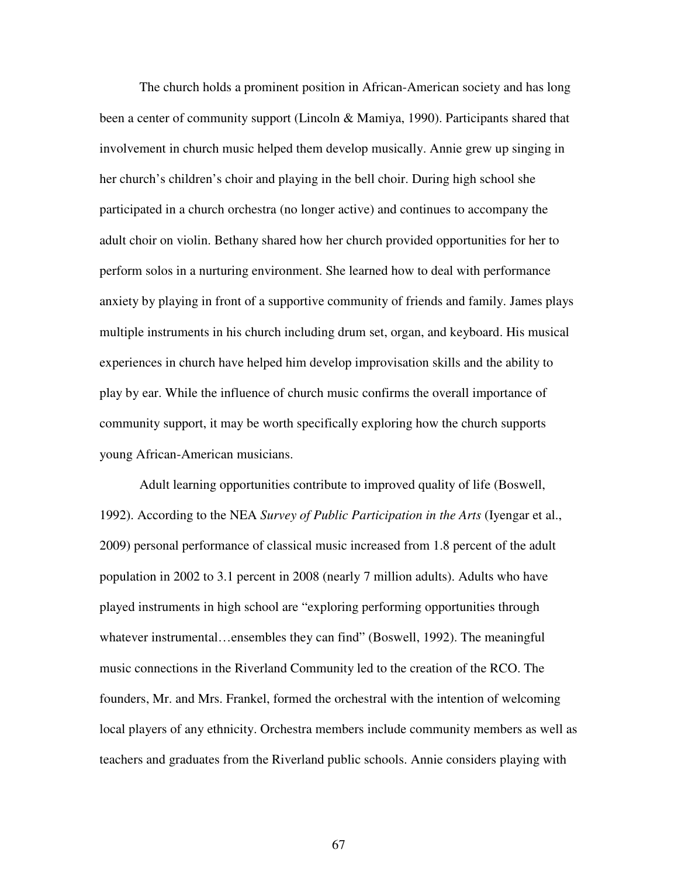The church holds a prominent position in African-American society and has long been a center of community support (Lincoln & Mamiya, 1990). Participants shared that involvement in church music helped them develop musically. Annie grew up singing in her church's children's choir and playing in the bell choir. During high school she participated in a church orchestra (no longer active) and continues to accompany the adult choir on violin. Bethany shared how her church provided opportunities for her to perform solos in a nurturing environment. She learned how to deal with performance anxiety by playing in front of a supportive community of friends and family. James plays multiple instruments in his church including drum set, organ, and keyboard. His musical experiences in church have helped him develop improvisation skills and the ability to play by ear. While the influence of church music confirms the overall importance of community support, it may be worth specifically exploring how the church supports young African-American musicians.

Adult learning opportunities contribute to improved quality of life (Boswell, 1992). According to the NEA *Survey of Public Participation in the Arts* (Iyengar et al., 2009) personal performance of classical music increased from 1.8 percent of the adult population in 2002 to 3.1 percent in 2008 (nearly 7 million adults). Adults who have played instruments in high school are "exploring performing opportunities through whatever instrumental…ensembles they can find" (Boswell, 1992). The meaningful music connections in the Riverland Community led to the creation of the RCO. The founders, Mr. and Mrs. Frankel, formed the orchestral with the intention of welcoming local players of any ethnicity. Orchestra members include community members as well as teachers and graduates from the Riverland public schools. Annie considers playing with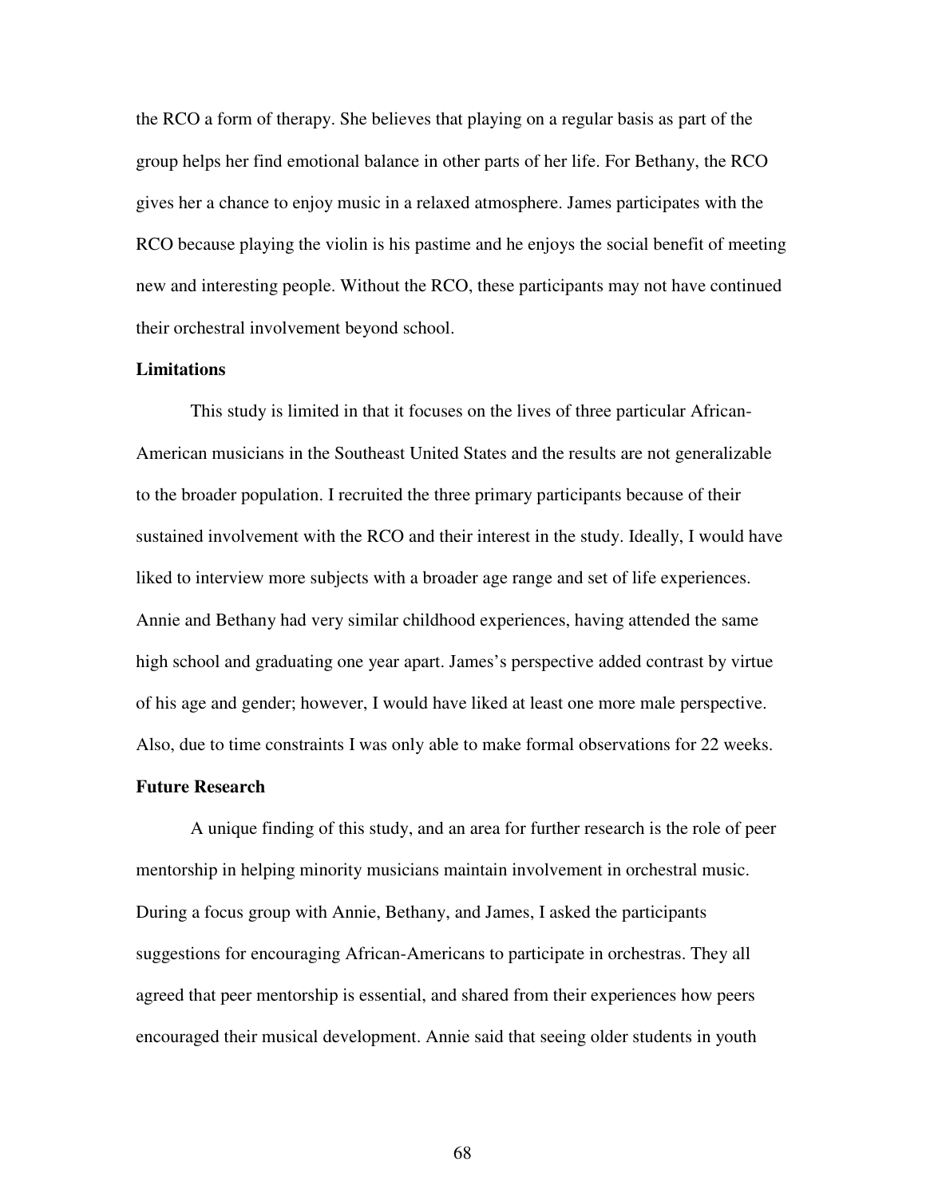the RCO a form of therapy. She believes that playing on a regular basis as part of the group helps her find emotional balance in other parts of her life. For Bethany, the RCO gives her a chance to enjoy music in a relaxed atmosphere. James participates with the RCO because playing the violin is his pastime and he enjoys the social benefit of meeting new and interesting people. Without the RCO, these participants may not have continued their orchestral involvement beyond school.

### Limitations

This study is limited in that it focuses on the lives of three particular African-American musicians in the Southeast United States and the results are not generalizable to the broader population. I recruited the three primary participants because of their sustained involvement with the RCO and their interest in the study. Ideally, I would have liked to interview more subjects with a broader age range and set of life experiences. Annie and Bethany had very similar childhood experiences, having attended the same high school and graduating one year apart. James's perspective added contrast by virtue of his age and gender; however, I would have liked at least one more male perspective. Also, due to time constraints I was only able to make formal observations for 22 weeks.

### Future Research

A unique finding of this study, and an area for further research is the role of peer mentorship in helping minority musicians maintain involvement in orchestral music. During a focus group with Annie, Bethany, and James, I asked the participants suggestions for encouraging African-Americans to participate in orchestras. They all agreed that peer mentorship is essential, and shared from their experiences how peers encouraged their musical development. Annie said that seeing older students in youth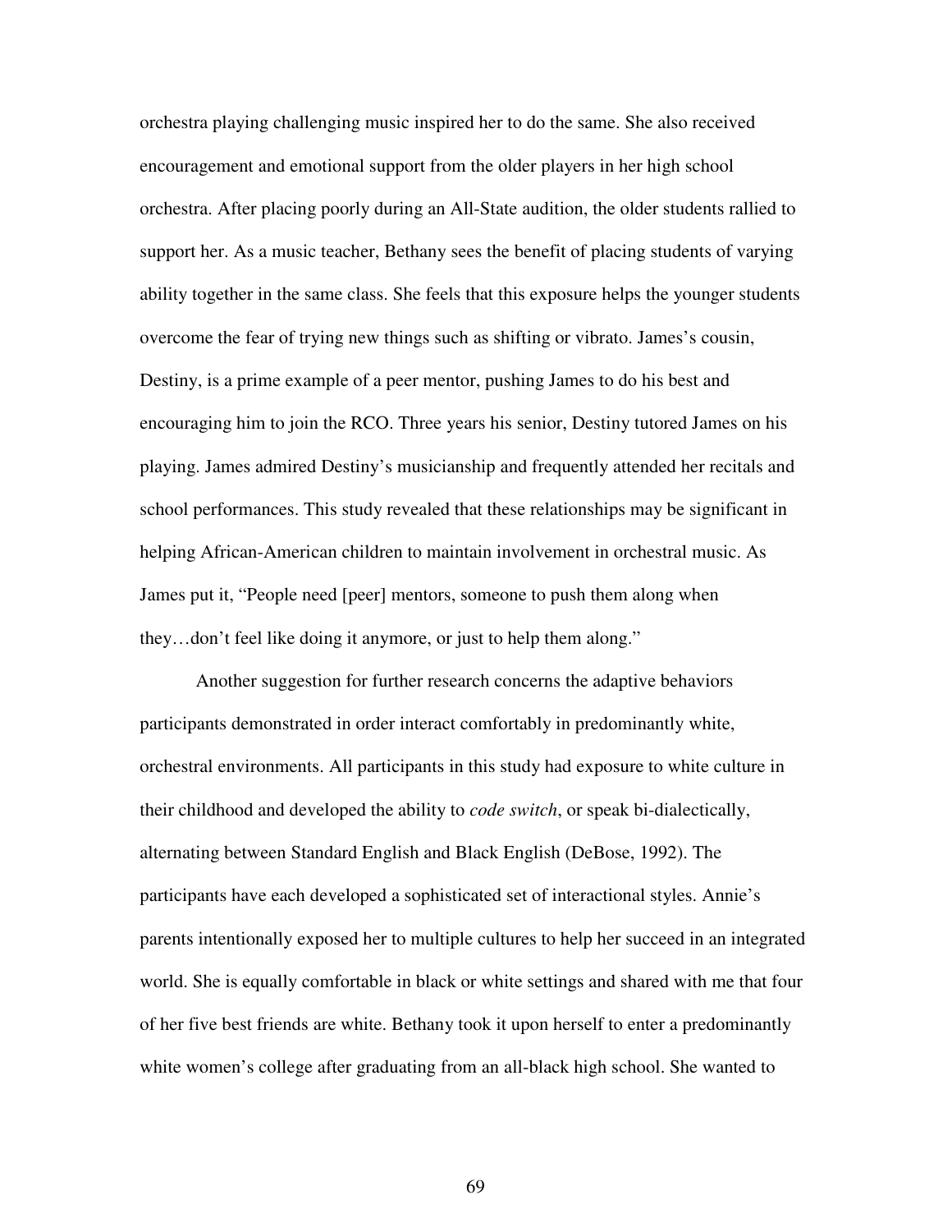orchestra playing challenging music inspired her to do the same. She also received encouragement and emotional support from the older players in her high school orchestra. After placing poorly during an All-State audition, the older students rallied to support her. As a music teacher, Bethany sees the benefit of placing students of varying ability together in the same class. She feels that this exposure helps the younger students overcome the fear of trying new things such as shifting or vibrato. James's cousin, Destiny, is a prime example of a peer mentor, pushing James to do his best and encouraging him to join the RCO. Three years his senior, Destiny tutored James on his playing. James admired Destiny's musicianship and frequently attended her recitals and school performances. This study revealed that these relationships may be significant in helping African-American children to maintain involvement in orchestral music. As James put it, "People need [peer] mentors, someone to push them along when they…don't feel like doing it anymore, or just to help them along."

Another suggestion for further research concerns the adaptive behaviors participants demonstrated in order interact comfortably in predominantly white, orchestral environments. All participants in this study had exposure to white culture in their childhood and developed the ability to *code switch*, or speak bi-dialectically, alternating between Standard English and Black English (DeBose, 1992). The participants have each developed a sophisticated set of interactional styles. Annie's parents intentionally exposed her to multiple cultures to help her succeed in an integrated world. She is equally comfortable in black or white settings and shared with me that four of her five best friends are white. Bethany took it upon herself to enter a predominantly white women's college after graduating from an all-black high school. She wanted to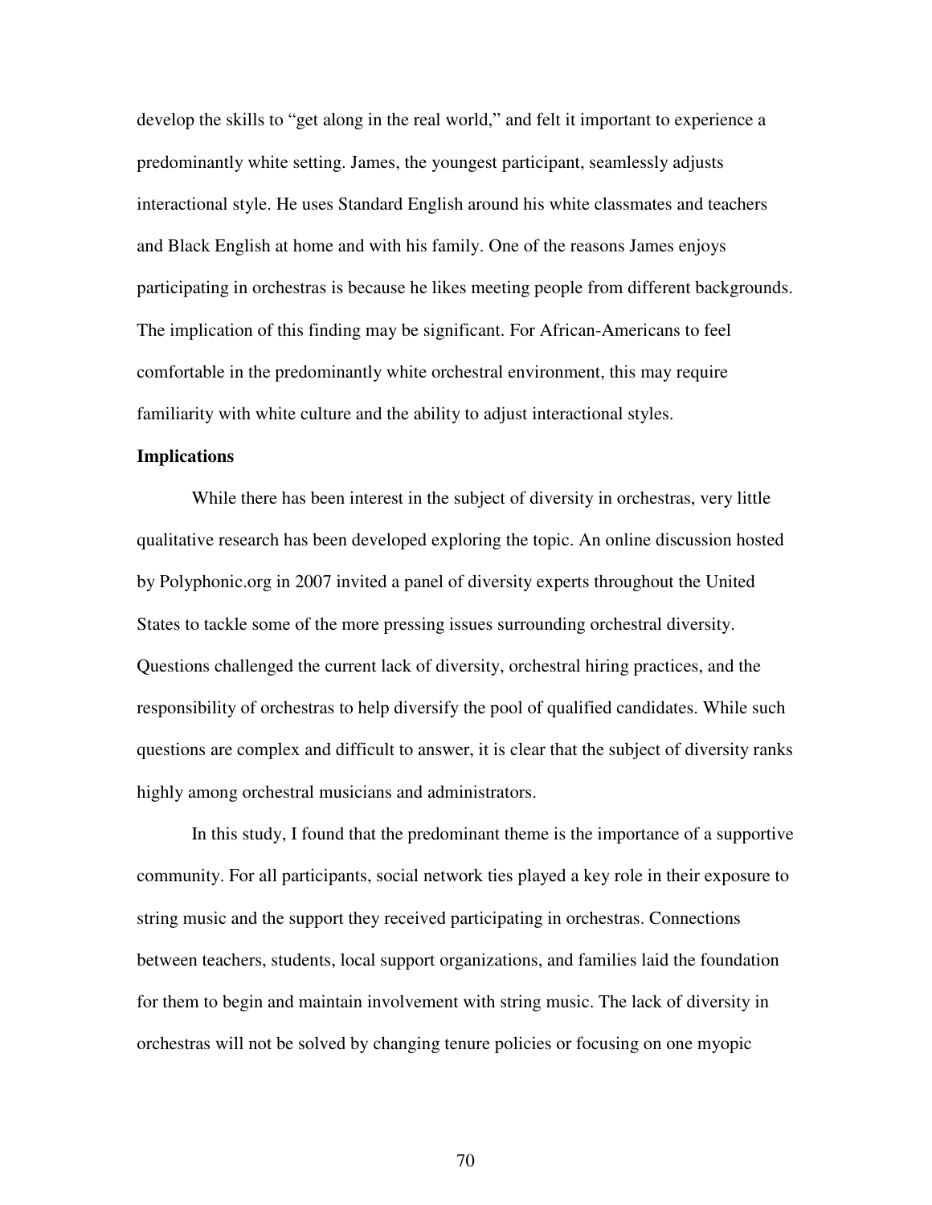develop the skills to "get along in the real world," and felt it important to experience a predominantly white setting. James, the youngest participant, seamlessly adjusts interactional style. He uses Standard English around his white classmates and teachers and Black English at home and with his family. One of the reasons James enjoys participating in orchestras is because he likes meeting people from different backgrounds. The implication of this finding may be significant. For African-Americans to feel comfortable in the predominantly white orchestral environment, this may require familiarity with white culture and the ability to adjust interactional styles.

**Implications**

While there has been interest in the subject of diversity in orchestras, very little qualitative research has been developed exploring the topic. An online discussion hosted by Polyphonic.org in 2007 invited a panel of diversity experts throughout the United States to tackle some of the more pressing issues surrounding orchestral diversity. Questions challenged the current lack of diversity, orchestral hiring practices, and the responsibility of orchestras to help diversify the pool of qualified candidates. While such questions are complex and difficult to answer, it is clear that the subject of diversity ranks highly among orchestral musicians and administrators.

In this study, I found that the predominant theme is the importance of a supportive community. For all participants, social network ties played a key role in their exposure to string music and the support they received participating in orchestras. Connections between teachers, students, local support organizations, and families laid the foundation for them to begin and maintain involvement with string music. The lack of diversity in orchestras will not be solved by changing tenure policies or focusing on one myopic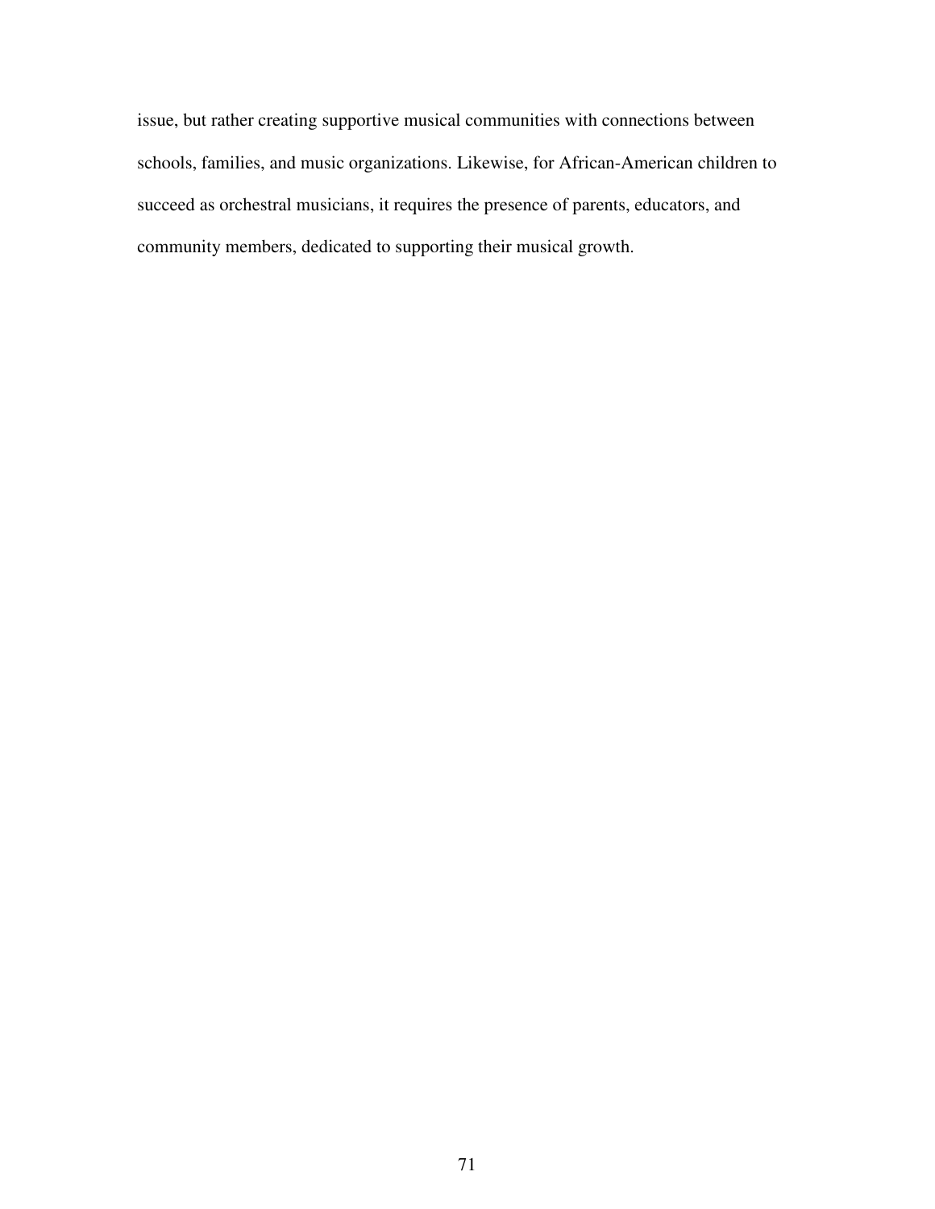issue, but rather creating supportive musical communities with connections between schools, families, and music organizations. Likewise, for African-American children to succeed as orchestral musicians, it requires the presence of parents, educators, and community members, dedicated to supporting their musical growth.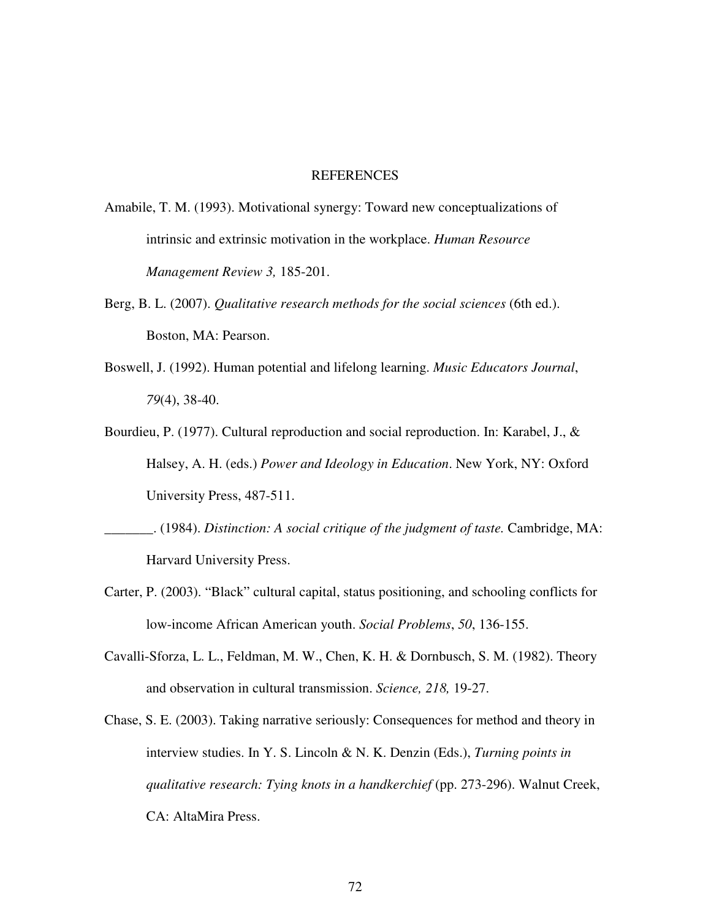# REFERENCES

Amabile, T. M. (1993). Motivational synergy: Toward new conceptualizations of intrinsic and extrinsic motivation in the workplace. *Human Resource Management Review 3,* 185-201.

Berg, B. L. (2007). *Qualitative research methods for the social sciences* (6th ed.). Boston, MA: Pearson.

Boswell, J. (1992). Human potential and lifelong learning. *Music Educators Journal*, *79*(4), 38-40.

Bourdieu, P. (1977). Cultural reproduction and social reproduction. In: Karabel, J., & Halsey, A. H. (eds.) *Power and Ideology in Education*. New York, NY: Oxford University Press, 487-511.

_______. (1984). *Distinction: A social critique of the judgment of taste.* Cambridge, MA: Harvard University Press.

Carter, P. (2003). "Black" cultural capital, status positioning, and schooling conflicts for low-income African American youth. *Social Problems*, *50*, 136-155.

Cavalli-Sforza, L. L., Feldman, M. W., Chen, K. H. & Dornbusch, S. M. (1982). Theory and observation in cultural transmission. *Science, 218,* 19-27.

Chase, S. E. (2003). Taking narrative seriously: Consequences for method and theory in interview studies. In Y. S. Lincoln & N. K. Denzin (Eds.), *Turning points in qualitative research: Tying knots in a handkerchief* (pp. 273-296). Walnut Creek, CA: AltaMira Press.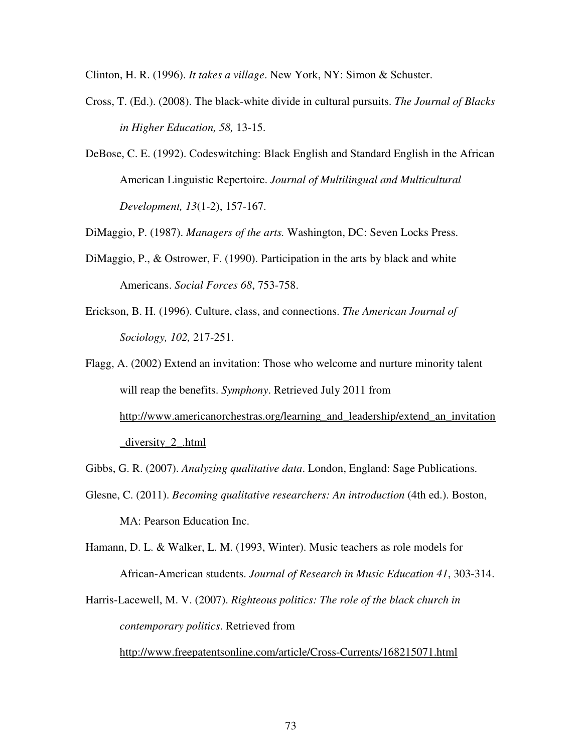Clinton, H. R. (1996). *It takes a village*. New York, NY: Simon & Schuster.

Cross, T. (Ed.). (2008). The black-white divide in cultural pursuits. *The Journal of Blacks in Higher Education, 58,* 13-15.

DeBose, C. E. (1992). Codeswitching: Black English and Standard English in the African American Linguistic Repertoire. *Journal of Multilingual and Multicultural Development, 13*(1-2), 157-167.

DiMaggio, P. (1987). *Managers of the arts.* Washington, DC: Seven Locks Press.

DiMaggio, P., & Ostrower, F. (1990). Participation in the arts by black and white Americans. *Social Forces 68*, 753-758.

Erickson, B. H. (1996). Culture, class, and connections. *The American Journal of Sociology, 102,* 217-251.

Flagg, A. (2002) Extend an invitation: Those who welcome and nurture minority talent will reap the benefits. *Symphony*. Retrieved July 2011 from http://www.americanorchestras.org/learning_and_leadership/extend_an_invitation_diversity_2_.html

Gibbs, G. R. (2007). *Analyzing qualitative data*. London, England: Sage Publications.

Glesne, C. (2011). *Becoming qualitative researchers: An introduction* (4th ed.). Boston, MA: Pearson Education Inc.

Hamann, D. L. & Walker, L. M. (1993, Winter). Music teachers as role models for African-American students. *Journal of Research in Music Education 41*, 303-314.

Harris-Lacewell, M. V. (2007). *Righteous politics: The role of the black church in contemporary politics*. Retrieved from http://www.freepatentsonline.com/article/Cross-Currents/168215071.html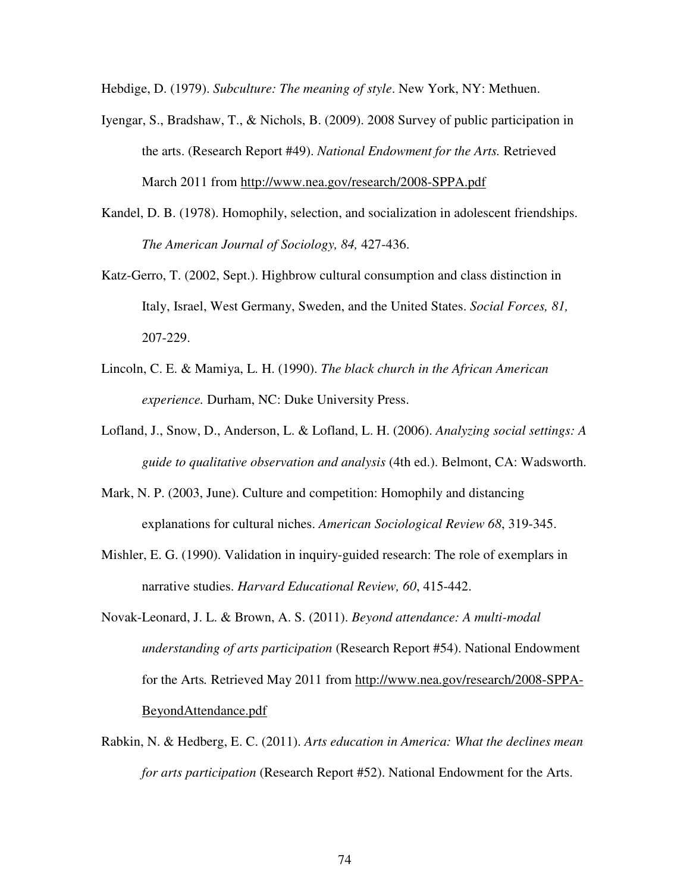Hebdige, D. (1979). *Subculture: The meaning of style*. New York, NY: Methuen.

Iyengar, S., Bradshaw, T., & Nichols, B. (2009). 2008 Survey of public participation in the arts. (Research Report #49). *National Endowment for the Arts.* Retrieved March 2011 from http://www.nea.gov/research/2008-SPPA.pdf

Kandel, D. B. (1978). Homophily, selection, and socialization in adolescent friendships. *The American Journal of Sociology, 84,* 427-436.

Katz-Gerro, T. (2002, Sept.). Highbrow cultural consumption and class distinction in Italy, Israel, West Germany, Sweden, and the United States. *Social Forces, 81,* 207-229.

Lincoln, C. E. & Mamiya, L. H. (1990). *The black church in the African American experience.* Durham, NC: Duke University Press.

Lofland, J., Snow, D., Anderson, L. & Lofland, L. H. (2006). *Analyzing social settings: A guide to qualitative observation and analysis* (4th ed.). Belmont, CA: Wadsworth.

Mark, N. P. (2003, June). Culture and competition: Homophily and distancing explanations for cultural niches. *American Sociological Review 68*, 319-345.

Mishler, E. G. (1990). Validation in inquiry-guided research: The role of exemplars in narrative studies. *Harvard Educational Review, 60*, 415-442.

Novak-Leonard, J. L. & Brown, A. S. (2011). *Beyond attendance: A multi-modal understanding of arts participation* (Research Report #54). National Endowment for the Arts*.* Retrieved May 2011 from http://www.nea.gov/research/2008-SPPA-BeyondAttendance.pdf

Rabkin, N. & Hedberg, E. C. (2011). *Arts education in America: What the declines mean for arts participation* (Research Report #52). National Endowment for the Arts.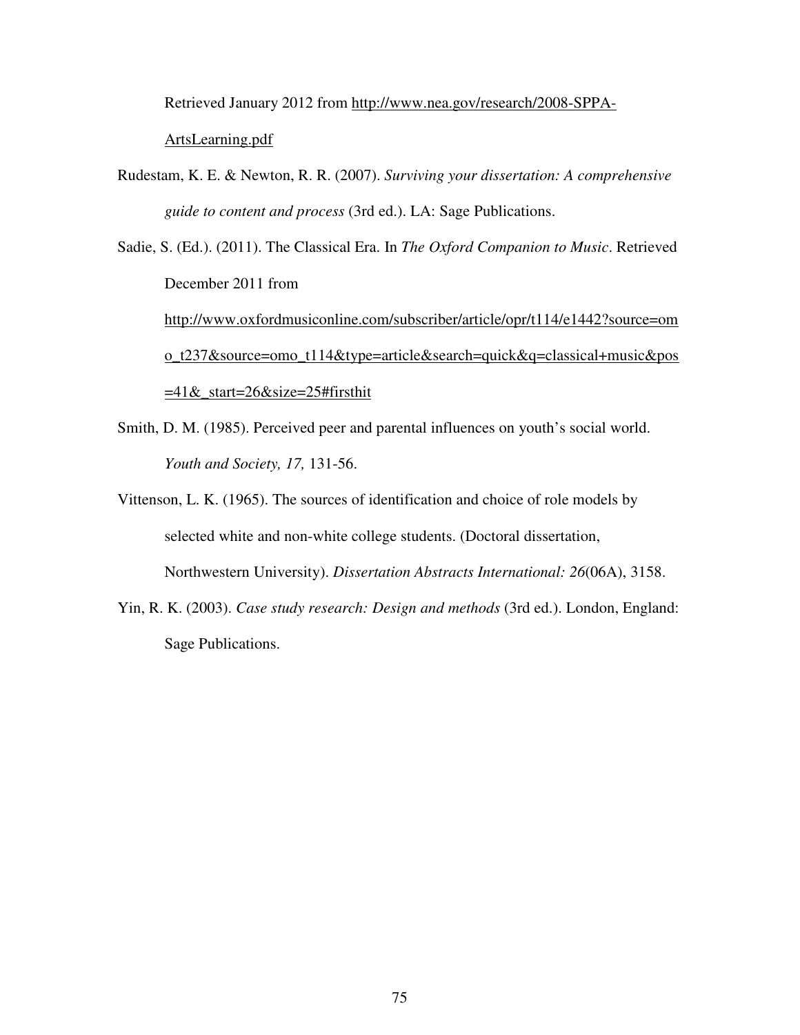Retrieved January 2012 from http://www.nea.gov/research/2008-SPPA-ArtsLearning.pdf

Rudestam, K. E. & Newton, R. R. (2007). *Surviving your dissertation: A comprehensive guide to content and process* (3rd ed.). LA: Sage Publications.

Sadie, S. (Ed.). (2011). The Classical Era. In *The Oxford Companion to Music*. Retrieved December 2011 from http://www.oxfordmusiconline.com/subscriber/article/opr/t114/e1442?source=omo_t237&source=omo_t114&type=article&search=quick&q=classical+music&pos=41&_start=26&size=25#firsthit

Smith, D. M. (1985). Perceived peer and parental influences on youth's social world. *Youth and Society, 17,* 131-56.

Vittenson, L. K. (1965). The sources of identification and choice of role models by selected white and non-white college students. (Doctoral dissertation, Northwestern University). *Dissertation Abstracts International: 26*(06A), 3158.

Yin, R. K. (2003). *Case study research: Design and methods* (3rd ed.). London, England: Sage Publications.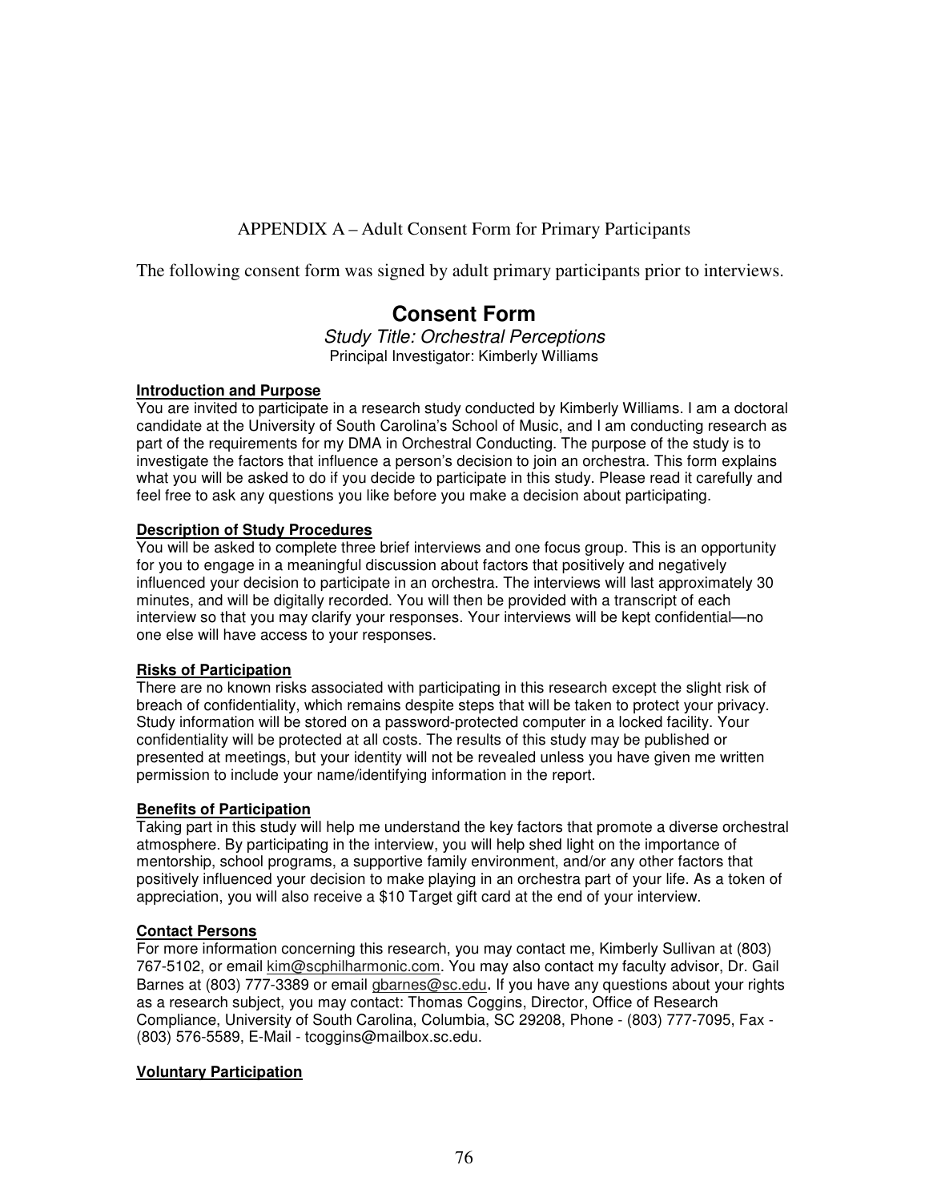APPENDIX A – Adult Consent Form for Primary Participants

The following consent form was signed by adult primary participants prior to interviews.

# Consent Form

*Study Title: Orchestral Perceptions*

Principal Investigator: Kimberly Williams

**Introduction and Purpose**

You are invited to participate in a research study conducted by Kimberly Williams. I am a doctoral candidate at the University of South Carolina's School of Music, and I am conducting research as part of the requirements for my DMA in Orchestral Conducting. The purpose of the study is to investigate the factors that influence a person's decision to join an orchestra. This form explains what you will be asked to do if you decide to participate in this study. Please read it carefully and feel free to ask any questions you like before you make a decision about participating.

**Description of Study Procedures**

You will be asked to complete three brief interviews and one focus group. This is an opportunity for you to engage in a meaningful discussion about factors that positively and negatively influenced your decision to participate in an orchestra. The interviews will last approximately 30 minutes, and will be digitally recorded. You will then be provided with a transcript of each interview so that you may clarify your responses. Your interviews will be kept confidential—no one else will have access to your responses.

**Risks of Participation**

There are no known risks associated with participating in this research except the slight risk of breach of confidentiality, which remains despite steps that will be taken to protect your privacy. Study information will be stored on a password-protected computer in a locked facility. Your confidentiality will be protected at all costs. The results of this study may be published or presented at meetings, but your identity will not be revealed unless you have given me written permission to include your name/identifying information in the report.

**Benefits of Participation**

Taking part in this study will help me understand the key factors that promote a diverse orchestral atmosphere. By participating in the interview, you will help shed light on the importance of mentorship, school programs, a supportive family environment, and/or any other factors that positively influenced your decision to make playing in an orchestra part of your life. As a token of appreciation, you will also receive a $10 Target gift card at the end of your interview.

**Contact Persons**

For more information concerning this research, you may contact me, Kimberly Sullivan at (803) 767-5102, or email kim@scphilharmonic.com. You may also contact my faculty advisor, Dr. Gail Barnes at (803) 777-3389 or email gbarnes@sc.edu**.** If you have any questions about your rights as a research subject, you may contact: Thomas Coggins, Director, Office of Research Compliance, University of South Carolina, Columbia, SC 29208, Phone - (803) 777-7095, Fax - (803) 576-5589, E-Mail - tcoggins@mailbox.sc.edu.

**Voluntary Participation**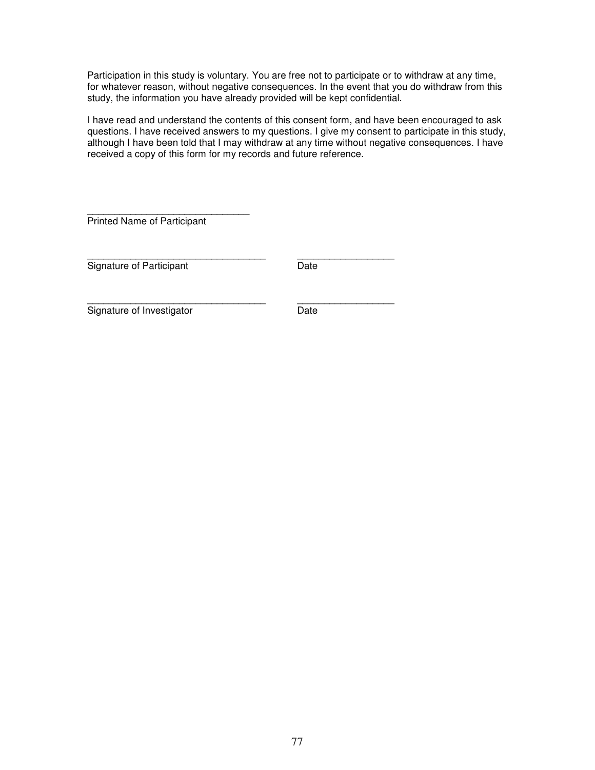Participation in this study is voluntary. You are free not to participate or to withdraw at any time, for whatever reason, without negative consequences. In the event that you do withdraw from this study, the information you have already provided will be kept confidential.

I have read and understand the contents of this consent form, and have been encouraged to ask questions. I have received answers to my questions. I give my consent to participate in this study, although I have been told that I may withdraw at any time without negative consequences. I have received a copy of this form for my records and future reference.

\_\_\_\_\_\_\_\_\_\_\_\_\_\_\_\_\_\_\_\_\_\_\_\_\_\_\_\_\_\_
Printed Name of Participant

\_\_\_\_\_\_\_\_\_\_\_\_\_\_\_\_\_\_\_\_\_\_\_\_\_\_\_\_\_\_\_\_\_\_ \_\_\_\_\_\_\_\_\_\_\_\_\_\_\_\_\_\_
Signature of Participant Date

\_\_\_\_\_\_\_\_\_\_\_\_\_\_\_\_\_\_\_\_\_\_\_\_\_\_\_\_\_\_\_\_\_\_ \_\_\_\_\_\_\_\_\_\_\_\_\_\_\_\_\_\_
Signature of Investigator Date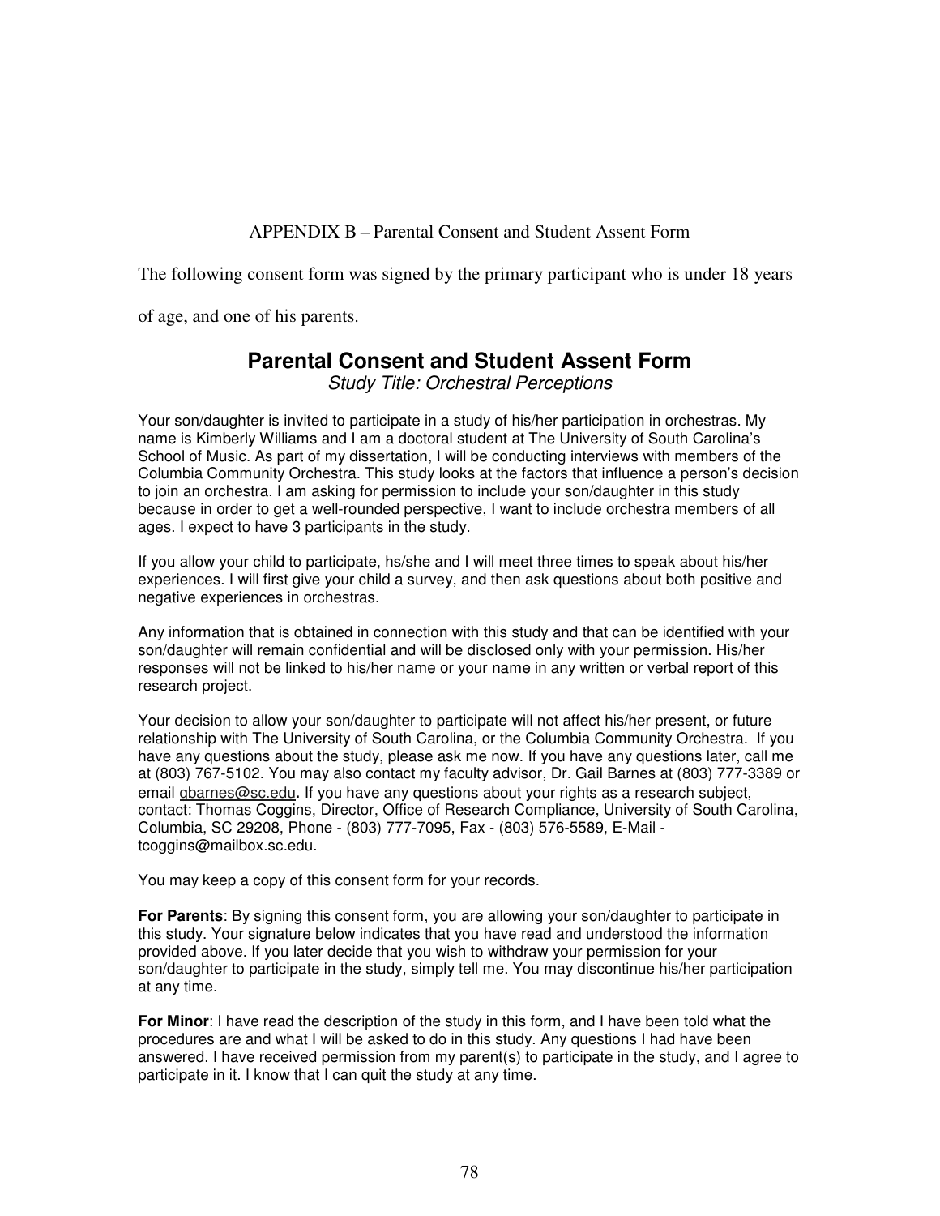APPENDIX B – Parental Consent and Student Assent Form

The following consent form was signed by the primary participant who is under 18 years of age, and one of his parents.

# Parental Consent and Student Assent Form

*Study Title: Orchestral Perceptions*

Your son/daughter is invited to participate in a study of his/her participation in orchestras. My name is Kimberly Williams and I am a doctoral student at The University of South Carolina's School of Music. As part of my dissertation, I will be conducting interviews with members of the Columbia Community Orchestra. This study looks at the factors that influence a person's decision to join an orchestra. I am asking for permission to include your son/daughter in this study because in order to get a well-rounded perspective, I want to include orchestra members of all ages. I expect to have 3 participants in the study.

If you allow your child to participate, hs/she and I will meet three times to speak about his/her experiences. I will first give your child a survey, and then ask questions about both positive and negative experiences in orchestras.

Any information that is obtained in connection with this study and that can be identified with your son/daughter will remain confidential and will be disclosed only with your permission. His/her responses will not be linked to his/her name or your name in any written or verbal report of this research project.

Your decision to allow your son/daughter to participate will not affect his/her present, or future relationship with The University of South Carolina, or the Columbia Community Orchestra. If you have any questions about the study, please ask me now. If you have any questions later, call me at (803) 767-5102. You may also contact my faculty advisor, Dr. Gail Barnes at (803) 777-3389 or email gbarnes@sc.edu**.** If you have any questions about your rights as a research subject, contact: Thomas Coggins, Director, Office of Research Compliance, University of South Carolina, Columbia, SC 29208, Phone - (803) 777-7095, Fax - (803) 576-5589, E-Mail - tcoggins@mailbox.sc.edu.

You may keep a copy of this consent form for your records.

**For Parents**: By signing this consent form, you are allowing your son/daughter to participate in this study. Your signature below indicates that you have read and understood the information provided above. If you later decide that you wish to withdraw your permission for your son/daughter to participate in the study, simply tell me. You may discontinue his/her participation at any time.

**For Minor**: I have read the description of the study in this form, and I have been told what the procedures are and what I will be asked to do in this study. Any questions I had have been answered. I have received permission from my parent(s) to participate in the study, and I agree to participate in it. I know that I can quit the study at any time.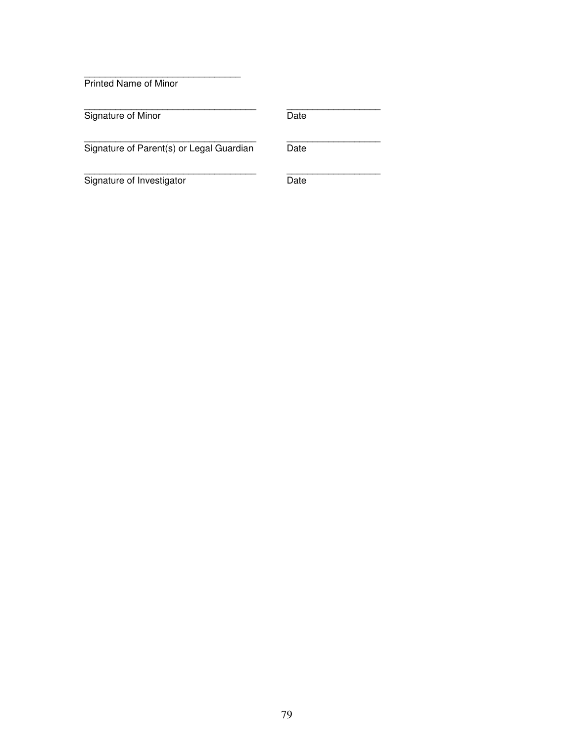_______________________________
Printed Name of Minor

__________________________________ __________________
Signature of Minor Date

__________________________________ __________________
Signature of Parent(s) or Legal Guardian Date

__________________________________ __________________
Signature of Investigator Date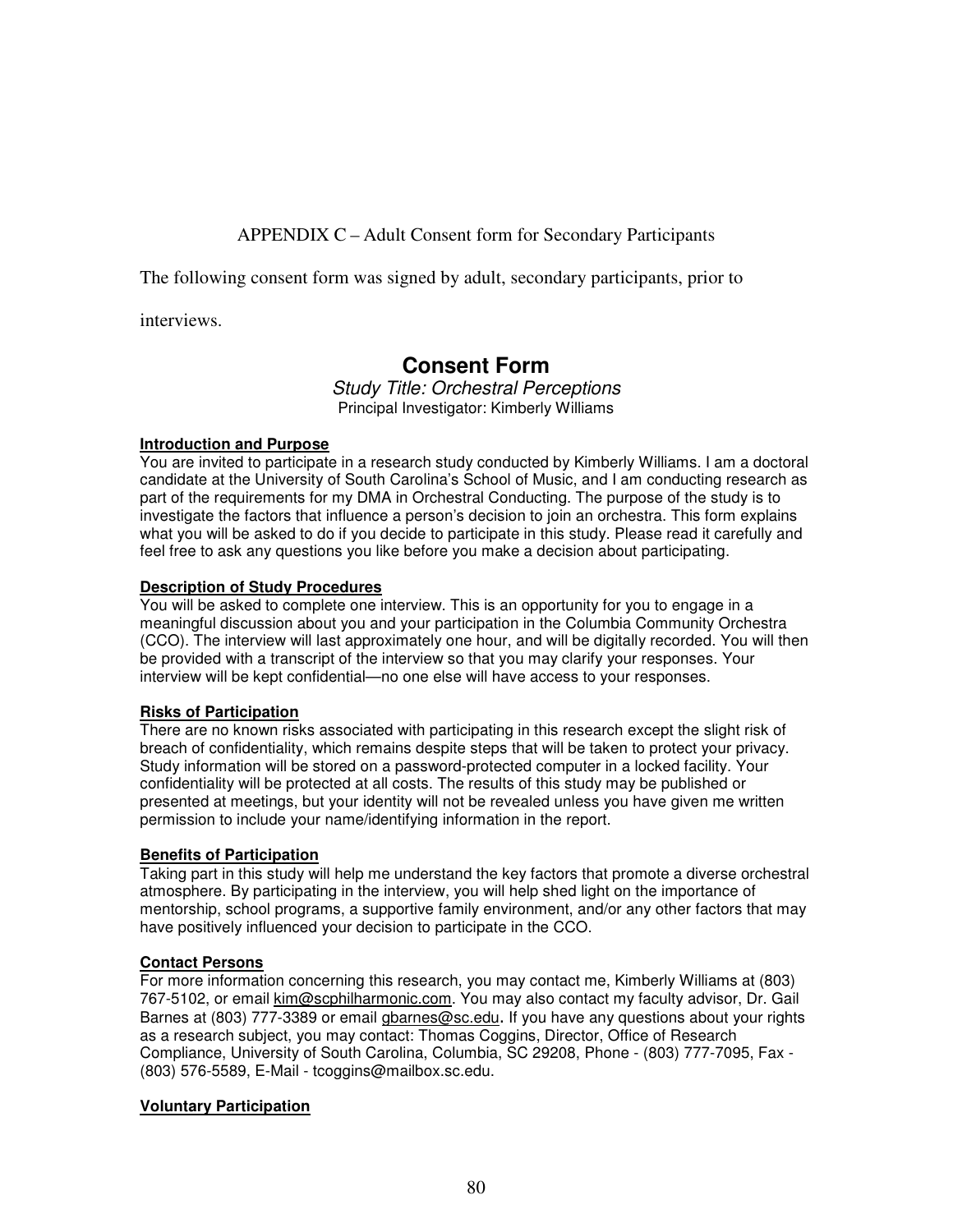APPENDIX C – Adult Consent form for Secondary Participants

The following consent form was signed by adult, secondary participants, prior to interviews.

# Consent Form

*Study Title: Orchestral Perceptions*

Principal Investigator: Kimberly Williams

**Introduction and Purpose**

You are invited to participate in a research study conducted by Kimberly Williams. I am a doctoral candidate at the University of South Carolina's School of Music, and I am conducting research as part of the requirements for my DMA in Orchestral Conducting. The purpose of the study is to investigate the factors that influence a person's decision to join an orchestra. This form explains what you will be asked to do if you decide to participate in this study. Please read it carefully and feel free to ask any questions you like before you make a decision about participating.

**Description of Study Procedures**

You will be asked to complete one interview. This is an opportunity for you to engage in a meaningful discussion about you and your participation in the Columbia Community Orchestra (CCO). The interview will last approximately one hour, and will be digitally recorded. You will then be provided with a transcript of the interview so that you may clarify your responses. Your interview will be kept confidential—no one else will have access to your responses.

**Risks of Participation**

There are no known risks associated with participating in this research except the slight risk of breach of confidentiality, which remains despite steps that will be taken to protect your privacy. Study information will be stored on a password-protected computer in a locked facility. Your confidentiality will be protected at all costs. The results of this study may be published or presented at meetings, but your identity will not be revealed unless you have given me written permission to include your name/identifying information in the report.

**Benefits of Participation**

Taking part in this study will help me understand the key factors that promote a diverse orchestral atmosphere. By participating in the interview, you will help shed light on the importance of mentorship, school programs, a supportive family environment, and/or any other factors that may have positively influenced your decision to participate in the CCO.

**Contact Persons**

For more information concerning this research, you may contact me, Kimberly Williams at (803) 767-5102, or email kim@scphilharmonic.com. You may also contact my faculty advisor, Dr. Gail Barnes at (803) 777-3389 or email gbarnes@sc.edu. If you have any questions about your rights as a research subject, you may contact: Thomas Coggins, Director, Office of Research Compliance, University of South Carolina, Columbia, SC 29208, Phone - (803) 777-7095, Fax - (803) 576-5589, E-Mail - tcoggins@mailbox.sc.edu.

**Voluntary Participation**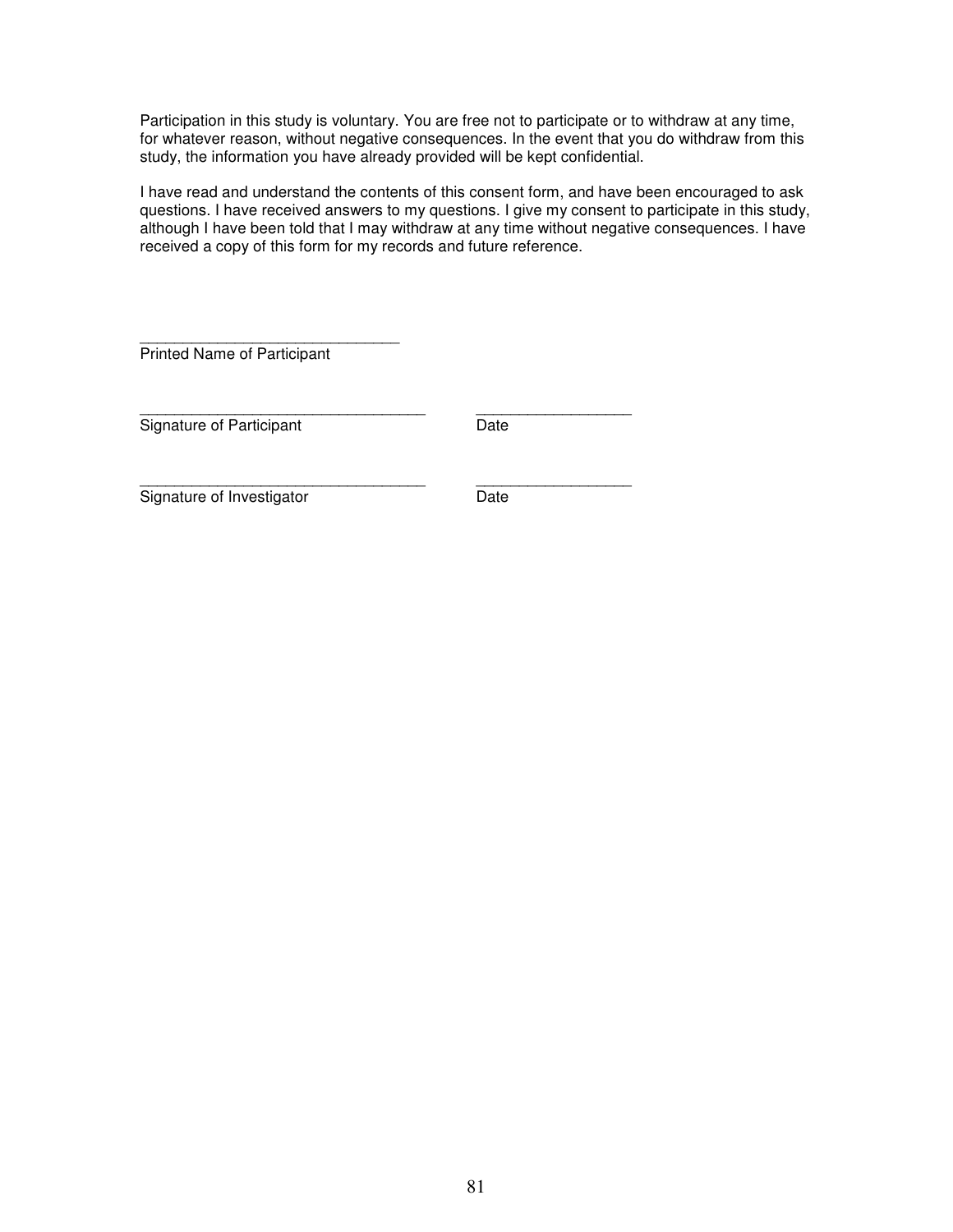Participation in this study is voluntary. You are free not to participate or to withdraw at any time, for whatever reason, without negative consequences. In the event that you do withdraw from this study, the information you have already provided will be kept confidential.

I have read and understand the contents of this consent form, and have been encouraged to ask questions. I have received answers to my questions. I give my consent to participate in this study, although I have been told that I may withdraw at any time without negative consequences. I have received a copy of this form for my records and future reference.

______________________________
Printed Name of Participant

_________________________________ __________________
Signature of Participant Date

_________________________________ __________________
Signature of Investigator Date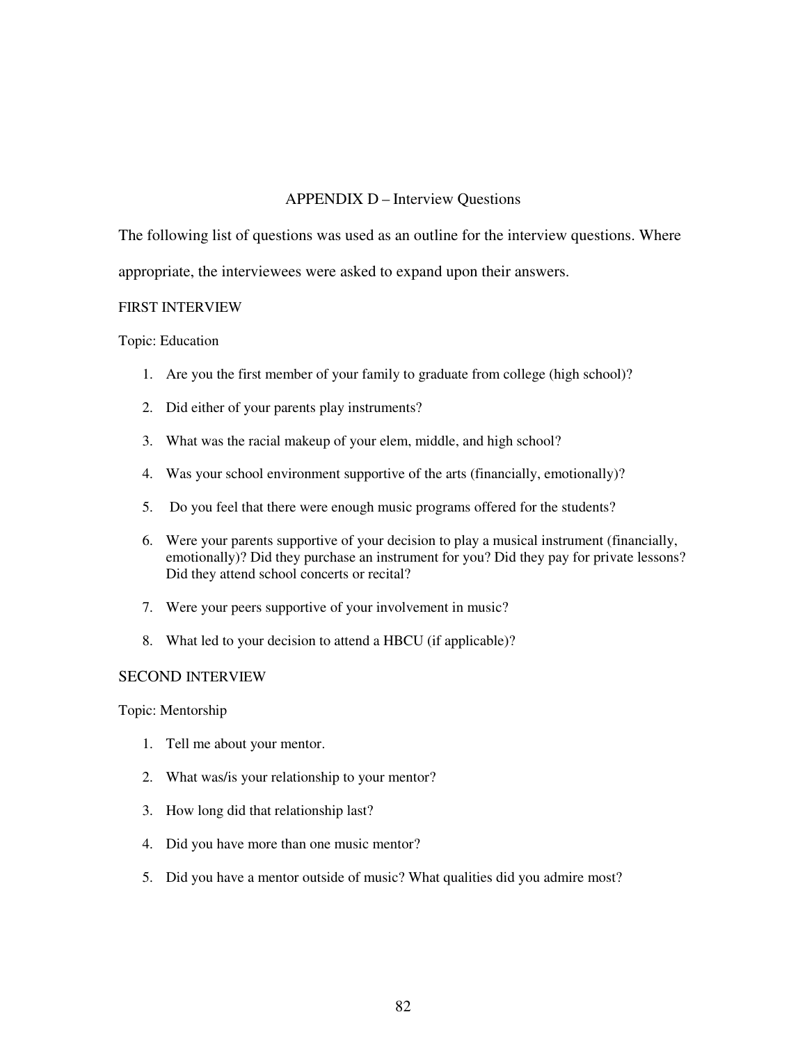# APPENDIX D – Interview Questions

The following list of questions was used as an outline for the interview questions. Where appropriate, the interviewees were asked to expand upon their answers.

## FIRST INTERVIEW

Topic: Education

1. Are you the first member of your family to graduate from college (high school)?
2. Did either of your parents play instruments?
3. What was the racial makeup of your elem, middle, and high school?
4. Was your school environment supportive of the arts (financially, emotionally)?
5. Do you feel that there were enough music programs offered for the students?
6. Were your parents supportive of your decision to play a musical instrument (financially, emotionally)? Did they purchase an instrument for you? Did they pay for private lessons? Did they attend school concerts or recital?
7. Were your peers supportive of your involvement in music?
8. What led to your decision to attend a HBCU (if applicable)?

## SECOND INTERVIEW

Topic: Mentorship

1. Tell me about your mentor.
2. What was/is your relationship to your mentor?
3. How long did that relationship last?
4. Did you have more than one music mentor?
5. Did you have a mentor outside of music? What qualities did you admire most?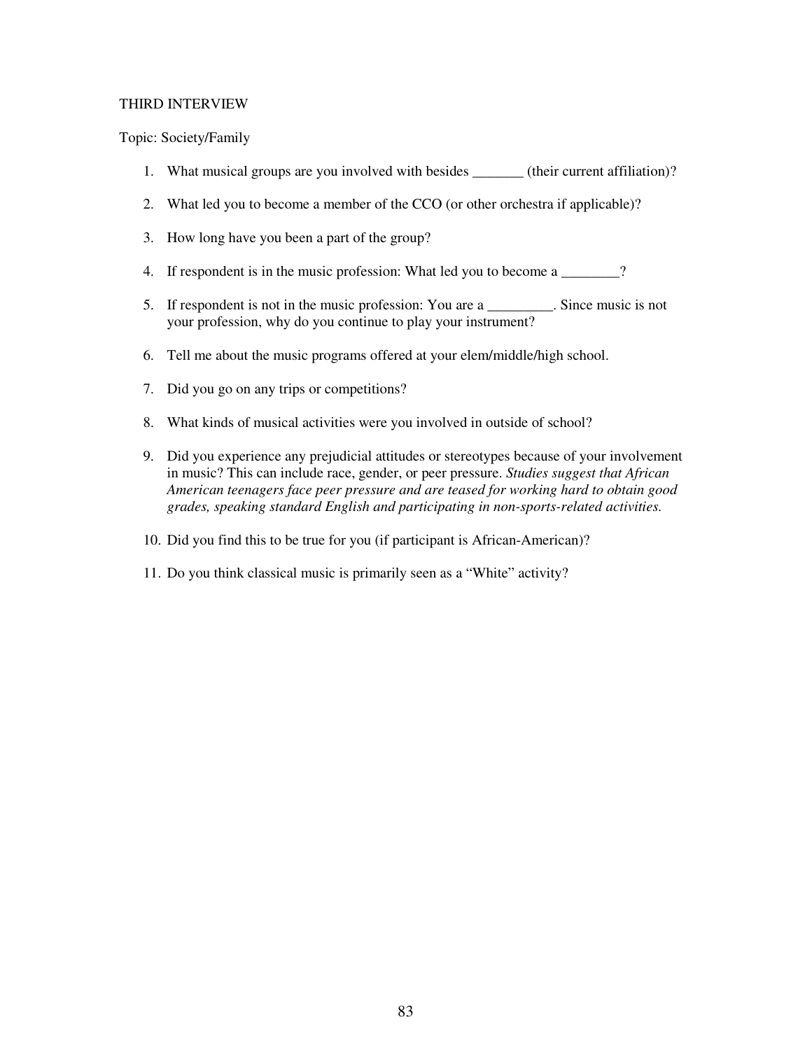THIRD INTERVIEW

Topic: Society/Family

1. What musical groups are you involved with besides _______ (their current affiliation)?
2. What led you to become a member of the CCO (or other orchestra if applicable)?
3. How long have you been a part of the group?
4. If respondent is in the music profession: What led you to become a ________?
5. If respondent is not in the music profession: You are a _________. Since music is not your profession, why do you continue to play your instrument?
6. Tell me about the music programs offered at your elem/middle/high school.
7. Did you go on any trips or competitions?
8. What kinds of musical activities were you involved in outside of school?
9. Did you experience any prejudicial attitudes or stereotypes because of your involvement in music? This can include race, gender, or peer pressure. *Studies suggest that African American teenagers face peer pressure and are teased for working hard to obtain good grades, speaking standard English and participating in non-sports-related activities.*
10. Did you find this to be true for you (if participant is African-American)?
11. Do you think classical music is primarily seen as a "White" activity?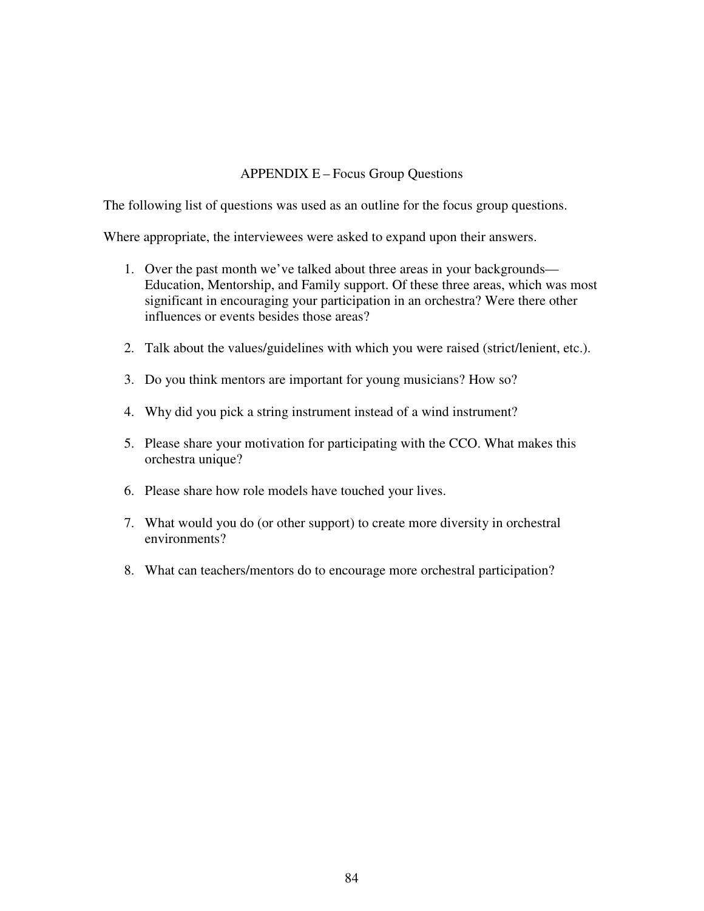## APPENDIX E – Focus Group Questions

The following list of questions was used as an outline for the focus group questions.

Where appropriate, the interviewees were asked to expand upon their answers.

1. Over the past month we've talked about three areas in your backgrounds—Education, Mentorship, and Family support. Of these three areas, which was most significant in encouraging your participation in an orchestra? Were there other influences or events besides those areas?
2. Talk about the values/guidelines with which you were raised (strict/lenient, etc.).
3. Do you think mentors are important for young musicians? How so?
4. Why did you pick a string instrument instead of a wind instrument?
5. Please share your motivation for participating with the CCO. What makes this orchestra unique?
6. Please share how role models have touched your lives.
7. What would you do (or other support) to create more diversity in orchestral environments?
8. What can teachers/mentors do to encourage more orchestral participation?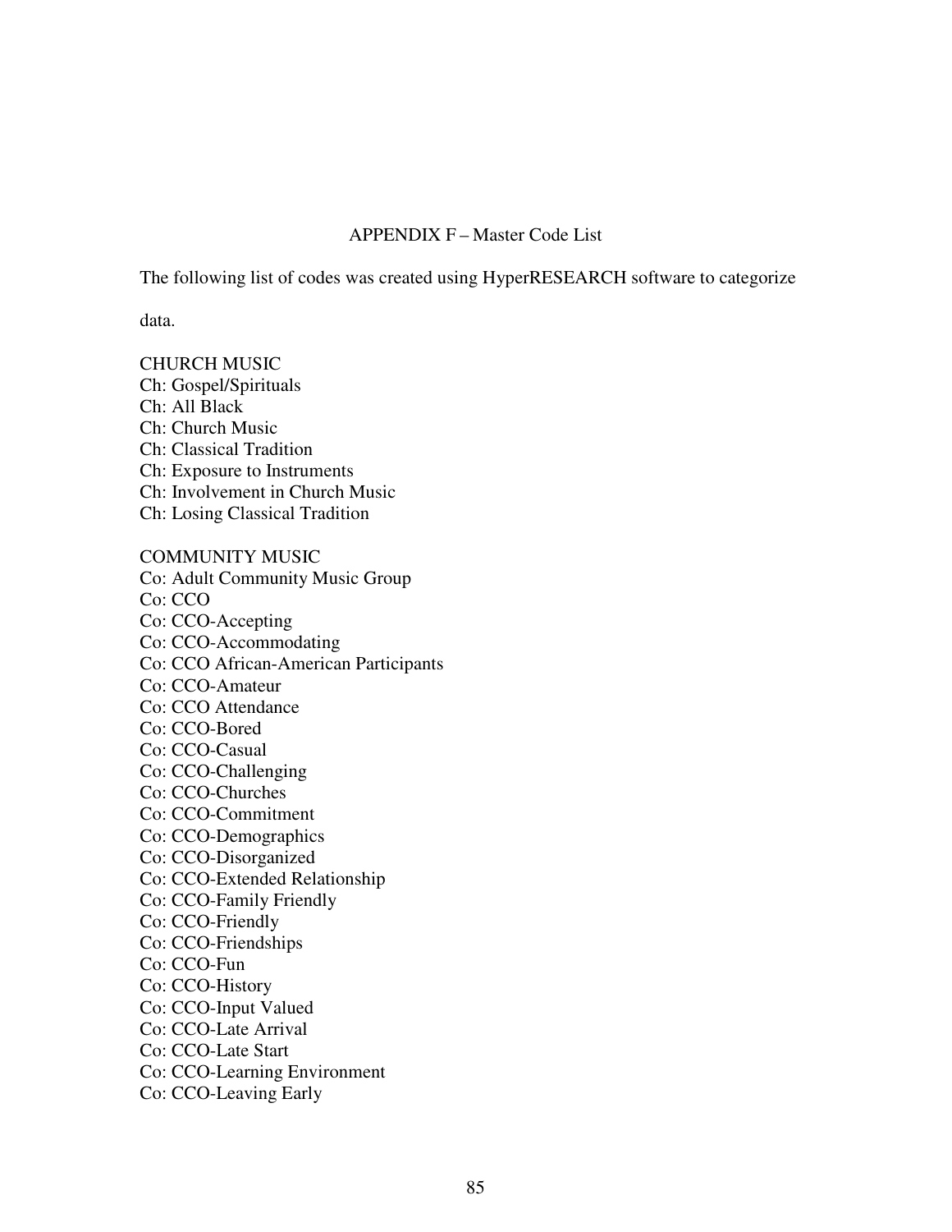## APPENDIX F – Master Code List

The following list of codes was created using HyperRESEARCH software to categorize data.

CHURCH MUSIC
Ch: Gospel/Spirituals
Ch: All Black
Ch: Church Music
Ch: Classical Tradition
Ch: Exposure to Instruments
Ch: Involvement in Church Music
Ch: Losing Classical Tradition

COMMUNITY MUSIC
Co: Adult Community Music Group
Co: CCO
Co: CCO-Accepting
Co: CCO-Accommodating
Co: CCO African-American Participants
Co: CCO-Amateur
Co: CCO Attendance
Co: CCO-Bored
Co: CCO-Casual
Co: CCO-Challenging
Co: CCO-Churches
Co: CCO-Commitment
Co: CCO-Demographics
Co: CCO-Disorganized
Co: CCO-Extended Relationship
Co: CCO-Family Friendly
Co: CCO-Friendly
Co: CCO-Friendships
Co: CCO-Fun
Co: CCO-History
Co: CCO-Input Valued
Co: CCO-Late Arrival
Co: CCO-Late Start
Co: CCO-Learning Environment
Co: CCO-Leaving Early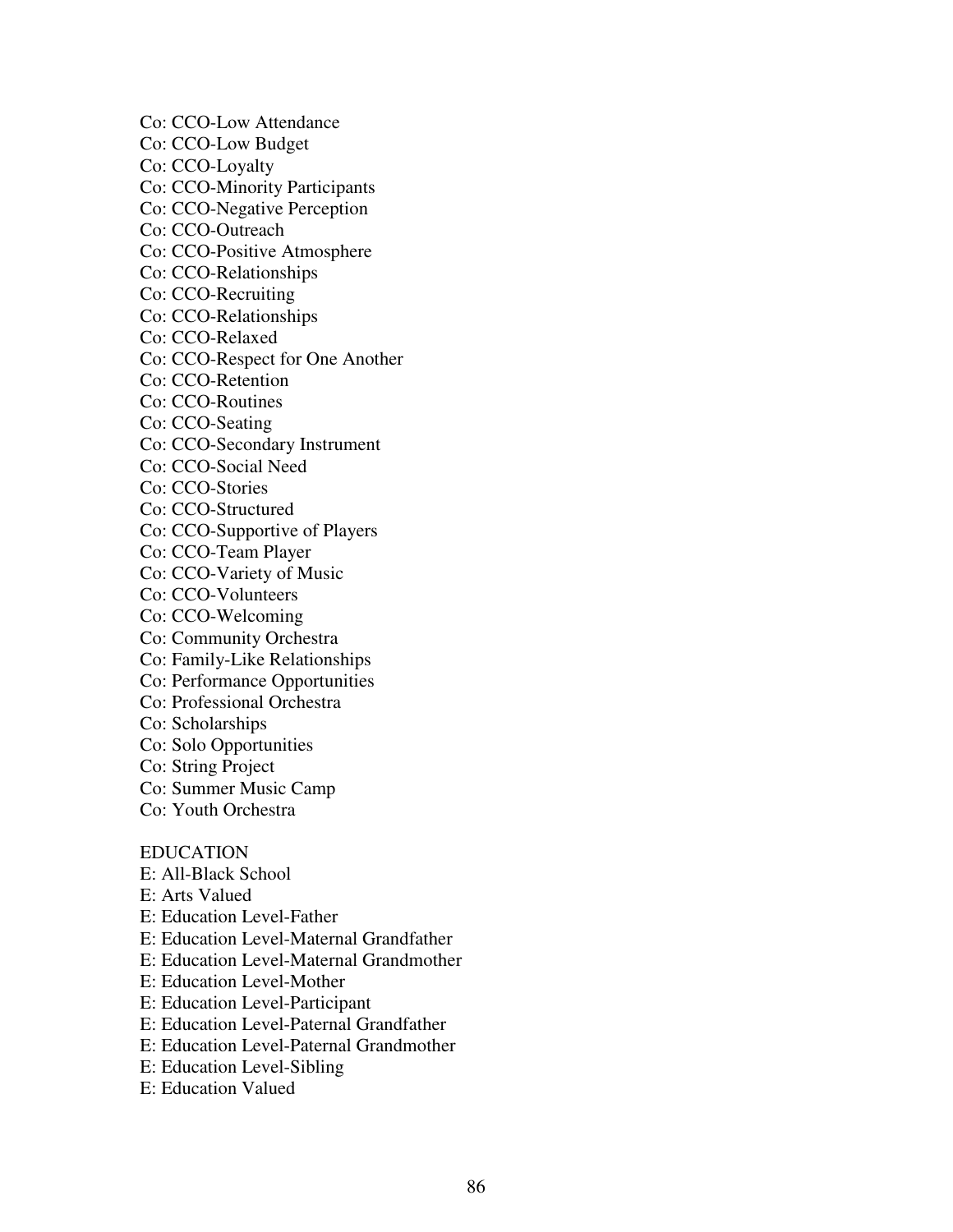Co: CCO-Low Attendance
Co: CCO-Low Budget
Co: CCO-Loyalty
Co: CCO-Minority Participants
Co: CCO-Negative Perception
Co: CCO-Outreach
Co: CCO-Positive Atmosphere
Co: CCO-Relationships
Co: CCO-Recruiting
Co: CCO-Relationships
Co: CCO-Relaxed
Co: CCO-Respect for One Another
Co: CCO-Retention
Co: CCO-Routines
Co: CCO-Seating
Co: CCO-Secondary Instrument
Co: CCO-Social Need
Co: CCO-Stories
Co: CCO-Structured
Co: CCO-Supportive of Players
Co: CCO-Team Player
Co: CCO-Variety of Music
Co: CCO-Volunteers
Co: CCO-Welcoming
Co: Community Orchestra
Co: Family-Like Relationships
Co: Performance Opportunities
Co: Professional Orchestra
Co: Scholarships
Co: Solo Opportunities
Co: String Project
Co: Summer Music Camp
Co: Youth Orchestra

EDUCATION
E: All-Black School
E: Arts Valued
E: Education Level-Father
E: Education Level-Maternal Grandfather
E: Education Level-Maternal Grandmother
E: Education Level-Mother
E: Education Level-Participant
E: Education Level-Paternal Grandfather
E: Education Level-Paternal Grandmother
E: Education Level-Sibling
E: Education Valued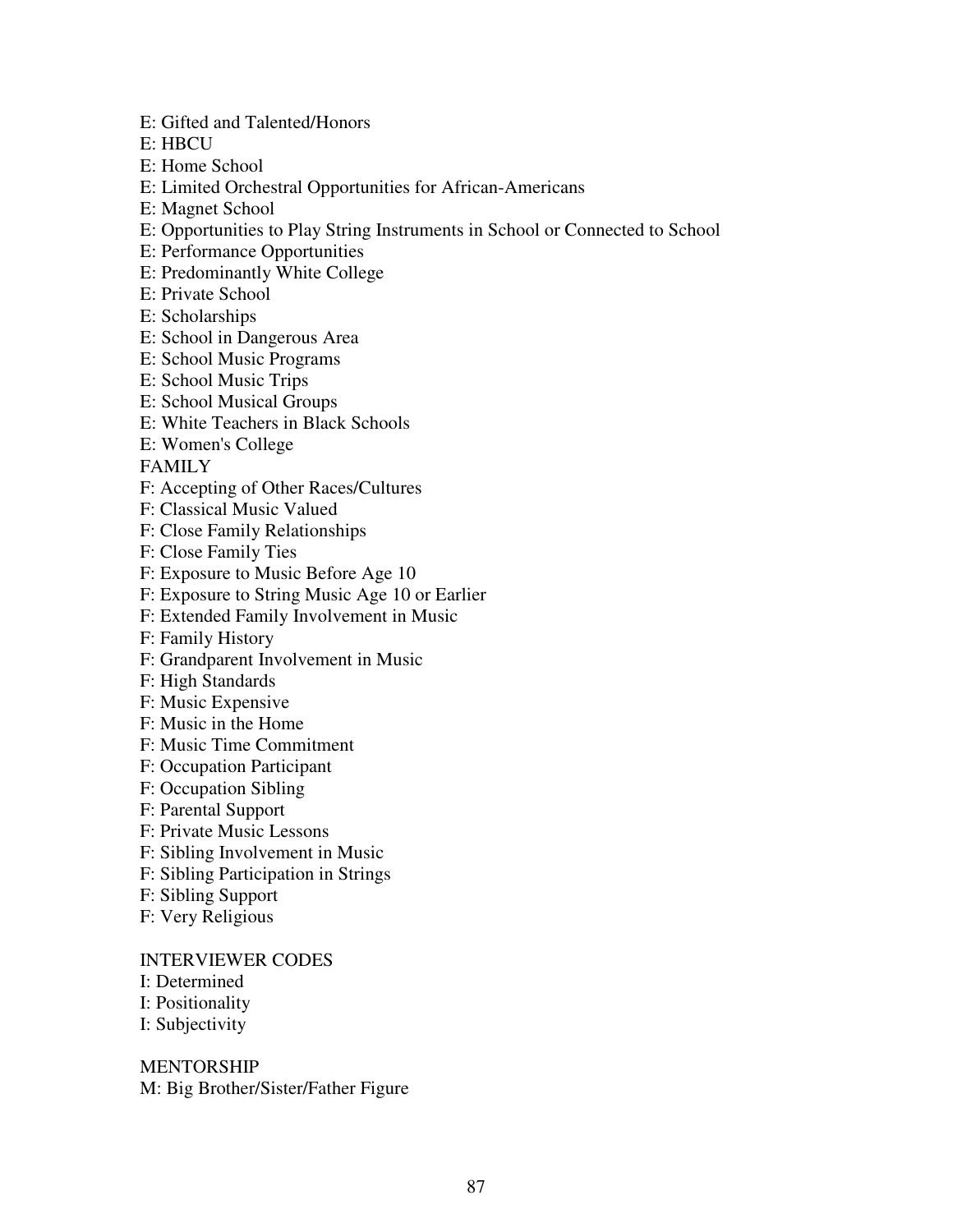E: Gifted and Talented/Honors
E: HBCU
E: Home School
E: Limited Orchestral Opportunities for African-Americans
E: Magnet School
E: Opportunities to Play String Instruments in School or Connected to School
E: Performance Opportunities
E: Predominantly White College
E: Private School
E: Scholarships
E: School in Dangerous Area
E: School Music Programs
E: School Music Trips
E: School Musical Groups
E: White Teachers in Black Schools
E: Women's College
FAMILY
F: Accepting of Other Races/Cultures
F: Classical Music Valued
F: Close Family Relationships
F: Close Family Ties
F: Exposure to Music Before Age 10
F: Exposure to String Music Age 10 or Earlier
F: Extended Family Involvement in Music
F: Family History
F: Grandparent Involvement in Music
F: High Standards
F: Music Expensive
F: Music in the Home
F: Music Time Commitment
F: Occupation Participant
F: Occupation Sibling
F: Parental Support
F: Private Music Lessons
F: Sibling Involvement in Music
F: Sibling Participation in Strings
F: Sibling Support
F: Very Religious

INTERVIEWER CODES
I: Determined
I: Positionality
I: Subjectivity

MENTORSHIP
M: Big Brother/Sister/Father Figure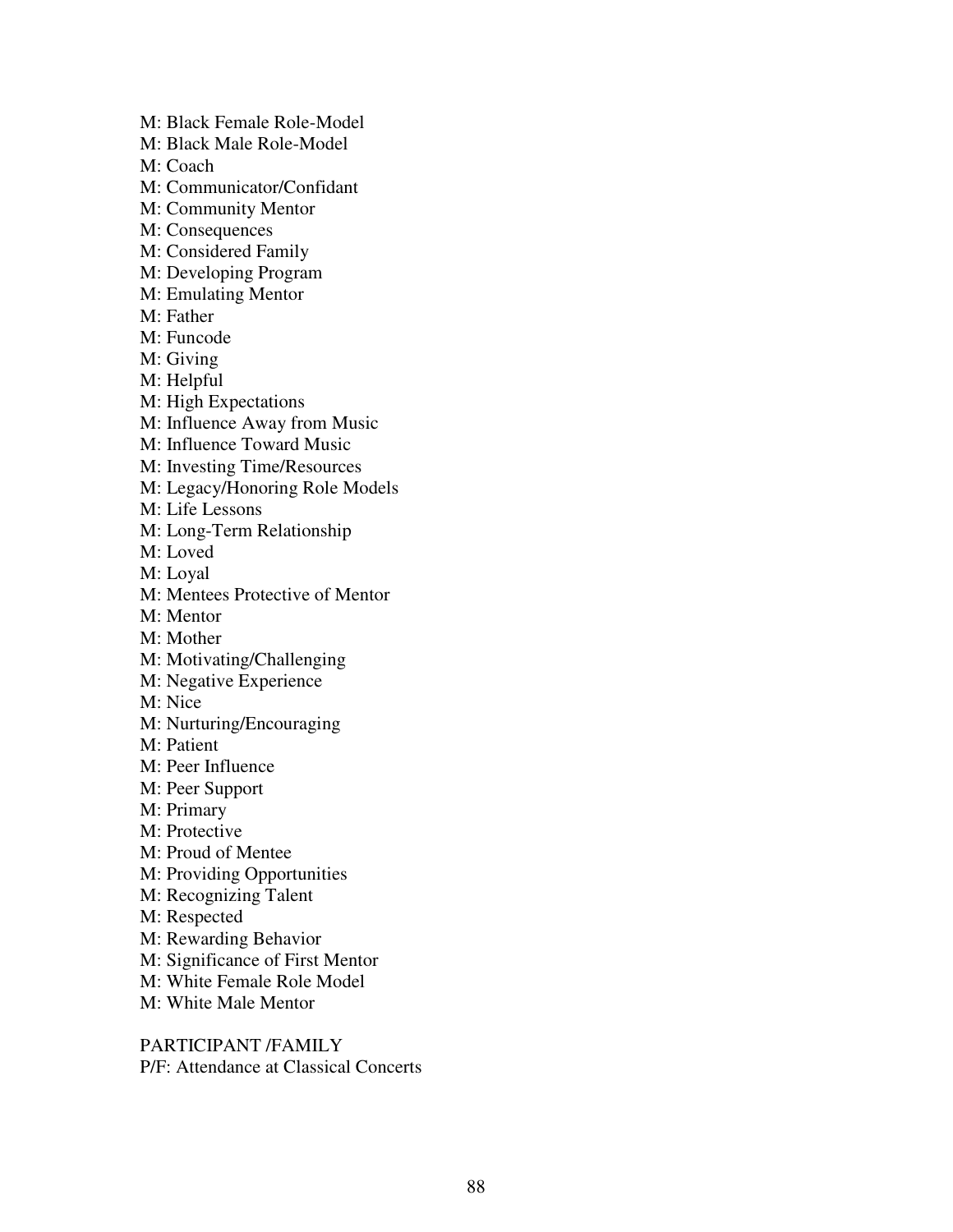M: Black Female Role-Model
M: Black Male Role-Model
M: Coach
M: Communicator/Confidant
M: Community Mentor
M: Consequences
M: Considered Family
M: Developing Program
M: Emulating Mentor
M: Father
M: Funcode
M: Giving
M: Helpful
M: High Expectations
M: Influence Away from Music
M: Influence Toward Music
M: Investing Time/Resources
M: Legacy/Honoring Role Models
M: Life Lessons
M: Long-Term Relationship
M: Loved
M: Loyal
M: Mentees Protective of Mentor
M: Mentor
M: Mother
M: Motivating/Challenging
M: Negative Experience
M: Nice
M: Nurturing/Encouraging
M: Patient
M: Peer Influence
M: Peer Support
M: Primary
M: Protective
M: Proud of Mentee
M: Providing Opportunities
M: Recognizing Talent
M: Respected
M: Rewarding Behavior
M: Significance of First Mentor
M: White Female Role Model
M: White Male Mentor

PARTICIPANT /FAMILY
P/F: Attendance at Classical Concerts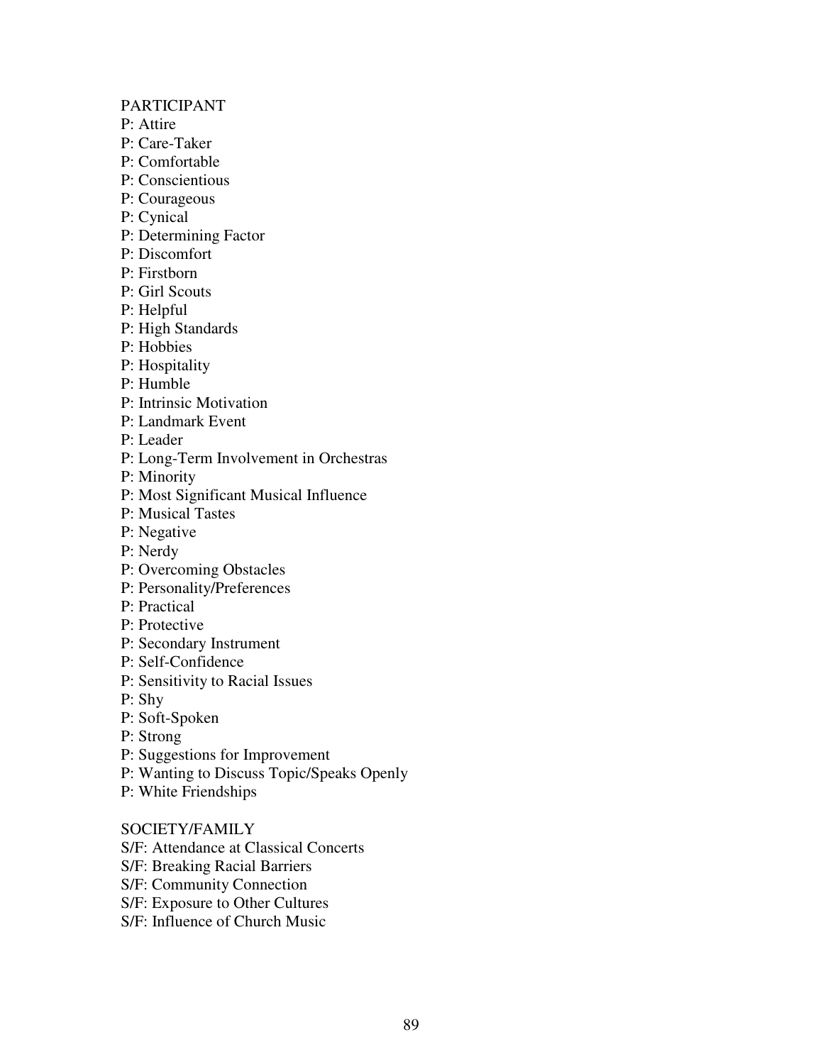PARTICIPANT

P: Attire
P: Care-Taker
P: Comfortable
P: Conscientious
P: Courageous
P: Cynical
P: Determining Factor
P: Discomfort
P: Firstborn
P: Girl Scouts
P: Helpful
P: High Standards
P: Hobbies
P: Hospitality
P: Humble
P: Intrinsic Motivation
P: Landmark Event
P: Leader
P: Long-Term Involvement in Orchestras
P: Minority
P: Most Significant Musical Influence
P: Musical Tastes
P: Negative
P: Nerdy
P: Overcoming Obstacles
P: Personality/Preferences
P: Practical
P: Protective
P: Secondary Instrument
P: Self-Confidence
P: Sensitivity to Racial Issues
P: Shy
P: Soft-Spoken
P: Strong
P: Suggestions for Improvement
P: Wanting to Discuss Topic/Speaks Openly
P: White Friendships

SOCIETY/FAMILY

S/F: Attendance at Classical Concerts
S/F: Breaking Racial Barriers
S/F: Community Connection
S/F: Exposure to Other Cultures
S/F: Influence of Church Music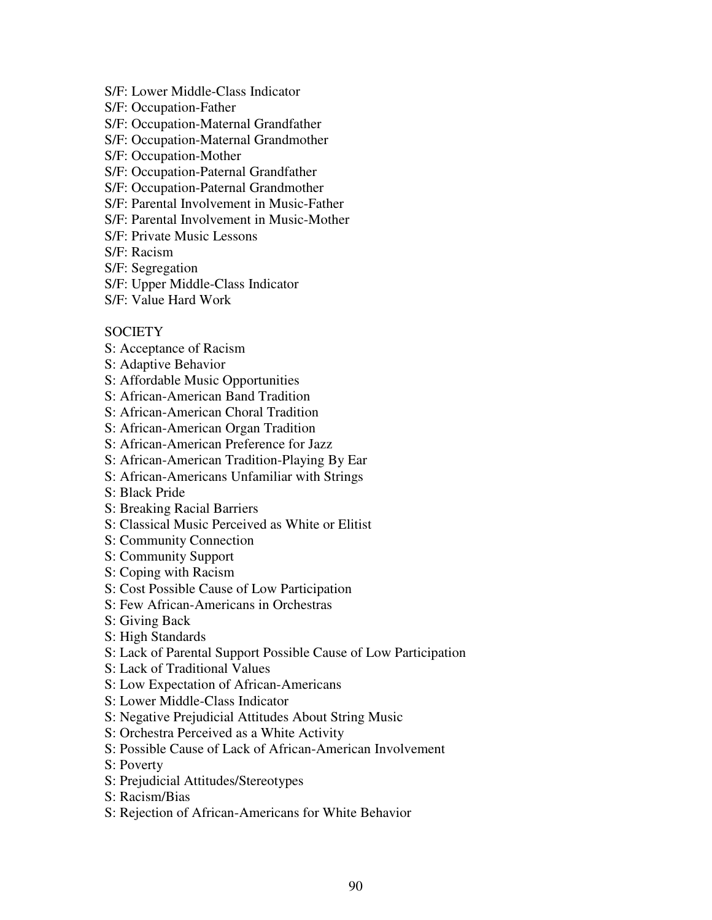S/F: Lower Middle-Class Indicator
S/F: Occupation-Father
S/F: Occupation-Maternal Grandfather
S/F: Occupation-Maternal Grandmother
S/F: Occupation-Mother
S/F: Occupation-Paternal Grandfather
S/F: Occupation-Paternal Grandmother
S/F: Parental Involvement in Music-Father
S/F: Parental Involvement in Music-Mother
S/F: Private Music Lessons
S/F: Racism
S/F: Segregation
S/F: Upper Middle-Class Indicator
S/F: Value Hard Work

SOCIETY
S: Acceptance of Racism
S: Adaptive Behavior
S: Affordable Music Opportunities
S: African-American Band Tradition
S: African-American Choral Tradition
S: African-American Organ Tradition
S: African-American Preference for Jazz
S: African-American Tradition-Playing By Ear
S: African-Americans Unfamiliar with Strings
S: Black Pride
S: Breaking Racial Barriers
S: Classical Music Perceived as White or Elitist
S: Community Connection
S: Community Support
S: Coping with Racism
S: Cost Possible Cause of Low Participation
S: Few African-Americans in Orchestras
S: Giving Back
S: High Standards
S: Lack of Parental Support Possible Cause of Low Participation
S: Lack of Traditional Values
S: Low Expectation of African-Americans
S: Lower Middle-Class Indicator
S: Negative Prejudicial Attitudes About String Music
S: Orchestra Perceived as a White Activity
S: Possible Cause of Lack of African-American Involvement
S: Poverty
S: Prejudicial Attitudes/Stereotypes
S: Racism/Bias
S: Rejection of African-Americans for White Behavior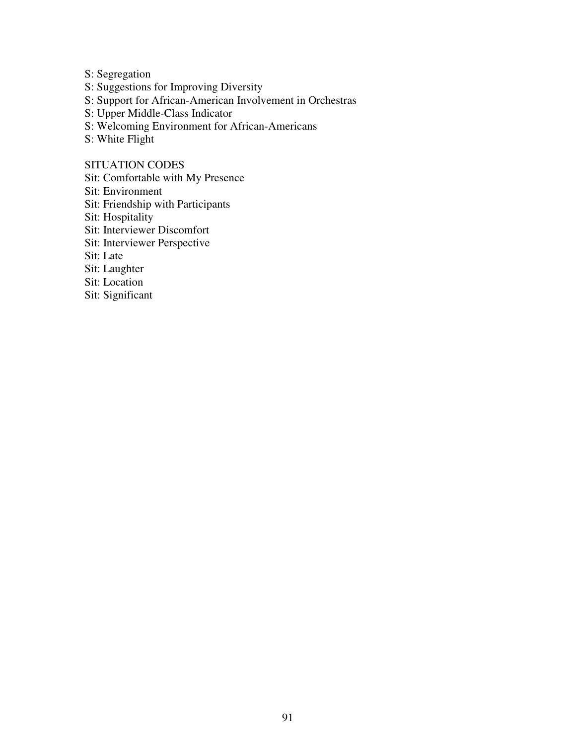S: Segregation
S: Suggestions for Improving Diversity
S: Support for African-American Involvement in Orchestras
S: Upper Middle-Class Indicator
S: Welcoming Environment for African-Americans
S: White Flight

SITUATION CODES
Sit: Comfortable with My Presence
Sit: Environment
Sit: Friendship with Participants
Sit: Hospitality
Sit: Interviewer Discomfort
Sit: Interviewer Perspective
Sit: Late
Sit: Laughter
Sit: Location
Sit: Significant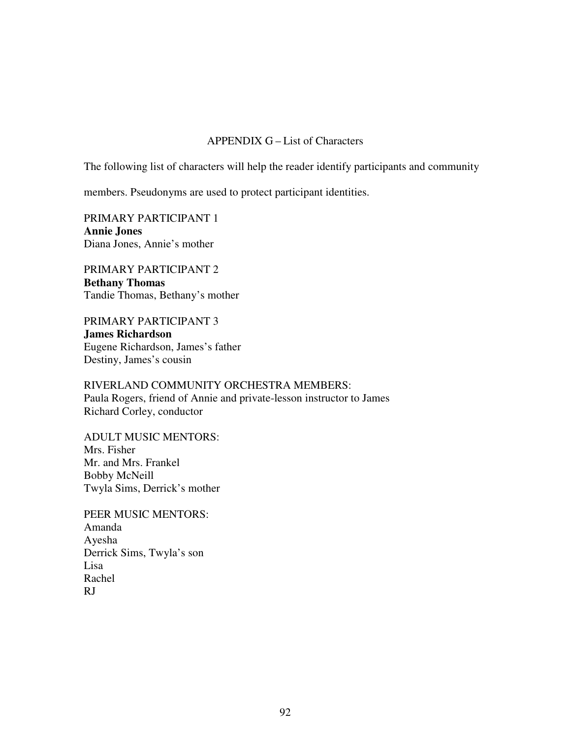# APPENDIX G – List of Characters

The following list of characters will help the reader identify participants and community members. Pseudonyms are used to protect participant identities.

PRIMARY PARTICIPANT 1
**Annie Jones**
Diana Jones, Annie's mother

PRIMARY PARTICIPANT 2
**Bethany Thomas**
Tandie Thomas, Bethany's mother

PRIMARY PARTICIPANT 3
**James Richardson**
Eugene Richardson, James's father
Destiny, James's cousin

RIVERLAND COMMUNITY ORCHESTRA MEMBERS:
Paula Rogers, friend of Annie and private-lesson instructor to James
Richard Corley, conductor

ADULT MUSIC MENTORS:
Mrs. Fisher
Mr. and Mrs. Frankel
Bobby McNeill
Twyla Sims, Derrick's mother

PEER MUSIC MENTORS:
Amanda
Ayesha
Derrick Sims, Twyla's son
Lisa
Rachel
RJ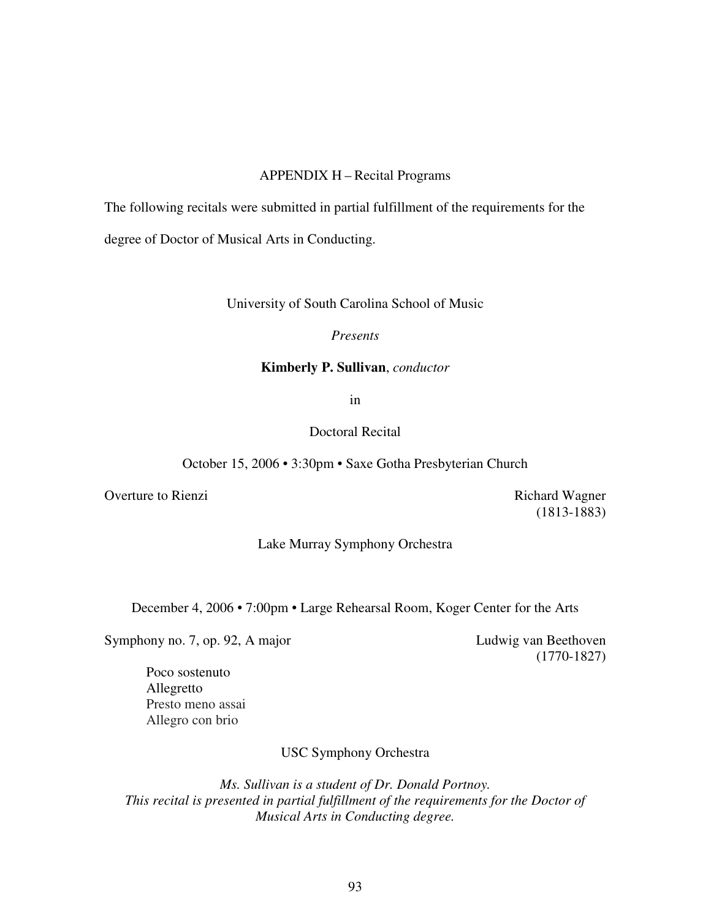## APPENDIX H – Recital Programs

The following recitals were submitted in partial fulfillment of the requirements for the degree of Doctor of Musical Arts in Conducting.

University of South Carolina School of Music

*Presents*

**Kimberly P. Sullivan**, *conductor*

in

Doctoral Recital

October 15, 2006 • 3:30pm • Saxe Gotha Presbyterian Church

Overture to Rienzi — Richard Wagner (1813-1883)

Lake Murray Symphony Orchestra

December 4, 2006 • 7:00pm • Large Rehearsal Room, Koger Center for the Arts

Symphony no. 7, op. 92, A major — Ludwig van Beethoven (1770-1827)

Poco sostenuto
Allegretto
Presto meno assai
Allegro con brio

USC Symphony Orchestra

*Ms. Sullivan is a student of Dr. Donald Portnoy.*
*This recital is presented in partial fulfillment of the requirements for the Doctor of Musical Arts in Conducting degree.*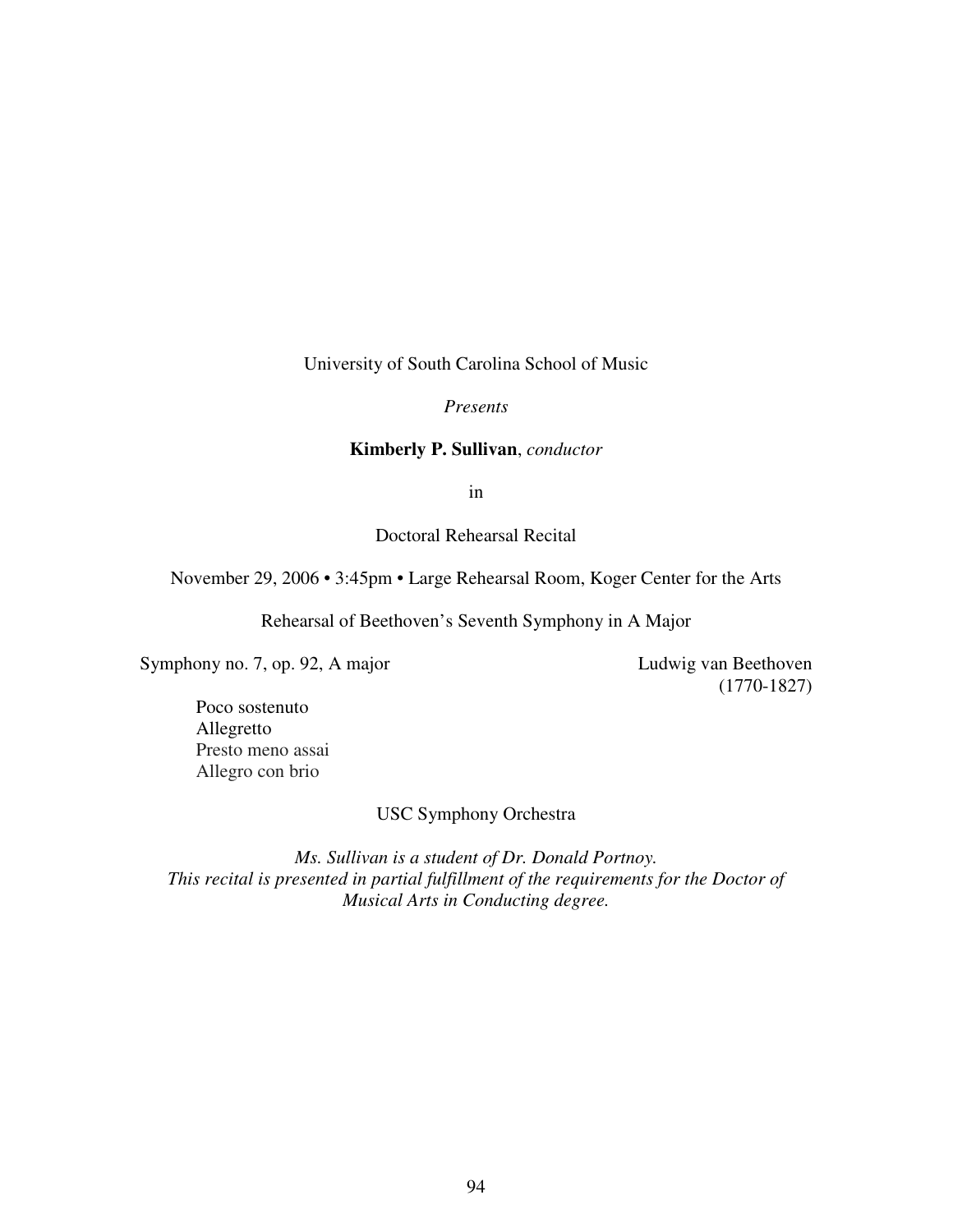University of South Carolina School of Music

*Presents*

**Kimberly P. Sullivan**, *conductor*

in

Doctoral Rehearsal Recital

November 29, 2006 • 3:45pm • Large Rehearsal Room, Koger Center for the Arts

Rehearsal of Beethoven's Seventh Symphony in A Major

Symphony no. 7, op. 92, A major — Ludwig van Beethoven (1770-1827)

Poco sostenuto
Allegretto
Presto meno assai
Allegro con brio

USC Symphony Orchestra

*Ms. Sullivan is a student of Dr. Donald Portnoy.*
*This recital is presented in partial fulfillment of the requirements for the Doctor of Musical Arts in Conducting degree.*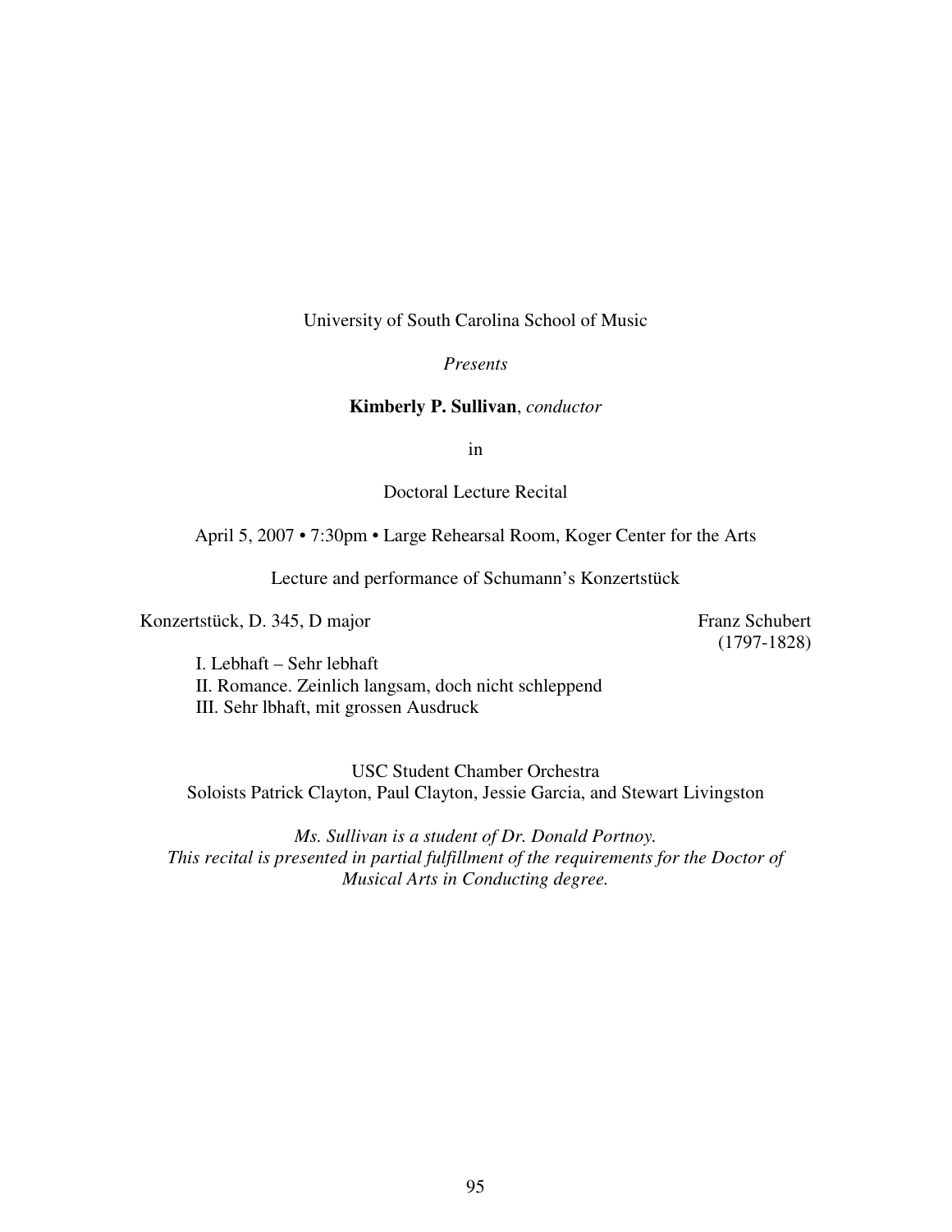University of South Carolina School of Music

*Presents*

**Kimberly P. Sullivan**, *conductor*

in

Doctoral Lecture Recital

April 5, 2007 • 7:30pm • Large Rehearsal Room, Koger Center for the Arts

Lecture and performance of Schumann's Konzertstück

Konzertstück, D. 345, D major — Franz Schubert (1797-1828)

I. Lebhaft – Sehr lebhaft
II. Romance. Zeinlich langsam, doch nicht schleppend
III. Sehr lbhaft, mit grossen Ausdruck

USC Student Chamber Orchestra
Soloists Patrick Clayton, Paul Clayton, Jessie Garcia, and Stewart Livingston

*Ms. Sullivan is a student of Dr. Donald Portnoy.*
*This recital is presented in partial fulfillment of the requirements for the Doctor of Musical Arts in Conducting degree.*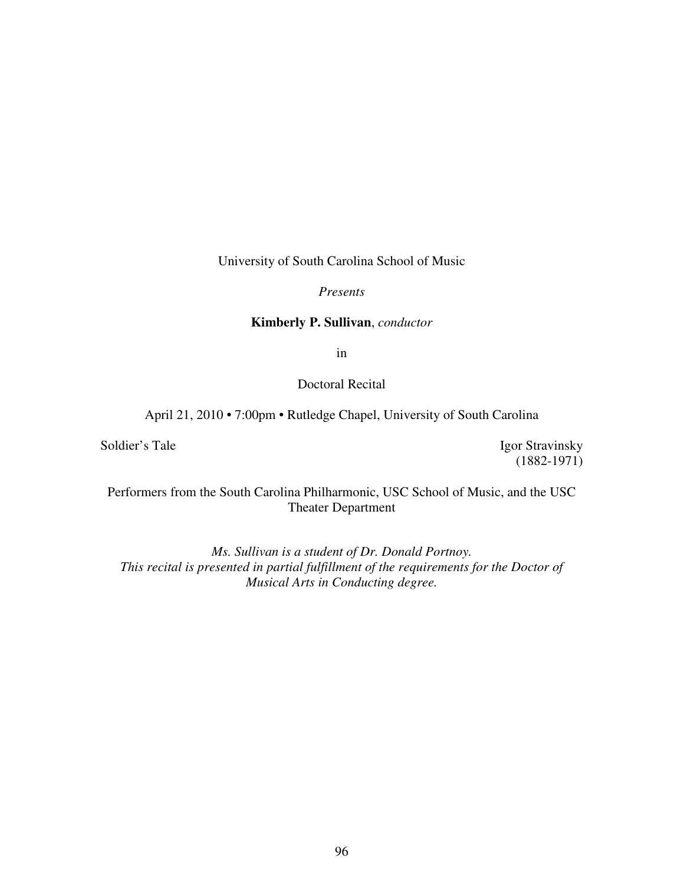University of South Carolina School of Music

*Presents*

**Kimberly P. Sullivan**, *conductor*

in

Doctoral Recital

April 21, 2010 • 7:00pm • Rutledge Chapel, University of South Carolina

Soldier's Tale — Igor Stravinsky (1882-1971)

Performers from the South Carolina Philharmonic, USC School of Music, and the USC Theater Department

*Ms. Sullivan is a student of Dr. Donald Portnoy.*
*This recital is presented in partial fulfillment of the requirements for the Doctor of Musical Arts in Conducting degree.*